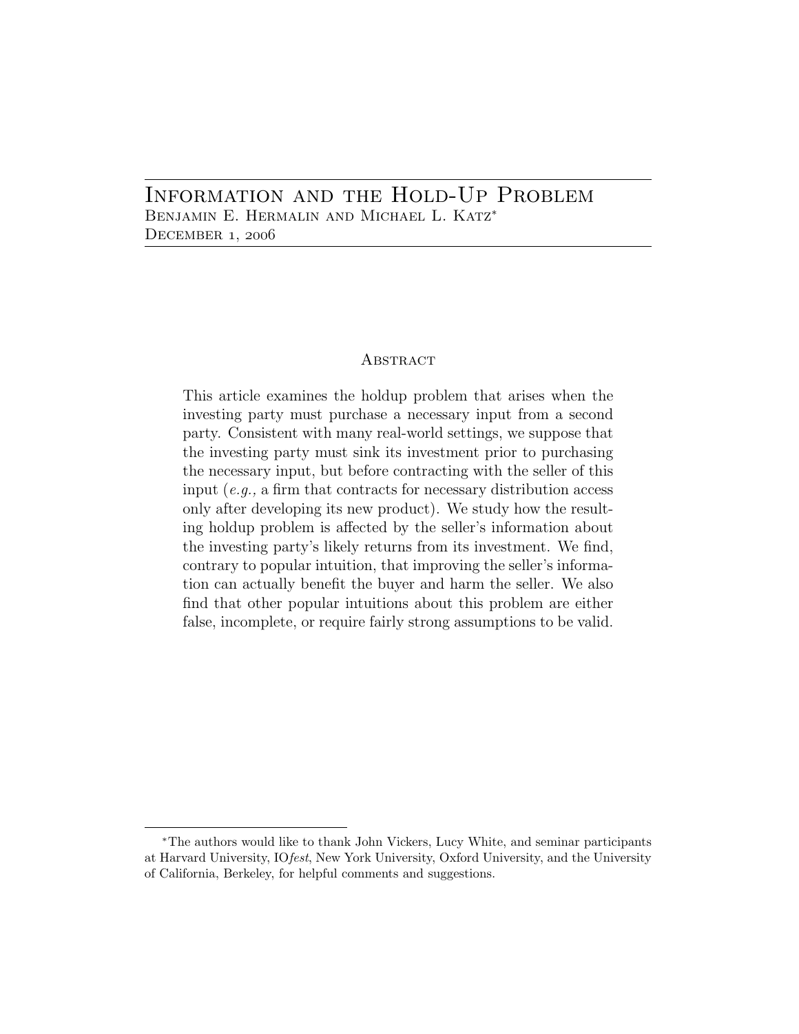# Information and the Hold-Up Problem

Benjamin E. Hermalin and Michael L. Katz*

December 1, 2006

## Abstract

This article examines the holdup problem that arises when the investing party must purchase a necessary input from a second party. Consistent with many real-world settings, we suppose that the investing party must sink its investment prior to purchasing the necessary input, but before contracting with the seller of this input (*e.g.,* a firm that contracts for necessary distribution access only after developing its new product). We study how the resulting holdup problem is affected by the seller's information about the investing party's likely returns from its investment. We find, contrary to popular intuition, that improving the seller's information can actually benefit the buyer and harm the seller. We also find that other popular intuitions about this problem are either false, incomplete, or require fairly strong assumptions to be valid.

---

*The authors would like to thank John Vickers, Lucy White, and seminar participants at Harvard University, IO*fest*, New York University, Oxford University, and the University of California, Berkeley, for helpful comments and suggestions.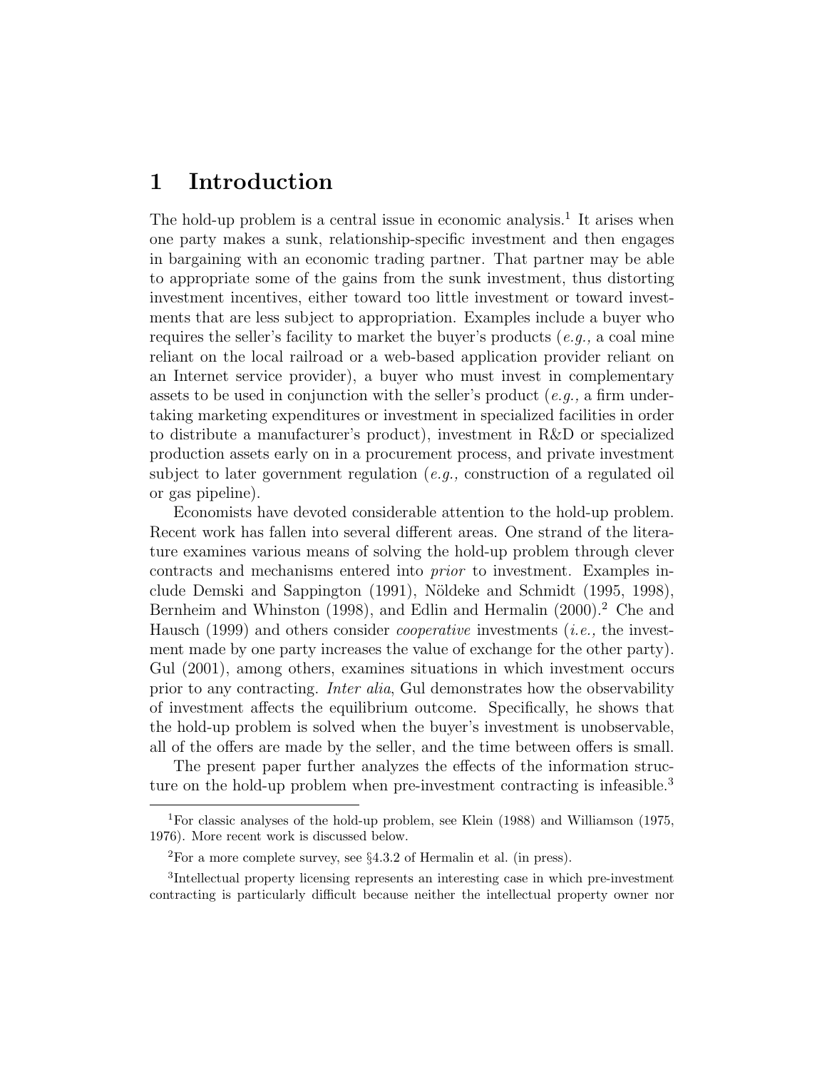# 1 Introduction

The hold-up problem is a central issue in economic analysis.[1] It arises when one party makes a sunk, relationship-specific investment and then engages in bargaining with an economic trading partner. That partner may be able to appropriate some of the gains from the sunk investment, thus distorting investment incentives, either toward too little investment or toward investments that are less subject to appropriation. Examples include a buyer who requires the seller's facility to market the buyer's products (*e.g.,* a coal mine reliant on the local railroad or a web-based application provider reliant on an Internet service provider), a buyer who must invest in complementary assets to be used in conjunction with the seller's product (*e.g.,* a firm undertaking marketing expenditures or investment in specialized facilities in order to distribute a manufacturer's product), investment in R&D or specialized production assets early on in a procurement process, and private investment subject to later government regulation (*e.g.,* construction of a regulated oil or gas pipeline).

Economists have devoted considerable attention to the hold-up problem. Recent work has fallen into several different areas. One strand of the literature examines various means of solving the hold-up problem through clever contracts and mechanisms entered into *prior* to investment. Examples include Demski and Sappington (1991), Nöldeke and Schmidt (1995, 1998), Bernheim and Whinston (1998), and Edlin and Hermalin (2000).[2] Che and Hausch (1999) and others consider *cooperative* investments (*i.e.,* the investment made by one party increases the value of exchange for the other party). Gul (2001), among others, examines situations in which investment occurs prior to any contracting. *Inter alia*, Gul demonstrates how the observability of investment affects the equilibrium outcome. Specifically, he shows that the hold-up problem is solved when the buyer's investment is unobservable, all of the offers are made by the seller, and the time between offers is small.

The present paper further analyzes the effects of the information structure on the hold-up problem when pre-investment contracting is infeasible.[3]

[1] For classic analyses of the hold-up problem, see Klein (1988) and Williamson (1975, 1976). More recent work is discussed below.

[2] For a more complete survey, see §4.3.2 of Hermalin et al. (in press).

[3] Intellectual property licensing represents an interesting case in which pre-investment contracting is particularly difficult because neither the intellectual property owner nor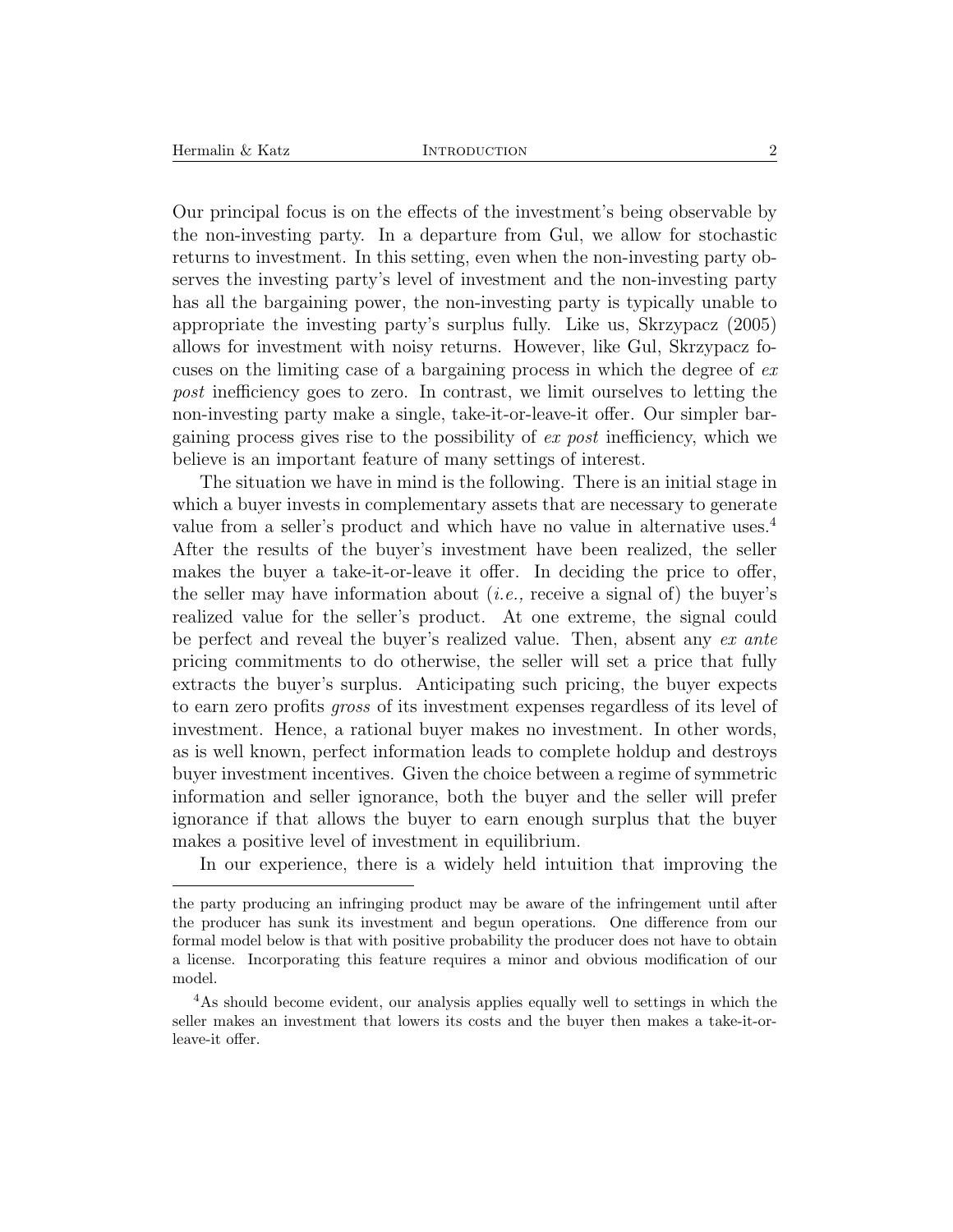Our principal focus is on the effects of the investment's being observable by the non-investing party. In a departure from Gul, we allow for stochastic returns to investment. In this setting, even when the non-investing party observes the investing party's level of investment and the non-investing party has all the bargaining power, the non-investing party is typically unable to appropriate the investing party's surplus fully. Like us, Skrzypacz (2005) allows for investment with noisy returns. However, like Gul, Skrzypacz focuses on the limiting case of a bargaining process in which the degree of *ex post* inefficiency goes to zero. In contrast, we limit ourselves to letting the non-investing party make a single, take-it-or-leave-it offer. Our simpler bargaining process gives rise to the possibility of *ex post* inefficiency, which we believe is an important feature of many settings of interest.

The situation we have in mind is the following. There is an initial stage in which a buyer invests in complementary assets that are necessary to generate value from a seller's product and which have no value in alternative uses.[4] After the results of the buyer's investment have been realized, the seller makes the buyer a take-it-or-leave it offer. In deciding the price to offer, the seller may have information about (*i.e.,* receive a signal of) the buyer's realized value for the seller's product. At one extreme, the signal could be perfect and reveal the buyer's realized value. Then, absent any *ex ante* pricing commitments to do otherwise, the seller will set a price that fully extracts the buyer's surplus. Anticipating such pricing, the buyer expects to earn zero profits *gross* of its investment expenses regardless of its level of investment. Hence, a rational buyer makes no investment. In other words, as is well known, perfect information leads to complete holdup and destroys buyer investment incentives. Given the choice between a regime of symmetric information and seller ignorance, both the buyer and the seller will prefer ignorance if that allows the buyer to earn enough surplus that the buyer makes a positive level of investment in equilibrium.

In our experience, there is a widely held intuition that improving the

---

the party producing an infringing product may be aware of the infringement until after the producer has sunk its investment and begun operations. One difference from our formal model below is that with positive probability the producer does not have to obtain a license. Incorporating this feature requires a minor and obvious modification of our model.

[4] As should become evident, our analysis applies equally well to settings in which the seller makes an investment that lowers its costs and the buyer then makes a take-it-or-leave-it offer.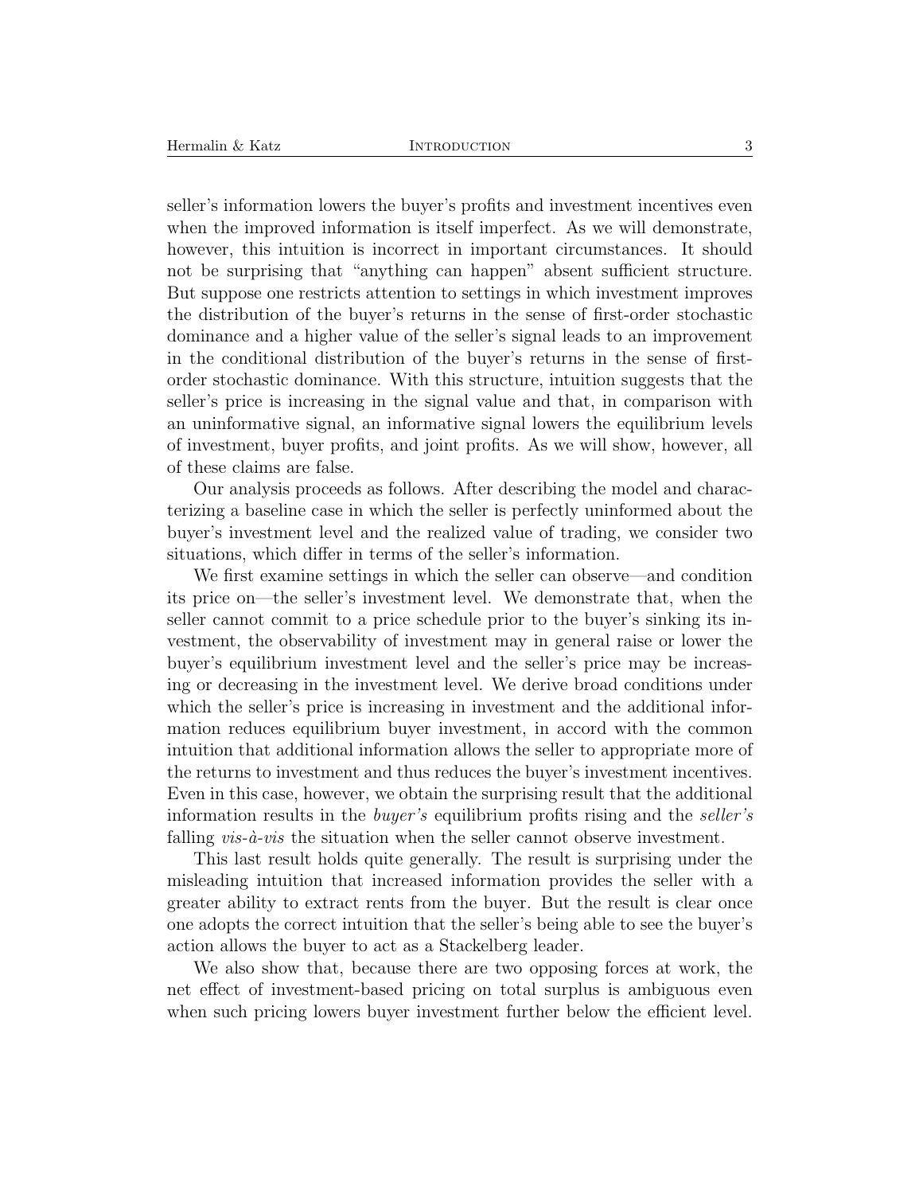seller's information lowers the buyer's profits and investment incentives even when the improved information is itself imperfect. As we will demonstrate, however, this intuition is incorrect in important circumstances. It should not be surprising that "anything can happen" absent sufficient structure. But suppose one restricts attention to settings in which investment improves the distribution of the buyer's returns in the sense of first-order stochastic dominance and a higher value of the seller's signal leads to an improvement in the conditional distribution of the buyer's returns in the sense of first-order stochastic dominance. With this structure, intuition suggests that the seller's price is increasing in the signal value and that, in comparison with an uninformative signal, an informative signal lowers the equilibrium levels of investment, buyer profits, and joint profits. As we will show, however, all of these claims are false.

Our analysis proceeds as follows. After describing the model and characterizing a baseline case in which the seller is perfectly uninformed about the buyer's investment level and the realized value of trading, we consider two situations, which differ in terms of the seller's information.

We first examine settings in which the seller can observe—and condition its price on—the seller's investment level. We demonstrate that, when the seller cannot commit to a price schedule prior to the buyer's sinking its investment, the observability of investment may in general raise or lower the buyer's equilibrium investment level and the seller's price may be increasing or decreasing in the investment level. We derive broad conditions under which the seller's price is increasing in investment and the additional information reduces equilibrium buyer investment, in accord with the common intuition that additional information allows the seller to appropriate more of the returns to investment and thus reduces the buyer's investment incentives. Even in this case, however, we obtain the surprising result that the additional information results in the *buyer's* equilibrium profits rising and the *seller's* falling *vis-à-vis* the situation when the seller cannot observe investment.

This last result holds quite generally. The result is surprising under the misleading intuition that increased information provides the seller with a greater ability to extract rents from the buyer. But the result is clear once one adopts the correct intuition that the seller's being able to see the buyer's action allows the buyer to act as a Stackelberg leader.

We also show that, because there are two opposing forces at work, the net effect of investment-based pricing on total surplus is ambiguous even when such pricing lowers buyer investment further below the efficient level.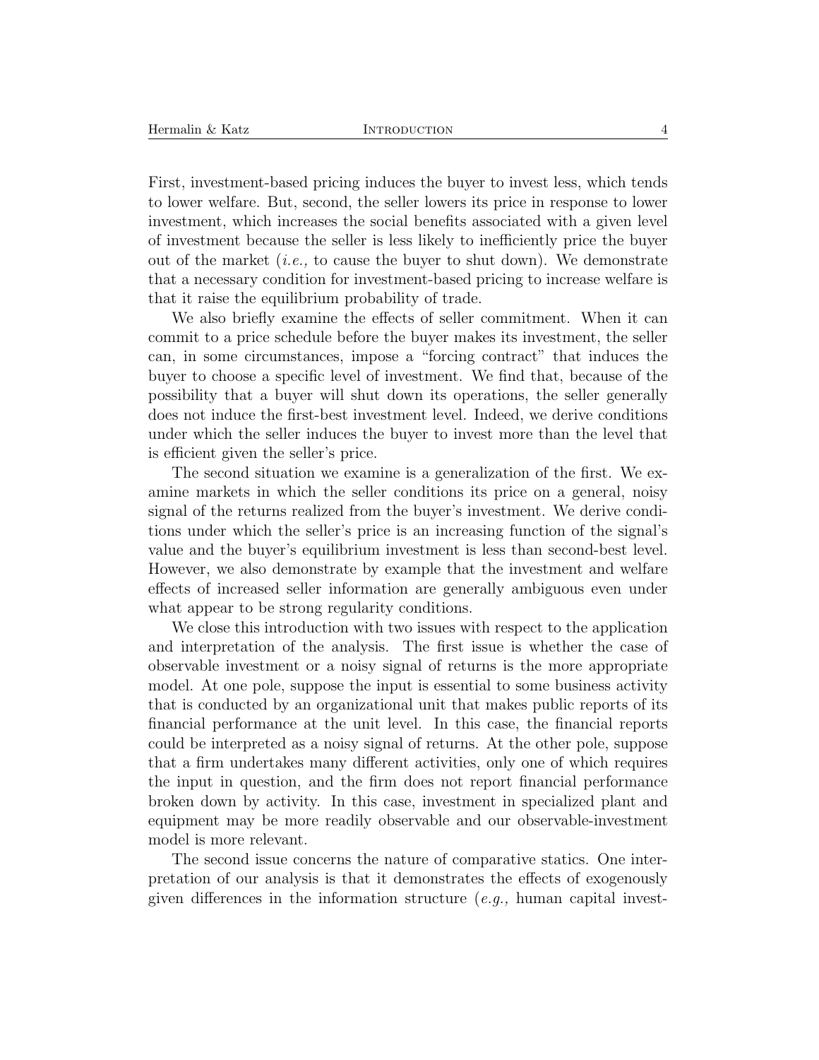First, investment-based pricing induces the buyer to invest less, which tends to lower welfare. But, second, the seller lowers its price in response to lower investment, which increases the social benefits associated with a given level of investment because the seller is less likely to inefficiently price the buyer out of the market (*i.e.,* to cause the buyer to shut down). We demonstrate that a necessary condition for investment-based pricing to increase welfare is that it raise the equilibrium probability of trade.

We also briefly examine the effects of seller commitment. When it can commit to a price schedule before the buyer makes its investment, the seller can, in some circumstances, impose a "forcing contract" that induces the buyer to choose a specific level of investment. We find that, because of the possibility that a buyer will shut down its operations, the seller generally does not induce the first-best investment level. Indeed, we derive conditions under which the seller induces the buyer to invest more than the level that is efficient given the seller's price.

The second situation we examine is a generalization of the first. We examine markets in which the seller conditions its price on a general, noisy signal of the returns realized from the buyer's investment. We derive conditions under which the seller's price is an increasing function of the signal's value and the buyer's equilibrium investment is less than second-best level. However, we also demonstrate by example that the investment and welfare effects of increased seller information are generally ambiguous even under what appear to be strong regularity conditions.

We close this introduction with two issues with respect to the application and interpretation of the analysis. The first issue is whether the case of observable investment or a noisy signal of returns is the more appropriate model. At one pole, suppose the input is essential to some business activity that is conducted by an organizational unit that makes public reports of its financial performance at the unit level. In this case, the financial reports could be interpreted as a noisy signal of returns. At the other pole, suppose that a firm undertakes many different activities, only one of which requires the input in question, and the firm does not report financial performance broken down by activity. In this case, investment in specialized plant and equipment may be more readily observable and our observable-investment model is more relevant.

The second issue concerns the nature of comparative statics. One interpretation of our analysis is that it demonstrates the effects of exogenously given differences in the information structure (*e.g.,* human capital invest-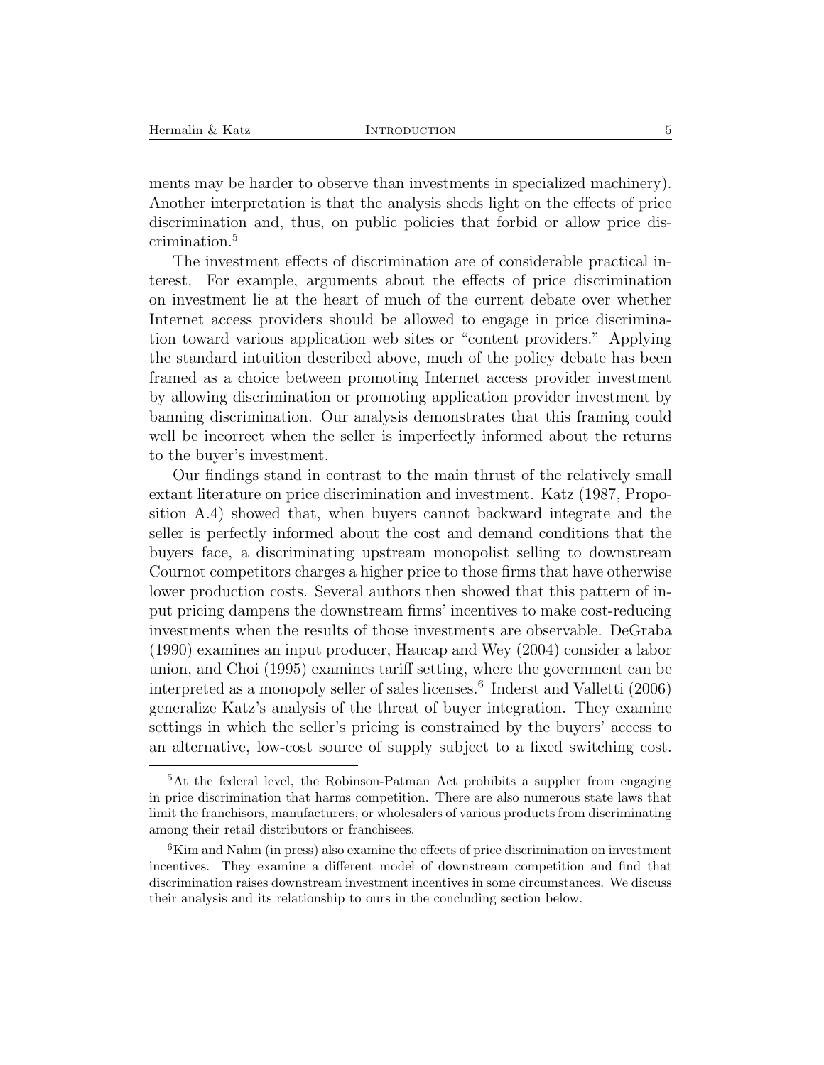ments may be harder to observe than investments in specialized machinery). Another interpretation is that the analysis sheds light on the effects of price discrimination and, thus, on public policies that forbid or allow price discrimination.[5]

The investment effects of discrimination are of considerable practical interest. For example, arguments about the effects of price discrimination on investment lie at the heart of much of the current debate over whether Internet access providers should be allowed to engage in price discrimination toward various application web sites or "content providers." Applying the standard intuition described above, much of the policy debate has been framed as a choice between promoting Internet access provider investment by allowing discrimination or promoting application provider investment by banning discrimination. Our analysis demonstrates that this framing could well be incorrect when the seller is imperfectly informed about the returns to the buyer's investment.

Our findings stand in contrast to the main thrust of the relatively small extant literature on price discrimination and investment. Katz (1987, Proposition A.4) showed that, when buyers cannot backward integrate and the seller is perfectly informed about the cost and demand conditions that the buyers face, a discriminating upstream monopolist selling to downstream Cournot competitors charges a higher price to those firms that have otherwise lower production costs. Several authors then showed that this pattern of input pricing dampens the downstream firms' incentives to make cost-reducing investments when the results of those investments are observable. DeGraba (1990) examines an input producer, Haucap and Wey (2004) consider a labor union, and Choi (1995) examines tariff setting, where the government can be interpreted as a monopoly seller of sales licenses.[6] Inderst and Valletti (2006) generalize Katz's analysis of the threat of buyer integration. They examine settings in which the seller's pricing is constrained by the buyers' access to an alternative, low-cost source of supply subject to a fixed switching cost.

---

[5] At the federal level, the Robinson-Patman Act prohibits a supplier from engaging in price discrimination that harms competition. There are also numerous state laws that limit the franchisors, manufacturers, or wholesalers of various products from discriminating among their retail distributors or franchisees.

[6] Kim and Nahm (in press) also examine the effects of price discrimination on investment incentives. They examine a different model of downstream competition and find that discrimination raises downstream investment incentives in some circumstances. We discuss their analysis and its relationship to ours in the concluding section below.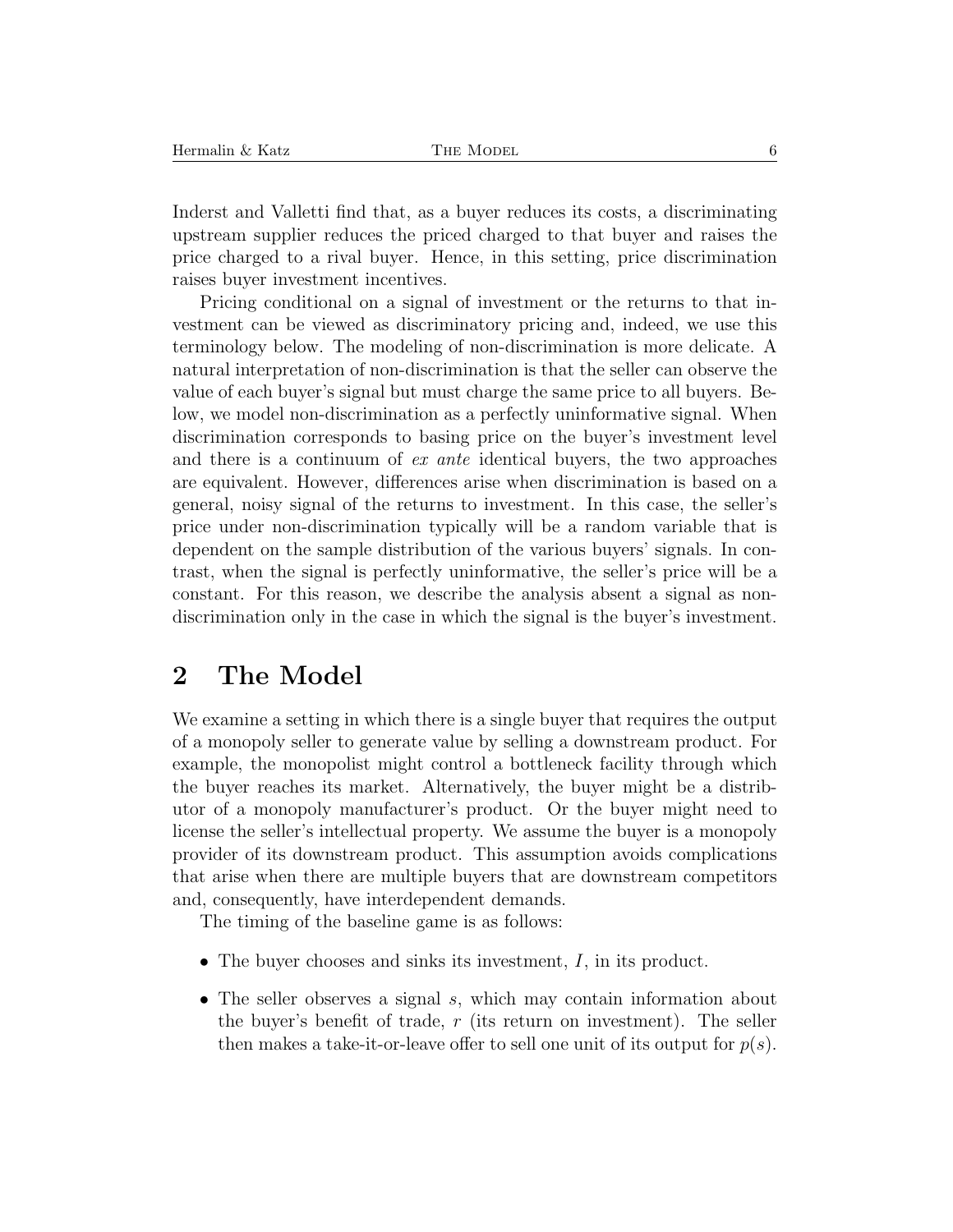Inderst and Valletti find that, as a buyer reduces its costs, a discriminating upstream supplier reduces the priced charged to that buyer and raises the price charged to a rival buyer. Hence, in this setting, price discrimination raises buyer investment incentives.

Pricing conditional on a signal of investment or the returns to that investment can be viewed as discriminatory pricing and, indeed, we use this terminology below. The modeling of non-discrimination is more delicate. A natural interpretation of non-discrimination is that the seller can observe the value of each buyer's signal but must charge the same price to all buyers. Below, we model non-discrimination as a perfectly uninformative signal. When discrimination corresponds to basing price on the buyer's investment level and there is a continuum of *ex ante* identical buyers, the two approaches are equivalent. However, differences arise when discrimination is based on a general, noisy signal of the returns to investment. In this case, the seller's price under non-discrimination typically will be a random variable that is dependent on the sample distribution of the various buyers' signals. In contrast, when the signal is perfectly uninformative, the seller's price will be a constant. For this reason, we describe the analysis absent a signal as non-discrimination only in the case in which the signal is the buyer's investment.

# 2 The Model

We examine a setting in which there is a single buyer that requires the output of a monopoly seller to generate value by selling a downstream product. For example, the monopolist might control a bottleneck facility through which the buyer reaches its market. Alternatively, the buyer might be a distributor of a monopoly manufacturer's product. Or the buyer might need to license the seller's intellectual property. We assume the buyer is a monopoly provider of its downstream product. This assumption avoids complications that arise when there are multiple buyers that are downstream competitors and, consequently, have interdependent demands.

The timing of the baseline game is as follows:

- The buyer chooses and sinks its investment, $I$, in its product.
- The seller observes a signal $s$, which may contain information about the buyer's benefit of trade, $r$ (its return on investment). The seller then makes a take-it-or-leave offer to sell one unit of its output for $p(s)$.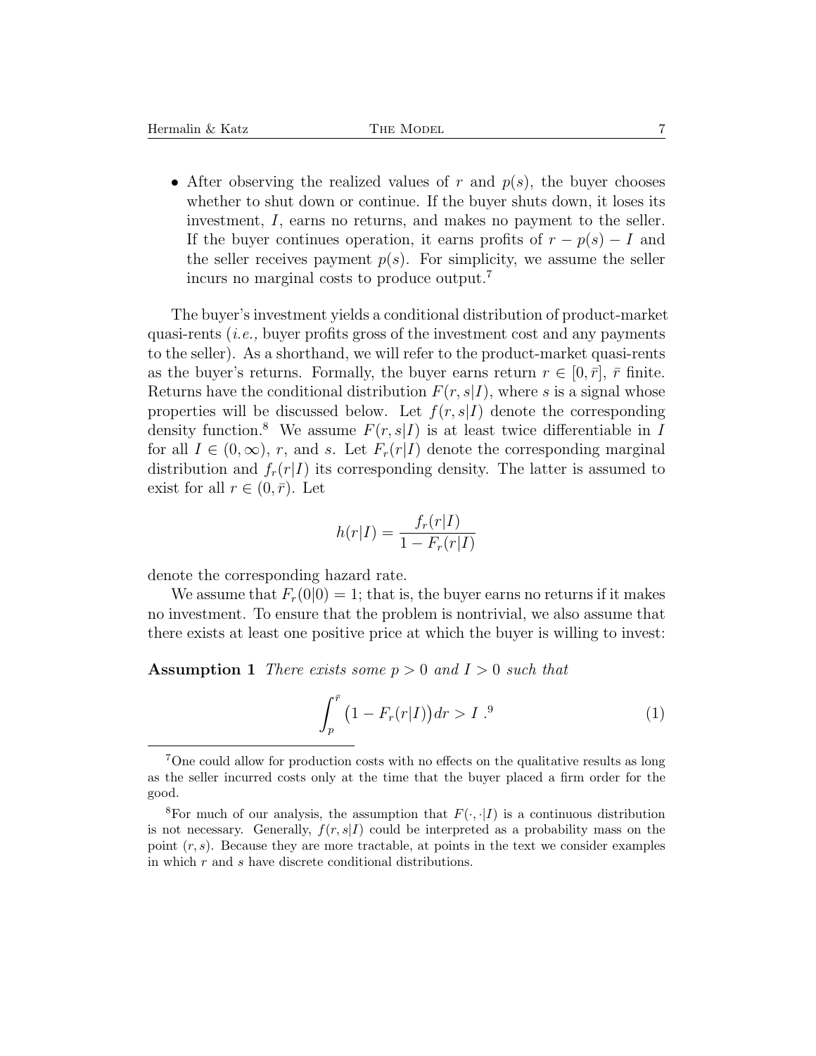- After observing the realized values of $r$ and $p(s)$, the buyer chooses whether to shut down or continue. If the buyer shuts down, it loses its investment, $I$, earns no returns, and makes no payment to the seller. If the buyer continues operation, it earns profits of $r - p(s) - I$ and the seller receives payment $p(s)$. For simplicity, we assume the seller incurs no marginal costs to produce output.[7]

The buyer's investment yields a conditional distribution of product-market quasi-rents (*i.e.,* buyer profits gross of the investment cost and any payments to the seller). As a shorthand, we will refer to the product-market quasi-rents as the buyer's returns. Formally, the buyer earns return $r \in [0, \bar{r}]$, $\bar{r}$ finite. Returns have the conditional distribution $F(r, s|I)$, where $s$ is a signal whose properties will be discussed below. Let $f(r, s|I)$ denote the corresponding density function.[8] We assume $F(r, s|I)$ is at least twice differentiable in $I$ for all $I \in (0, \infty)$, $r$, and $s$. Let $F_r(r|I)$ denote the corresponding marginal distribution and $f_r(r|I)$ its corresponding density. The latter is assumed to exist for all $r \in (0, \bar{r})$. Let

$$h(r|I) = \frac{f_r(r|I)}{1 - F_r(r|I)}$$

denote the corresponding hazard rate.

We assume that $F_r(0|0) = 1$; that is, the buyer earns no returns if it makes no investment. To ensure that the problem is nontrivial, we also assume that there exists at least one positive price at which the buyer is willing to invest:

**Assumption 1** *There exists some $p > 0$ and $I > 0$ such that*

$$\int_p^{\bar{r}} \big(1 - F_r(r|I)\big) dr > I \;.^{9} \tag{1}$$

---

[7]One could allow for production costs with no effects on the qualitative results as long as the seller incurred costs only at the time that the buyer placed a firm order for the good.

[8]For much of our analysis, the assumption that $F(\cdot, \cdot|I)$ is a continuous distribution is not necessary. Generally, $f(r, s|I)$ could be interpreted as a probability mass on the point $(r, s)$. Because they are more tractable, at points in the text we consider examples in which $r$ and $s$ have discrete conditional distributions.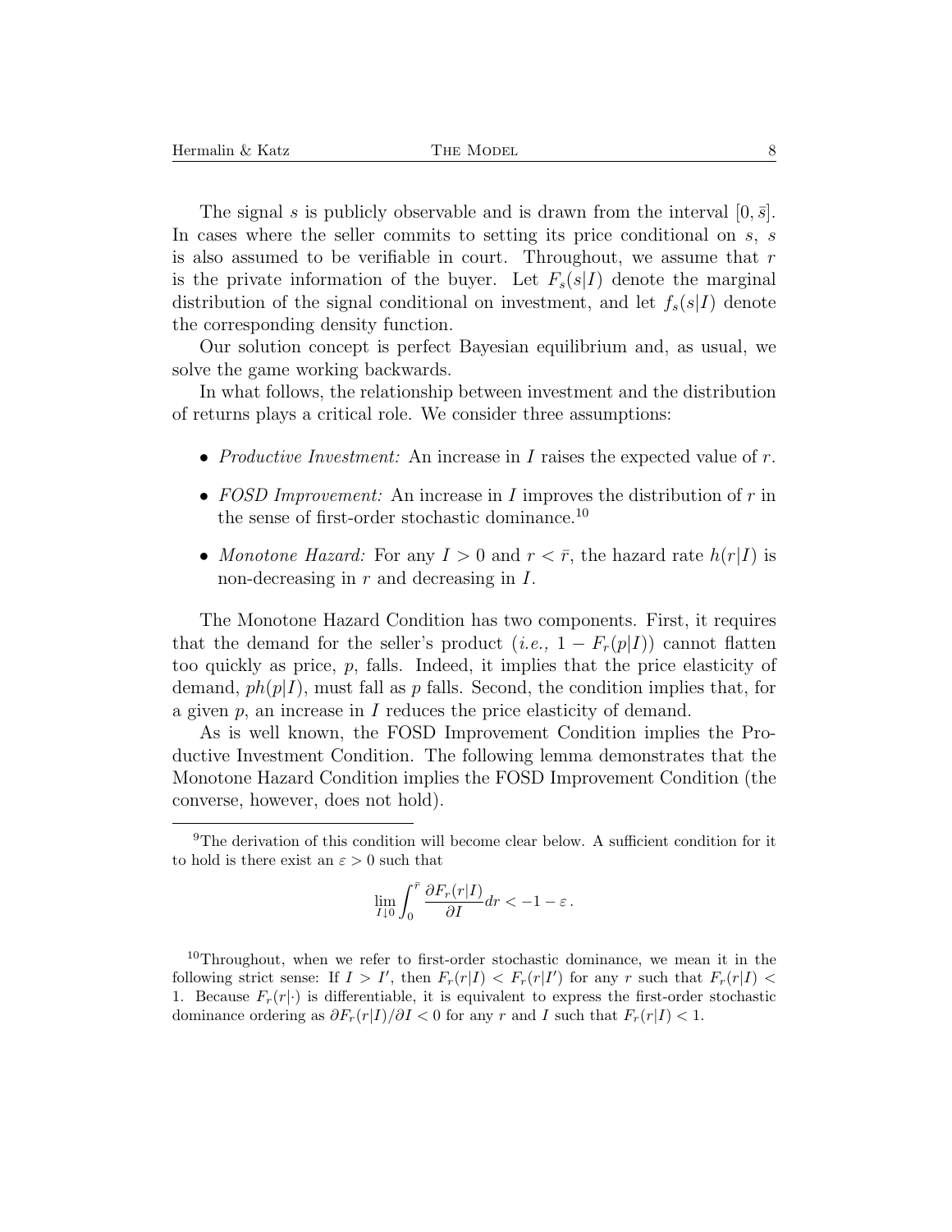The signal $s$ is publicly observable and is drawn from the interval $[0, \bar{s}]$. In cases where the seller commits to setting its price conditional on $s$, $s$ is also assumed to be verifiable in court. Throughout, we assume that $r$ is the private information of the buyer. Let $F_s(s|I)$ denote the marginal distribution of the signal conditional on investment, and let $f_s(s|I)$ denote the corresponding density function.

Our solution concept is perfect Bayesian equilibrium and, as usual, we solve the game working backwards.

In what follows, the relationship between investment and the distribution of returns plays a critical role. We consider three assumptions:

- *Productive Investment:* An increase in $I$ raises the expected value of $r$.
- *FOSD Improvement:* An increase in $I$ improves the distribution of $r$ in the sense of first-order stochastic dominance.[10]
- *Monotone Hazard:* For any $I > 0$ and $r < \bar{r}$, the hazard rate $h(r|I)$ is non-decreasing in $r$ and decreasing in $I$.

The Monotone Hazard Condition has two components. First, it requires that the demand for the seller's product (*i.e.,* $1 - F_r(p|I)$) cannot flatten too quickly as price, $p$, falls. Indeed, it implies that the price elasticity of demand, $ph(p|I)$, must fall as $p$ falls. Second, the condition implies that, for a given $p$, an increase in $I$ reduces the price elasticity of demand.

As is well known, the FOSD Improvement Condition implies the Productive Investment Condition. The following lemma demonstrates that the Monotone Hazard Condition implies the FOSD Improvement Condition (the converse, however, does not hold).

---

[9] The derivation of this condition will become clear below. A sufficient condition for it to hold is there exist an $\varepsilon > 0$ such that

$$\lim_{I \downarrow 0} \int_0^{\bar{r}} \frac{\partial F_r(r|I)}{\partial I} dr < -1 - \varepsilon \, .$$

[10] Throughout, when we refer to first-order stochastic dominance, we mean it in the following strict sense: If $I > I'$, then $F_r(r|I) < F_r(r|I')$ for any $r$ such that $F_r(r|I) < 1$. Because $F_r(r|\cdot)$ is differentiable, it is equivalent to express the first-order stochastic dominance ordering as $\partial F_r(r|I)/\partial I < 0$ for any $r$ and $I$ such that $F_r(r|I) < 1$.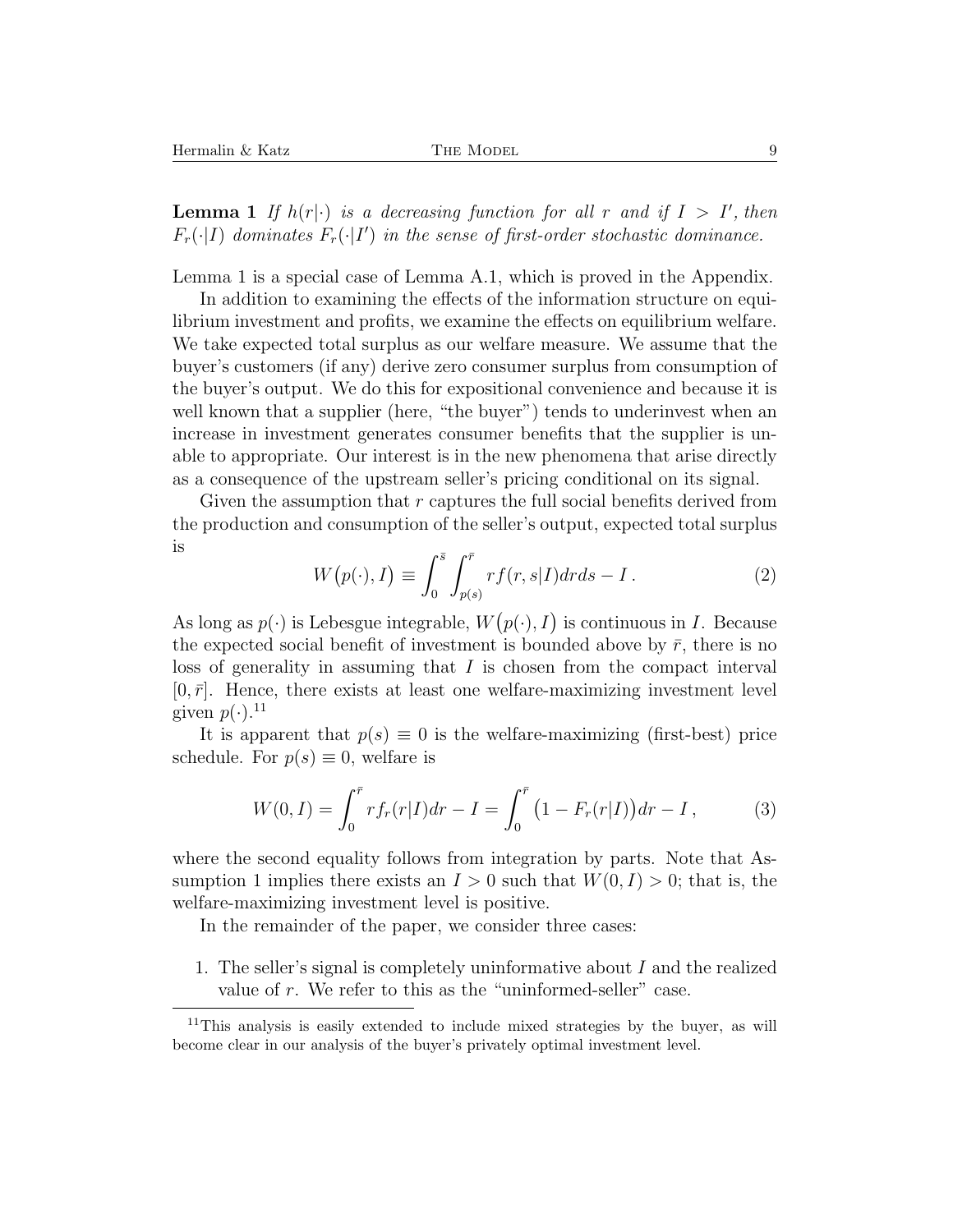**Lemma 1** *If $h(r|\cdot)$ is a decreasing function for all $r$ and if $I > I'$, then $F_r(\cdot|I)$ dominates $F_r(\cdot|I')$ in the sense of first-order stochastic dominance.*

Lemma 1 is a special case of Lemma A.1, which is proved in the Appendix.

In addition to examining the effects of the information structure on equilibrium investment and profits, we examine the effects on equilibrium welfare. We take expected total surplus as our welfare measure. We assume that the buyer's customers (if any) derive zero consumer surplus from consumption of the buyer's output. We do this for expositional convenience and because it is well known that a supplier (here, "the buyer") tends to underinvest when an increase in investment generates consumer benefits that the supplier is unable to appropriate. Our interest is in the new phenomena that arise directly as a consequence of the upstream seller's pricing conditional on its signal.

Given the assumption that $r$ captures the full social benefits derived from the production and consumption of the seller's output, expected total surplus is

$$W\big(p(\cdot), I\big) \equiv \int_0^{\bar{s}} \int_{p(s)}^{\bar{r}} r f(r, s|I) dr ds - I \,. \tag{2}$$

As long as $p(\cdot)$ is Lebesgue integrable, $W\big(p(\cdot), I\big)$ is continuous in $I$. Because the expected social benefit of investment is bounded above by $\bar{r}$, there is no loss of generality in assuming that $I$ is chosen from the compact interval $[0, \bar{r}]$. Hence, there exists at least one welfare-maximizing investment level given $p(\cdot)$.[11]

It is apparent that $p(s) \equiv 0$ is the welfare-maximizing (first-best) price schedule. For $p(s) \equiv 0$, welfare is

$$W(0, I) = \int_0^{\bar{r}} r f_r(r|I) dr - I = \int_0^{\bar{r}} \big(1 - F_r(r|I)\big) dr - I \,, \tag{3}$$

where the second equality follows from integration by parts. Note that Assumption 1 implies there exists an $I > 0$ such that $W(0, I) > 0$; that is, the welfare-maximizing investment level is positive.

In the remainder of the paper, we consider three cases:

1. The seller's signal is completely uninformative about $I$ and the realized value of $r$. We refer to this as the "uninformed-seller" case.

[11] This analysis is easily extended to include mixed strategies by the buyer, as will become clear in our analysis of the buyer's privately optimal investment level.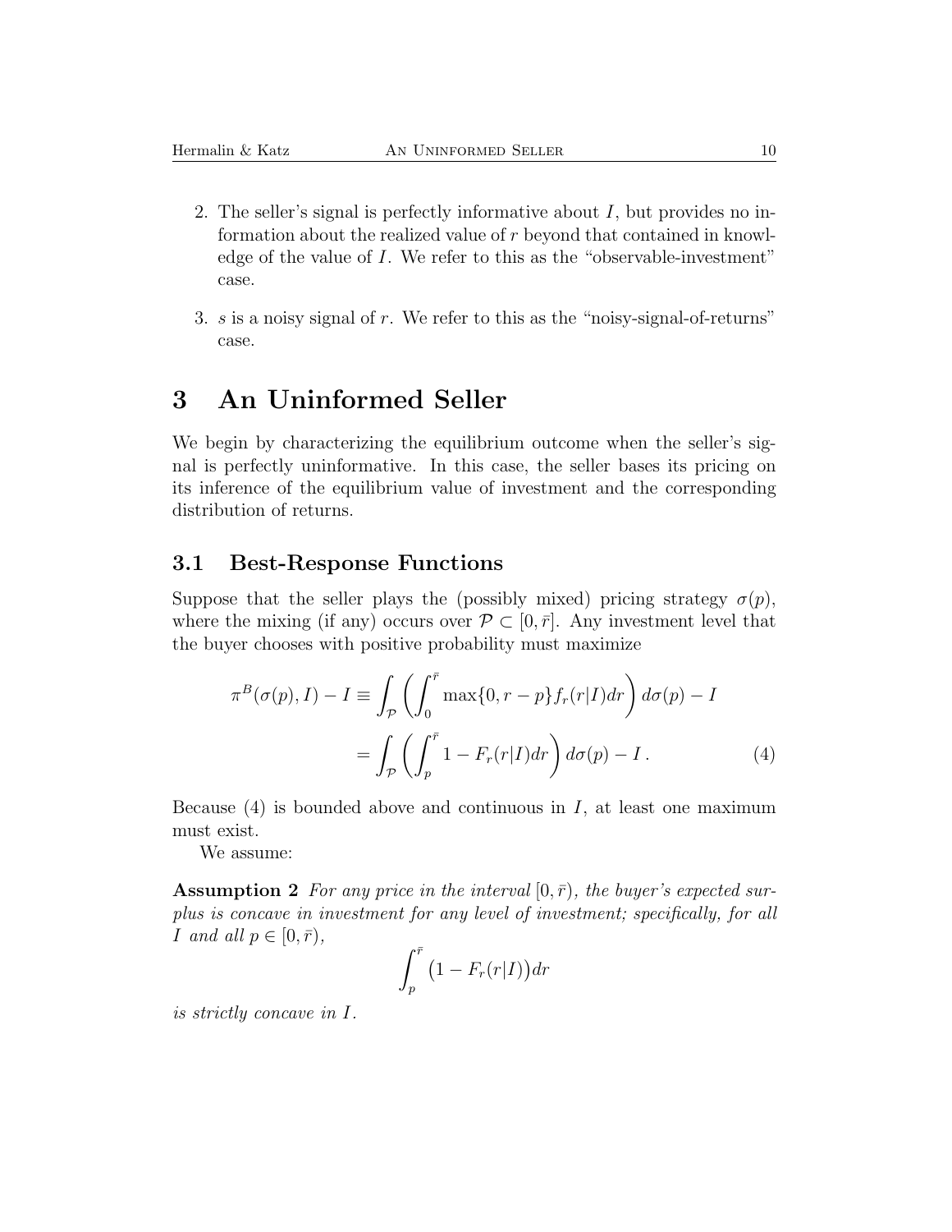2. The seller's signal is perfectly informative about $I$, but provides no information about the realized value of $r$ beyond that contained in knowledge of the value of $I$. We refer to this as the "observable-investment" case.

3. $s$ is a noisy signal of $r$. We refer to this as the "noisy-signal-of-returns" case.

# 3 An Uninformed Seller

We begin by characterizing the equilibrium outcome when the seller's signal is perfectly uninformative. In this case, the seller bases its pricing on its inference of the equilibrium value of investment and the corresponding distribution of returns.

## 3.1 Best-Response Functions

Suppose that the seller plays the (possibly mixed) pricing strategy $\sigma(p)$, where the mixing (if any) occurs over $\mathcal{P} \subset [0, \bar{r}]$. Any investment level that the buyer chooses with positive probability must maximize

$$\begin{aligned}
\pi^B(\sigma(p), I) - I \equiv \int_{\mathcal{P}} \left( \int_0^{\bar{r}} \max\{0, r - p\} f_r(r|I) dr \right) d\sigma(p) - I \\
= \int_{\mathcal{P}} \left( \int_p^{\bar{r}} 1 - F_r(r|I) dr \right) d\sigma(p) - I \,. \qquad (4)
\end{aligned}$$

Because (4) is bounded above and continuous in $I$, at least one maximum must exist.

We assume:

**Assumption 2** *For any price in the interval $[0, \bar{r})$, the buyer's expected surplus is concave in investment for any level of investment; specifically, for all $I$ and all $p \in [0, \bar{r})$,*

$$\int_p^{\bar{r}} \big(1 - F_r(r|I)\big) dr$$

*is strictly concave in $I$.*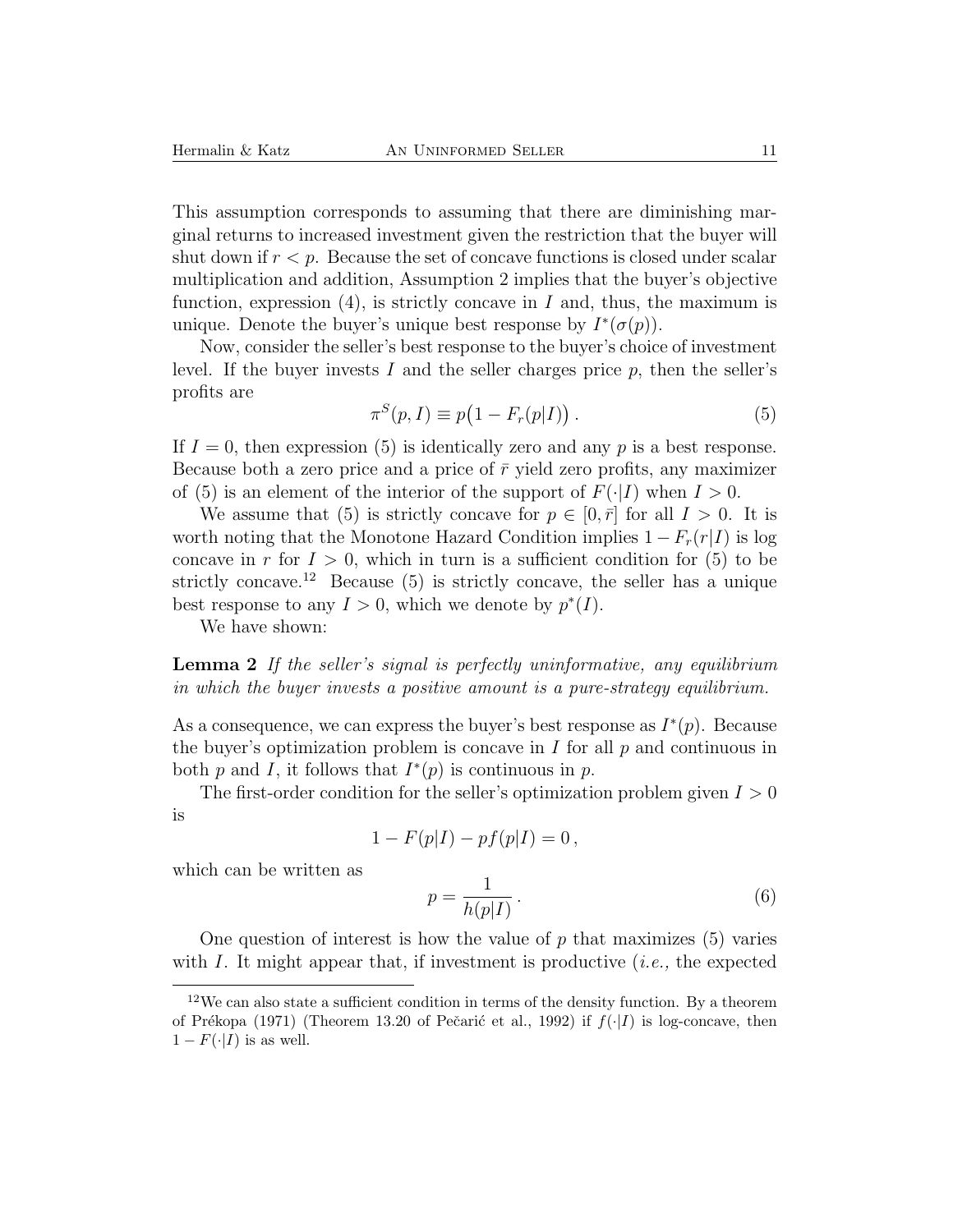This assumption corresponds to assuming that there are diminishing marginal returns to increased investment given the restriction that the buyer will shut down if $r < p$. Because the set of concave functions is closed under scalar multiplication and addition, Assumption 2 implies that the buyer's objective function, expression (4), is strictly concave in $I$ and, thus, the maximum is unique. Denote the buyer's unique best response by $I^*(\sigma(p))$.

Now, consider the seller's best response to the buyer's choice of investment level. If the buyer invests $I$ and the seller charges price $p$, then the seller's profits are

$$\pi^S(p, I) \equiv p\big(1 - F_r(p|I)\big) . \tag{5}$$

If $I = 0$, then expression (5) is identically zero and any $p$ is a best response. Because both a zero price and a price of $\bar{r}$ yield zero profits, any maximizer of (5) is an element of the interior of the support of $F(\cdot|I)$ when $I > 0$.

We assume that (5) is strictly concave for $p \in [0, \bar{r}]$ for all $I > 0$. It is worth noting that the Monotone Hazard Condition implies $1 - F_r(r|I)$ is log concave in $r$ for $I > 0$, which in turn is a sufficient condition for (5) to be strictly concave.[12] Because (5) is strictly concave, the seller has a unique best response to any $I > 0$, which we denote by $p^*(I)$.

We have shown:

**Lemma 2** *If the seller's signal is perfectly uninformative, any equilibrium in which the buyer invests a positive amount is a pure-strategy equilibrium.*

As a consequence, we can express the buyer's best response as $I^*(p)$. Because the buyer's optimization problem is concave in $I$ for all $p$ and continuous in both $p$ and $I$, it follows that $I^*(p)$ is continuous in $p$.

The first-order condition for the seller's optimization problem given $I > 0$ is

$$1 - F(p|I) - pf(p|I) = 0 ,$$

which can be written as

$$p = \frac{1}{h(p|I)} . \tag{6}$$

One question of interest is how the value of $p$ that maximizes (5) varies with $I$. It might appear that, if investment is productive (*i.e.,* the expected

[12] We can also state a sufficient condition in terms of the density function. By a theorem of Prékopa (1971) (Theorem 13.20 of Pečarić et al., 1992) if $f(\cdot|I)$ is log-concave, then $1 - F(\cdot|I)$ is as well.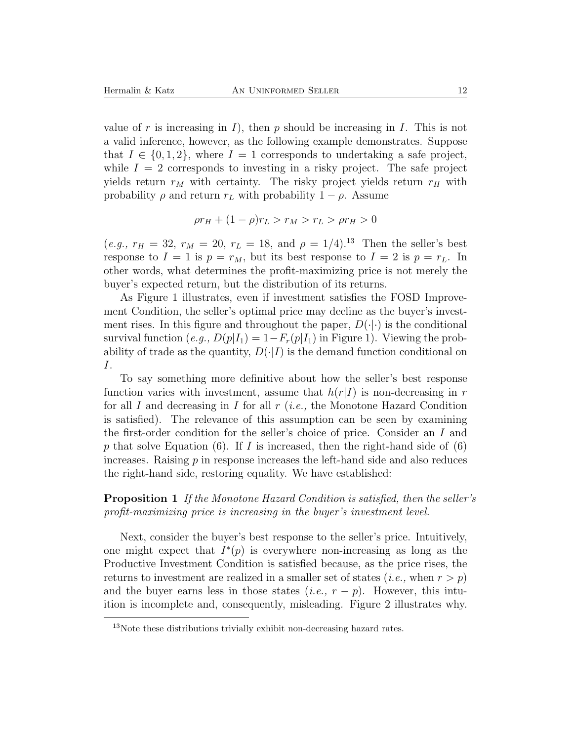value of $r$ is increasing in $I$), then $p$ should be increasing in $I$. This is not a valid inference, however, as the following example demonstrates. Suppose that $I \in \{0, 1, 2\}$, where $I = 1$ corresponds to undertaking a safe project, while $I = 2$ corresponds to investing in a risky project. The safe project yields return $r_M$ with certainty. The risky project yields return $r_H$ with probability $\rho$ and return $r_L$ with probability $1 - \rho$. Assume

$$\rho r_H + (1 - \rho) r_L > r_M > r_L > \rho r_H > 0$$

(*e.g.,* $r_H = 32$, $r_M = 20$, $r_L = 18$, and $\rho = 1/4$).[13] Then the seller's best response to $I = 1$ is $p = r_M$, but its best response to $I = 2$ is $p = r_L$. In other words, what determines the profit-maximizing price is not merely the buyer's expected return, but the distribution of its returns.

As Figure 1 illustrates, even if investment satisfies the FOSD Improvement Condition, the seller's optimal price may decline as the buyer's investment rises. In this figure and throughout the paper, $D(\cdot|\cdot)$ is the conditional survival function (*e.g.,* $D(p|I_1) = 1 - F_r(p|I_1)$ in Figure 1). Viewing the probability of trade as the quantity, $D(\cdot|I)$ is the demand function conditional on $I$.

To say something more definitive about how the seller's best response function varies with investment, assume that $h(r|I)$ is non-decreasing in $r$ for all $I$ and decreasing in $I$ for all $r$ (*i.e.,* the Monotone Hazard Condition is satisfied). The relevance of this assumption can be seen by examining the first-order condition for the seller's choice of price. Consider an $I$ and $p$ that solve Equation (6). If $I$ is increased, then the right-hand side of (6) increases. Raising $p$ in response increases the left-hand side and also reduces the right-hand side, restoring equality. We have established:

**Proposition 1** *If the Monotone Hazard Condition is satisfied, then the seller's profit-maximizing price is increasing in the buyer's investment level.*

Next, consider the buyer's best response to the seller's price. Intuitively, one might expect that $I^*(p)$ is everywhere non-increasing as long as the Productive Investment Condition is satisfied because, as the price rises, the returns to investment are realized in a smaller set of states (*i.e.,* when $r > p$) and the buyer earns less in those states (*i.e.,* $r - p$). However, this intuition is incomplete and, consequently, misleading. Figure 2 illustrates why.

[13] Note these distributions trivially exhibit non-decreasing hazard rates.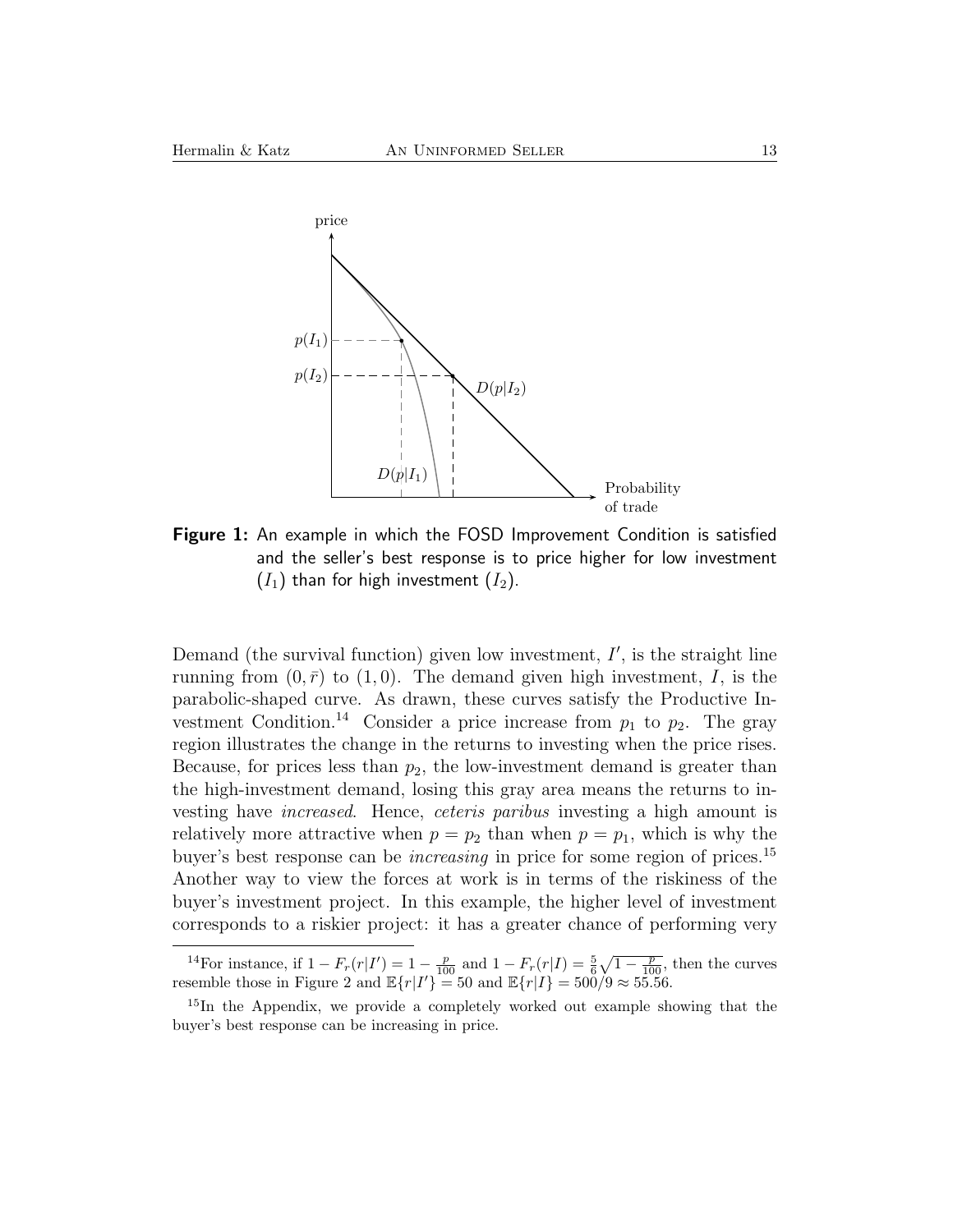**Figure 1:** An example in which the FOSD Improvement Condition is satisfied and the seller's best response is to price higher for low investment ($I_1$) than for high investment ($I_2$).

Demand (the survival function) given low investment, $I'$, is the straight line running from $(0, \bar{r})$ to $(1, 0)$. The demand given high investment, $I$, is the parabolic-shaped curve. As drawn, these curves satisfy the Productive Investment Condition.[14] Consider a price increase from $p_1$ to $p_2$. The gray region illustrates the change in the returns to investing when the price rises. Because, for prices less than $p_2$, the low-investment demand is greater than the high-investment demand, losing this gray area means the returns to investing have *increased*. Hence, *ceteris paribus* investing a high amount is relatively more attractive when $p = p_2$ than when $p = p_1$, which is why the buyer's best response can be *increasing* in price for some region of prices.[15] Another way to view the forces at work is in terms of the riskiness of the buyer's investment project. In this example, the higher level of investment corresponds to a riskier project: it has a greater chance of performing very

---

[14] For instance, if $1 - F_r(r|I') = 1 - \frac{p}{100}$ and $1 - F_r(r|I) = \frac{5}{6}\sqrt{1 - \frac{p}{100}}$, then the curves resemble those in Figure 2 and $\mathbb{E}\{r|I'\} = 50$ and $\mathbb{E}\{r|I\} = 500/9 \approx 55.56$.

[15] In the Appendix, we provide a completely worked out example showing that the buyer's best response can be increasing in price.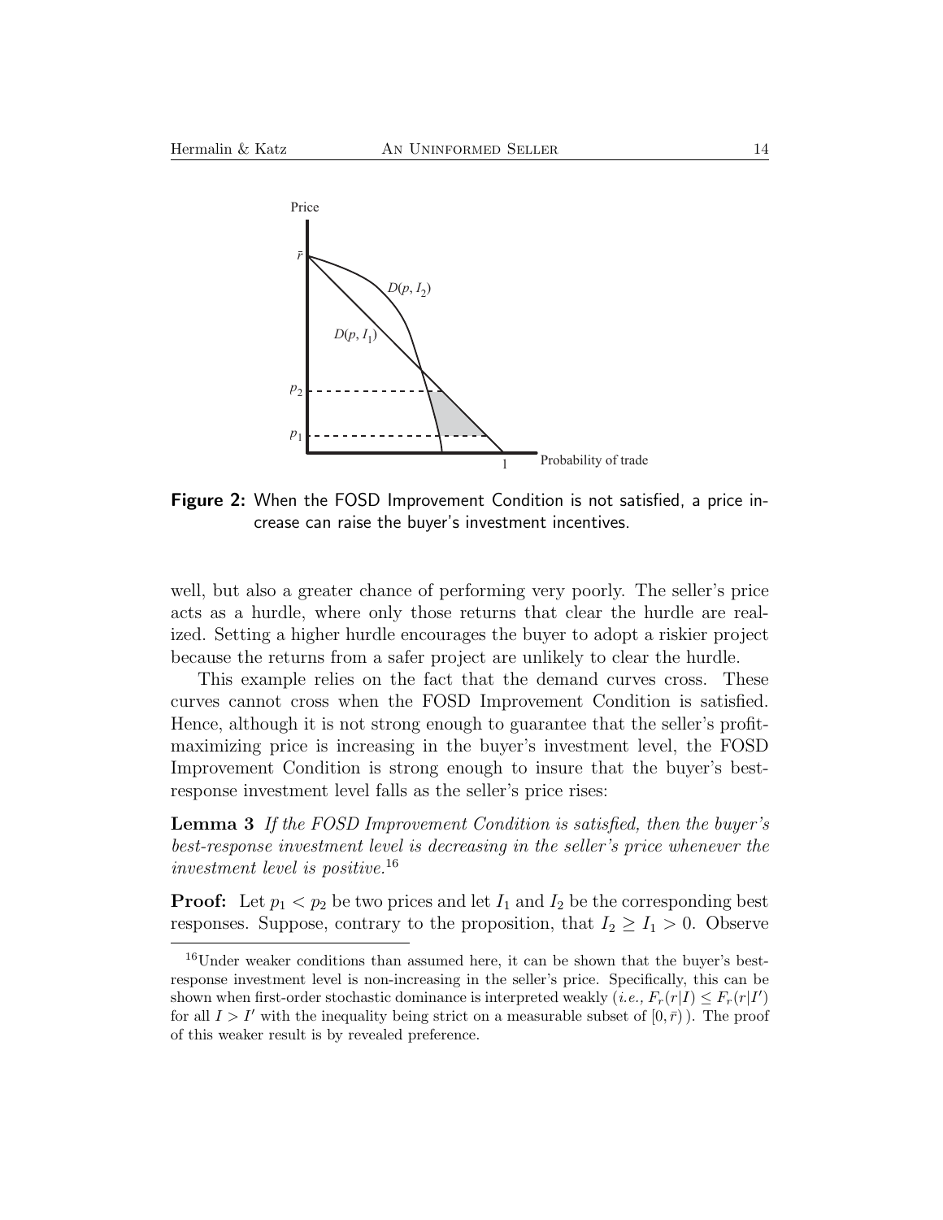**Figure 2:** When the FOSD Improvement Condition is not satisfied, a price increase can raise the buyer's investment incentives.

well, but also a greater chance of performing very poorly. The seller's price acts as a hurdle, where only those returns that clear the hurdle are realized. Setting a higher hurdle encourages the buyer to adopt a riskier project because the returns from a safer project are unlikely to clear the hurdle.

This example relies on the fact that the demand curves cross. These curves cannot cross when the FOSD Improvement Condition is satisfied. Hence, although it is not strong enough to guarantee that the seller's profit-maximizing price is increasing in the buyer's investment level, the FOSD Improvement Condition is strong enough to insure that the buyer's best-response investment level falls as the seller's price rises:

**Lemma 3** *If the FOSD Improvement Condition is satisfied, then the buyer's best-response investment level is decreasing in the seller's price whenever the investment level is positive.*[16]

**Proof:** Let $p_1 < p_2$ be two prices and let $I_1$ and $I_2$ be the corresponding best responses. Suppose, contrary to the proposition, that $I_2 \geq I_1 > 0$. Observe

[16] Under weaker conditions than assumed here, it can be shown that the buyer's best-response investment level is non-increasing in the seller's price. Specifically, this can be shown when first-order stochastic dominance is interpreted weakly (*i.e.,* $F_r(r|I) \leq F_r(r|I')$ for all $I > I'$ with the inequality being strict on a measurable subset of $[0, \bar{r})$ ). The proof of this weaker result is by revealed preference.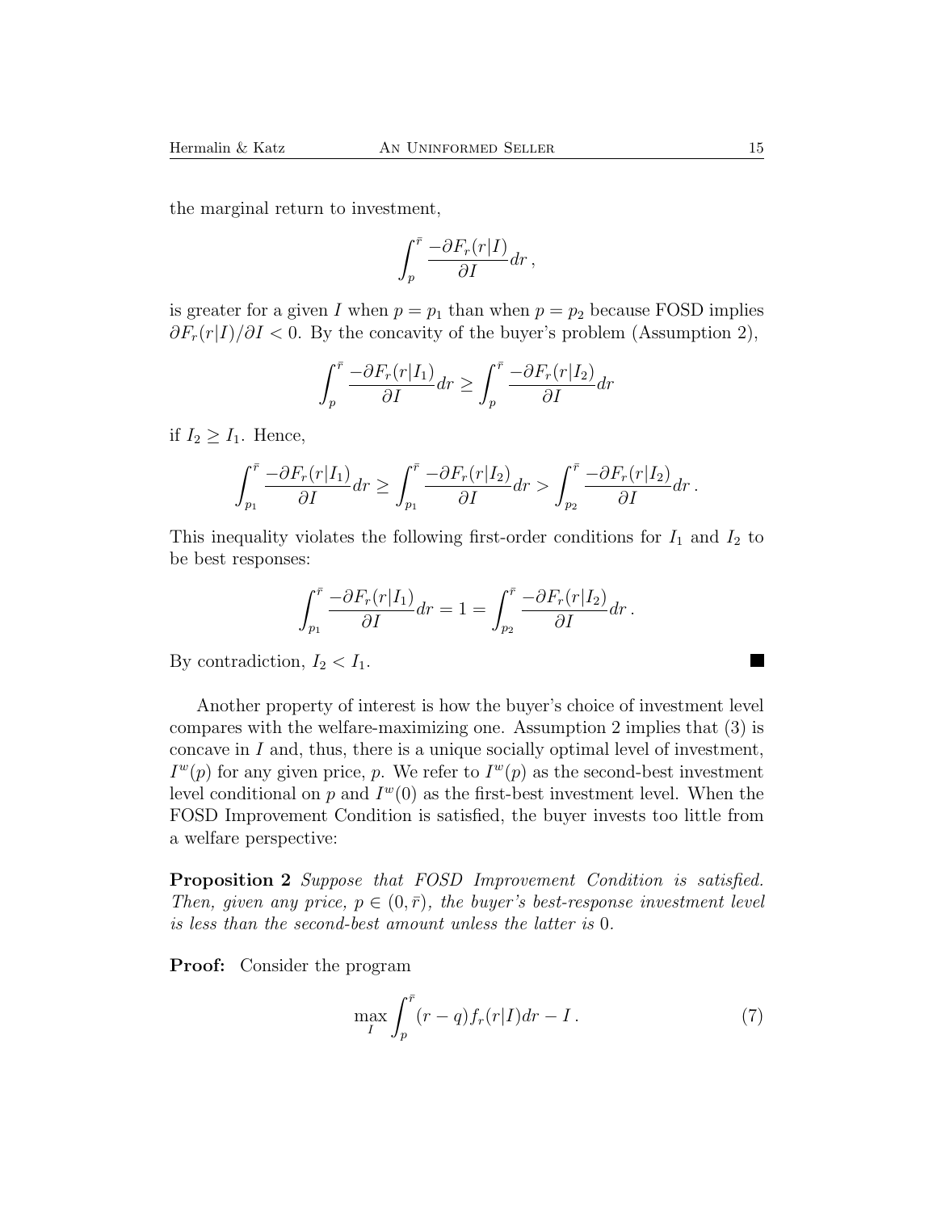the marginal return to investment,

$$\int_{p}^{\bar{r}} \frac{-\partial F_r(r|I)}{\partial I} dr \,,$$

is greater for a given $I$ when $p = p_1$ than when $p = p_2$ because FOSD implies $\partial F_r(r|I)/\partial I < 0$. By the concavity of the buyer's problem (Assumption 2),

$$\int_{p}^{\bar{r}} \frac{-\partial F_r(r|I_1)}{\partial I} dr \geq \int_{p}^{\bar{r}} \frac{-\partial F_r(r|I_2)}{\partial I} dr$$

if $I_2 \geq I_1$. Hence,

$$\int_{p_1}^{\bar{r}} \frac{-\partial F_r(r|I_1)}{\partial I} dr \geq \int_{p_1}^{\bar{r}} \frac{-\partial F_r(r|I_2)}{\partial I} dr > \int_{p_2}^{\bar{r}} \frac{-\partial F_r(r|I_2)}{\partial I} dr \,.$$

This inequality violates the following first-order conditions for $I_1$ and $I_2$ to be best responses:

$$\int_{p_1}^{\bar{r}} \frac{-\partial F_r(r|I_1)}{\partial I} dr = 1 = \int_{p_2}^{\bar{r}} \frac{-\partial F_r(r|I_2)}{\partial I} dr \,.$$

By contradiction, $I_2 < I_1$. ■

Another property of interest is how the buyer's choice of investment level compares with the welfare-maximizing one. Assumption 2 implies that (3) is concave in $I$ and, thus, there is a unique socially optimal level of investment, $I^w(p)$ for any given price, $p$. We refer to $I^w(p)$ as the second-best investment level conditional on $p$ and $I^w(0)$ as the first-best investment level. When the FOSD Improvement Condition is satisfied, the buyer invests too little from a welfare perspective:

**Proposition 2** *Suppose that FOSD Improvement Condition is satisfied. Then, given any price, $p \in (0, \bar{r})$, the buyer's best-response investment level is less than the second-best amount unless the latter is 0.*

**Proof:** Consider the program

$$\max_{I} \int_{p}^{\bar{r}} (r - q) f_r(r|I) dr - I \,. \tag{7}$$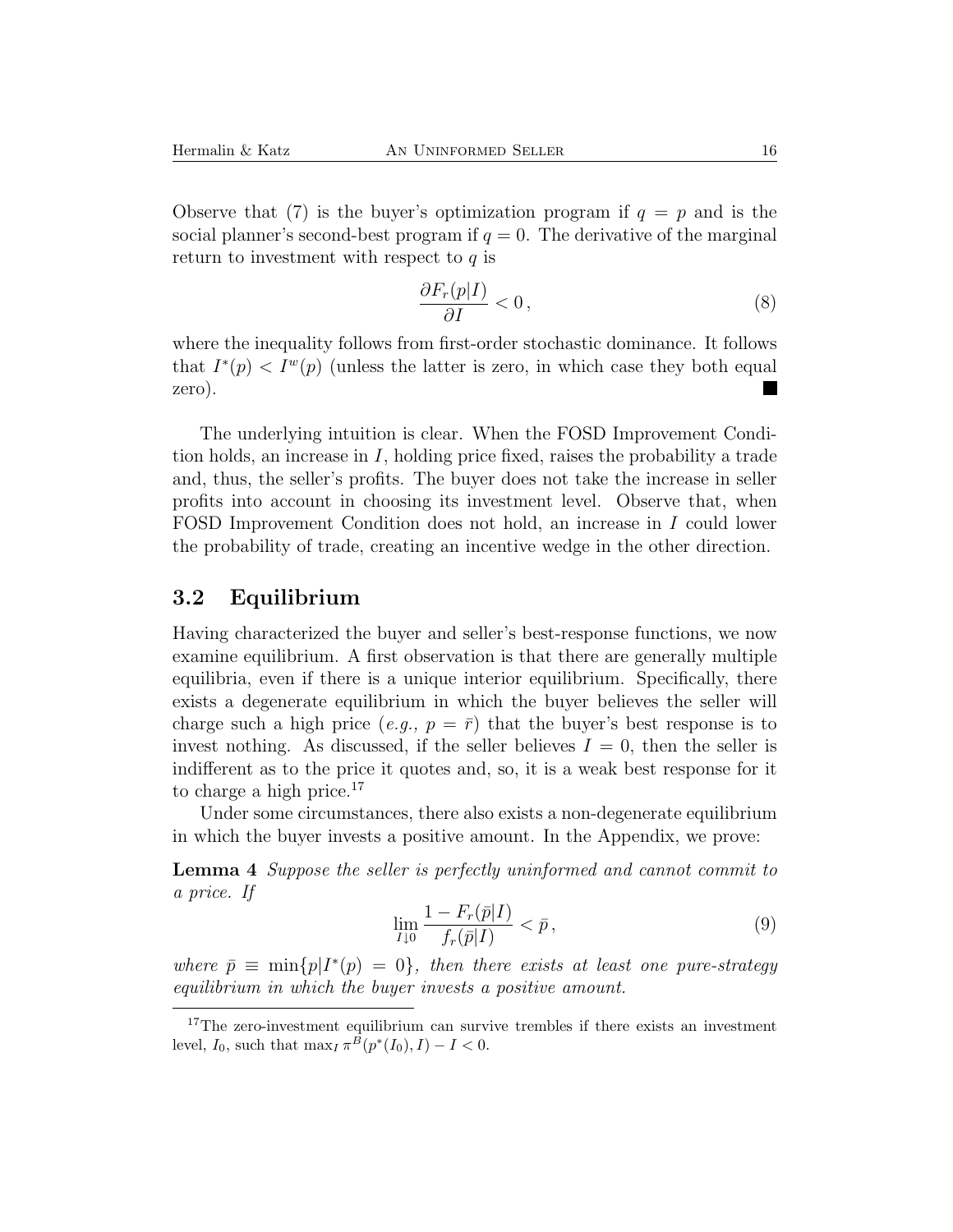Observe that (7) is the buyer's optimization program if $q = p$ and is the social planner's second-best program if $q = 0$. The derivative of the marginal return to investment with respect to $q$ is

$$\frac{\partial F_r(p|I)}{\partial I} < 0\,, \tag{8}$$

where the inequality follows from first-order stochastic dominance. It follows that $I^*(p) < I^w(p)$ (unless the latter is zero, in which case they both equal zero). ■

The underlying intuition is clear. When the FOSD Improvement Condition holds, an increase in $I$, holding price fixed, raises the probability a trade and, thus, the seller's profits. The buyer does not take the increase in seller profits into account in choosing its investment level. Observe that, when FOSD Improvement Condition does not hold, an increase in $I$ could lower the probability of trade, creating an incentive wedge in the other direction.

## 3.2 Equilibrium

Having characterized the buyer and seller's best-response functions, we now examine equilibrium. A first observation is that there are generally multiple equilibria, even if there is a unique interior equilibrium. Specifically, there exists a degenerate equilibrium in which the buyer believes the seller will charge such a high price (*e.g.*, $p = \bar{r}$) that the buyer's best response is to invest nothing. As discussed, if the seller believes $I = 0$, then the seller is indifferent as to the price it quotes and, so, it is a weak best response for it to charge a high price.[17]

Under some circumstances, there also exists a non-degenerate equilibrium in which the buyer invests a positive amount. In the Appendix, we prove:

**Lemma 4** *Suppose the seller is perfectly uninformed and cannot commit to a price. If*

$$\lim_{I \downarrow 0} \frac{1 - F_r(\bar{p}|I)}{f_r(\bar{p}|I)} < \bar{p}\,, \tag{9}$$

*where* $\bar{p} \equiv \min\{p | I^*(p) = 0\}$*, then there exists at least one pure-strategy equilibrium in which the buyer invests a positive amount.*

[17] The zero-investment equilibrium can survive trembles if there exists an investment level, $I_0$, such that $\max_I \pi^B(p^*(I_0), I) - I < 0$.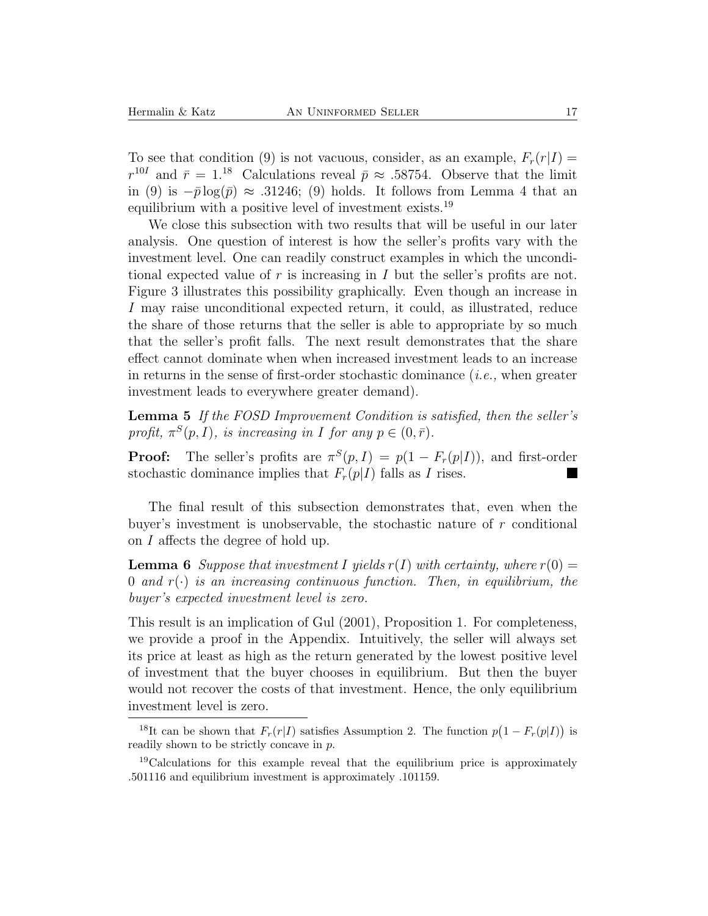To see that condition (9) is not vacuous, consider, as an example, $F_r(r|I) = r^{10I}$ and $\bar{r} = 1$.[18] Calculations reveal $\bar{p} \approx .58754$. Observe that the limit in (9) is $-\bar{p}\log(\bar{p}) \approx .31246$; (9) holds. It follows from Lemma 4 that an equilibrium with a positive level of investment exists.[19]

We close this subsection with two results that will be useful in our later analysis. One question of interest is how the seller's profits vary with the investment level. One can readily construct examples in which the unconditional expected value of $r$ is increasing in $I$ but the seller's profits are not. Figure 3 illustrates this possibility graphically. Even though an increase in $I$ may raise unconditional expected return, it could, as illustrated, reduce the share of those returns that the seller is able to appropriate by so much that the seller's profit falls. The next result demonstrates that the share effect cannot dominate when when increased investment leads to an increase in returns in the sense of first-order stochastic dominance (*i.e.,* when greater investment leads to everywhere greater demand).

**Lemma 5** *If the FOSD Improvement Condition is satisfied, then the seller's profit, $\pi^S(p, I)$, is increasing in $I$ for any $p \in (0, \bar{r})$.*

**Proof:** The seller's profits are $\pi^S(p, I) = p(1 - F_r(p|I))$, and first-order stochastic dominance implies that $F_r(p|I)$ falls as $I$ rises. ■

The final result of this subsection demonstrates that, even when the buyer's investment is unobservable, the stochastic nature of $r$ conditional on $I$ affects the degree of hold up.

**Lemma 6** *Suppose that investment $I$ yields $r(I)$ with certainty, where $r(0) = 0$ and $r(\cdot)$ is an increasing continuous function. Then, in equilibrium, the buyer's expected investment level is zero.*

This result is an implication of Gul (2001), Proposition 1. For completeness, we provide a proof in the Appendix. Intuitively, the seller will always set its price at least as high as the return generated by the lowest positive level of investment that the buyer chooses in equilibrium. But then the buyer would not recover the costs of that investment. Hence, the only equilibrium investment level is zero.

---

[18] It can be shown that $F_r(r|I)$ satisfies Assumption 2. The function $p\big(1 - F_r(p|I)\big)$ is readily shown to be strictly concave in $p$.

[19] Calculations for this example reveal that the equilibrium price is approximately .501116 and equilibrium investment is approximately .101159.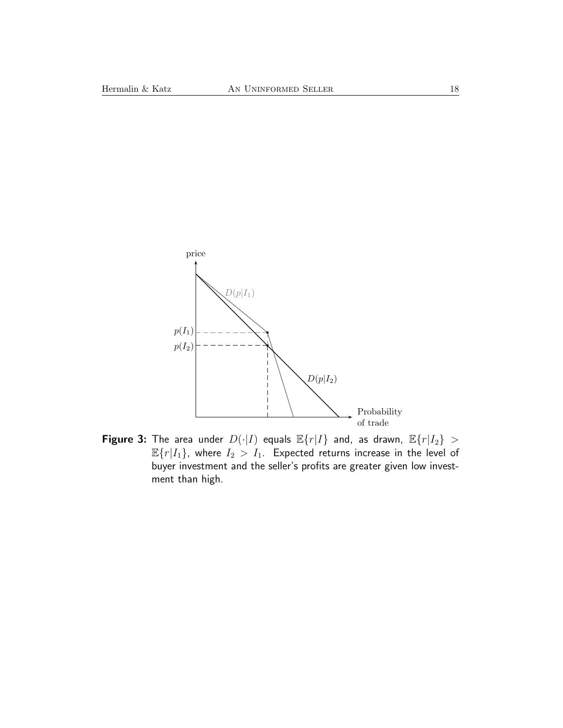**Figure 3:** The area under $D(\cdot|I)$ equals $\mathbb{E}\{r|I\}$ and, as drawn, $\mathbb{E}\{r|I_2\} > \mathbb{E}\{r|I_1\}$, where $I_2 > I_1$. Expected returns increase in the level of buyer investment and the seller's profits are greater given low investment than high.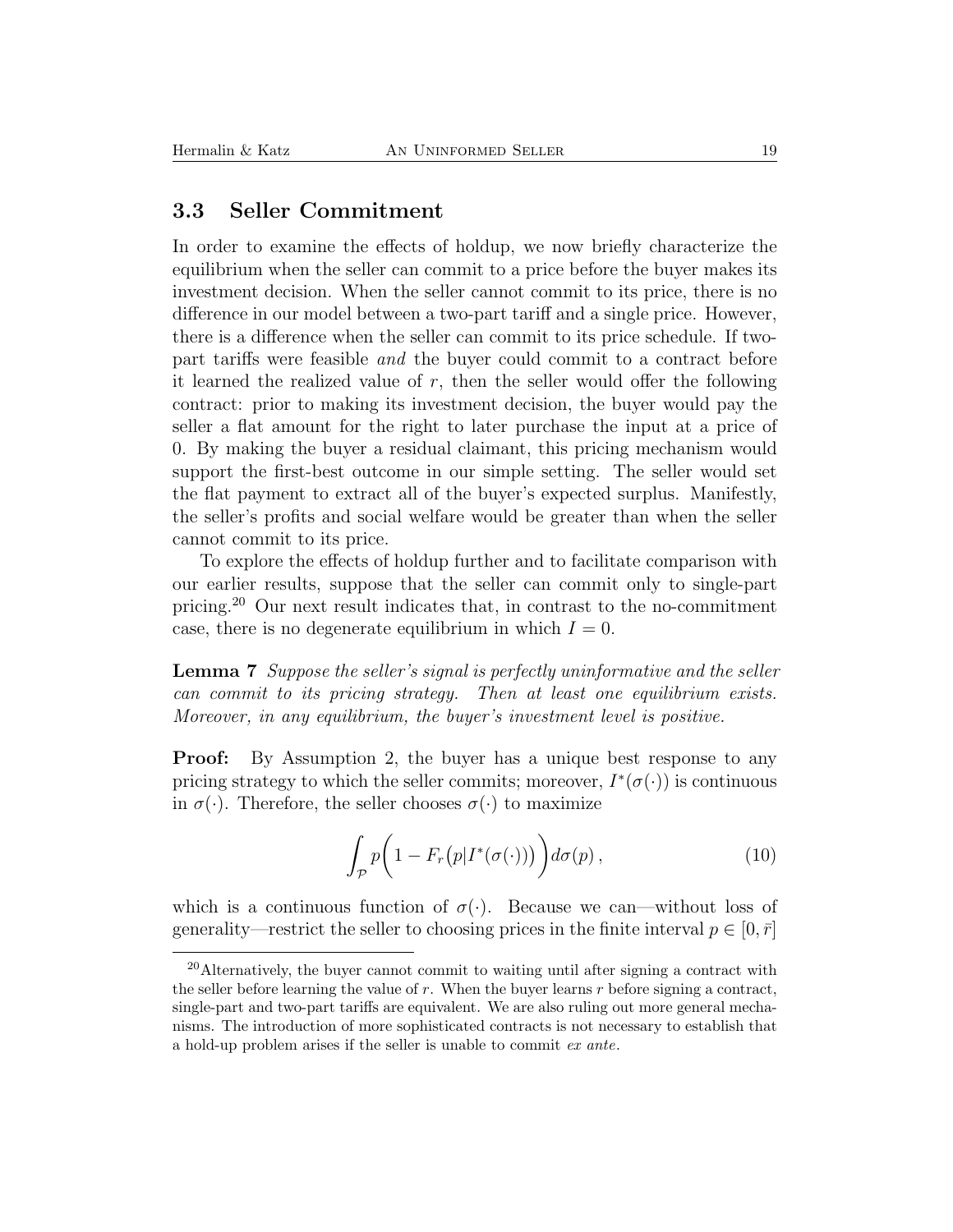## 3.3 Seller Commitment

In order to examine the effects of holdup, we now briefly characterize the equilibrium when the seller can commit to a price before the buyer makes its investment decision. When the seller cannot commit to its price, there is no difference in our model between a two-part tariff and a single price. However, there is a difference when the seller can commit to its price schedule. If two-part tariffs were feasible *and* the buyer could commit to a contract before it learned the realized value of $r$, then the seller would offer the following contract: prior to making its investment decision, the buyer would pay the seller a flat amount for the right to later purchase the input at a price of 0. By making the buyer a residual claimant, this pricing mechanism would support the first-best outcome in our simple setting. The seller would set the flat payment to extract all of the buyer's expected surplus. Manifestly, the seller's profits and social welfare would be greater than when the seller cannot commit to its price.

To explore the effects of holdup further and to facilitate comparison with our earlier results, suppose that the seller can commit only to single-part pricing.[20] Our next result indicates that, in contrast to the no-commitment case, there is no degenerate equilibrium in which $I = 0$.

**Lemma 7** *Suppose the seller's signal is perfectly uninformative and the seller can commit to its pricing strategy. Then at least one equilibrium exists. Moreover, in any equilibrium, the buyer's investment level is positive.*

**Proof:** By Assumption 2, the buyer has a unique best response to any pricing strategy to which the seller commits; moreover, $I^*(\sigma(\cdot))$ is continuous in $\sigma(\cdot)$. Therefore, the seller chooses $\sigma(\cdot)$ to maximize

$$\int_{\mathcal{P}} p\bigg(1 - F_r\big(p|I^*(\sigma(\cdot))\big)\bigg)d\sigma(p)\,, \tag{10}$$

which is a continuous function of $\sigma(\cdot)$. Because we can—without loss of generality—restrict the seller to choosing prices in the finite interval $p \in [0, \bar{r}]$

[20] Alternatively, the buyer cannot commit to waiting until after signing a contract with the seller before learning the value of $r$. When the buyer learns $r$ before signing a contract, single-part and two-part tariffs are equivalent. We are also ruling out more general mechanisms. The introduction of more sophisticated contracts is not necessary to establish that a hold-up problem arises if the seller is unable to commit *ex ante*.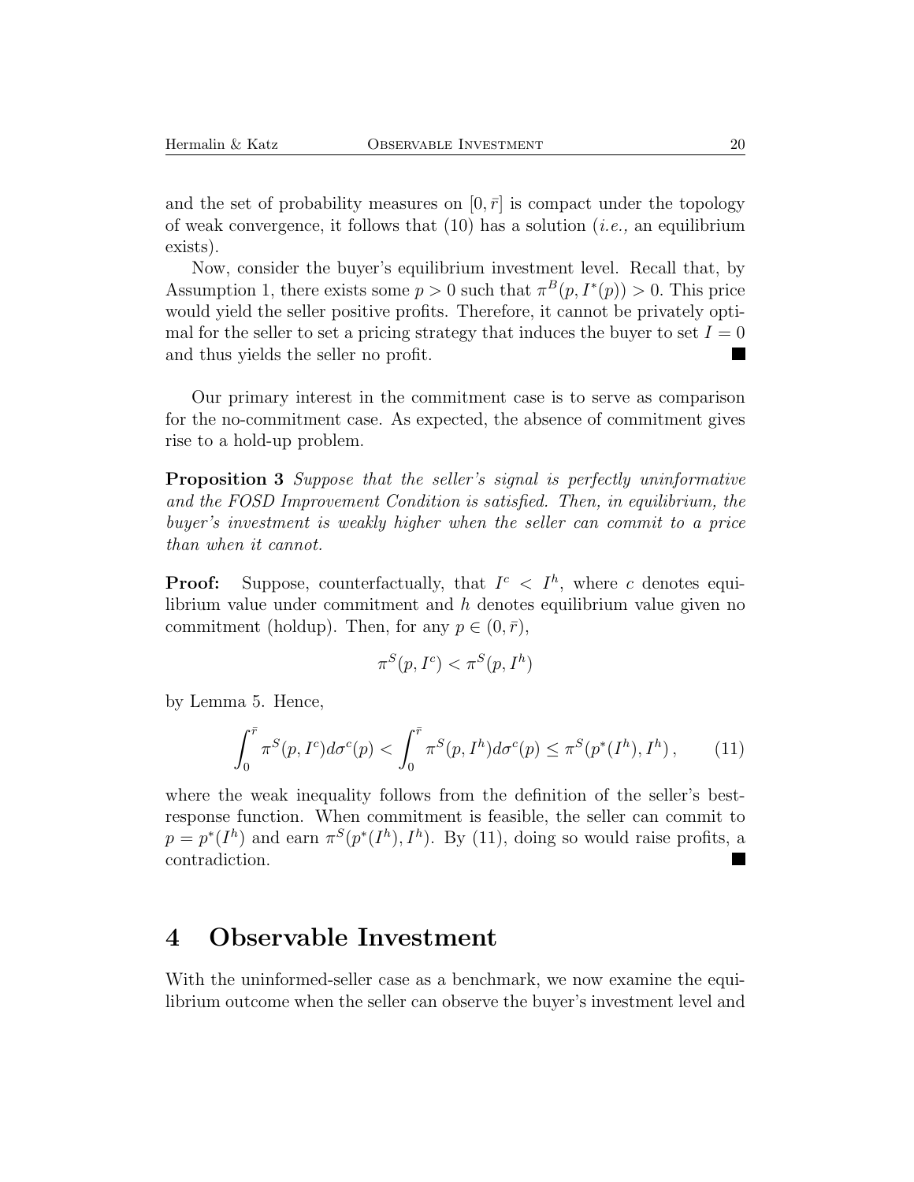and the set of probability measures on $[0, \bar{r}]$ is compact under the topology of weak convergence, it follows that (10) has a solution (*i.e.,* an equilibrium exists).

Now, consider the buyer's equilibrium investment level. Recall that, by Assumption 1, there exists some $p > 0$ such that $\pi^B(p, I^*(p)) > 0$. This price would yield the seller positive profits. Therefore, it cannot be privately optimal for the seller to set a pricing strategy that induces the buyer to set $I = 0$ and thus yields the seller no profit. ■

Our primary interest in the commitment case is to serve as comparison for the no-commitment case. As expected, the absence of commitment gives rise to a hold-up problem.

**Proposition 3** *Suppose that the seller's signal is perfectly uninformative and the FOSD Improvement Condition is satisfied. Then, in equilibrium, the buyer's investment is weakly higher when the seller can commit to a price than when it cannot.*

**Proof:** Suppose, counterfactually, that $I^c < I^h$, where $c$ denotes equilibrium value under commitment and $h$ denotes equilibrium value given no commitment (holdup). Then, for any $p \in (0, \bar{r})$,

$$\pi^S(p, I^c) < \pi^S(p, I^h)$$

by Lemma 5. Hence,

$$\int_0^{\bar{r}} \pi^S(p, I^c) d\sigma^c(p) < \int_0^{\bar{r}} \pi^S(p, I^h) d\sigma^c(p) \leq \pi^S(p^*(I^h), I^h), \qquad (11)$$

where the weak inequality follows from the definition of the seller's best-response function. When commitment is feasible, the seller can commit to $p = p^*(I^h)$ and earn $\pi^S(p^*(I^h), I^h)$. By (11), doing so would raise profits, a contradiction. ■

# 4 Observable Investment

With the uninformed-seller case as a benchmark, we now examine the equilibrium outcome when the seller can observe the buyer's investment level and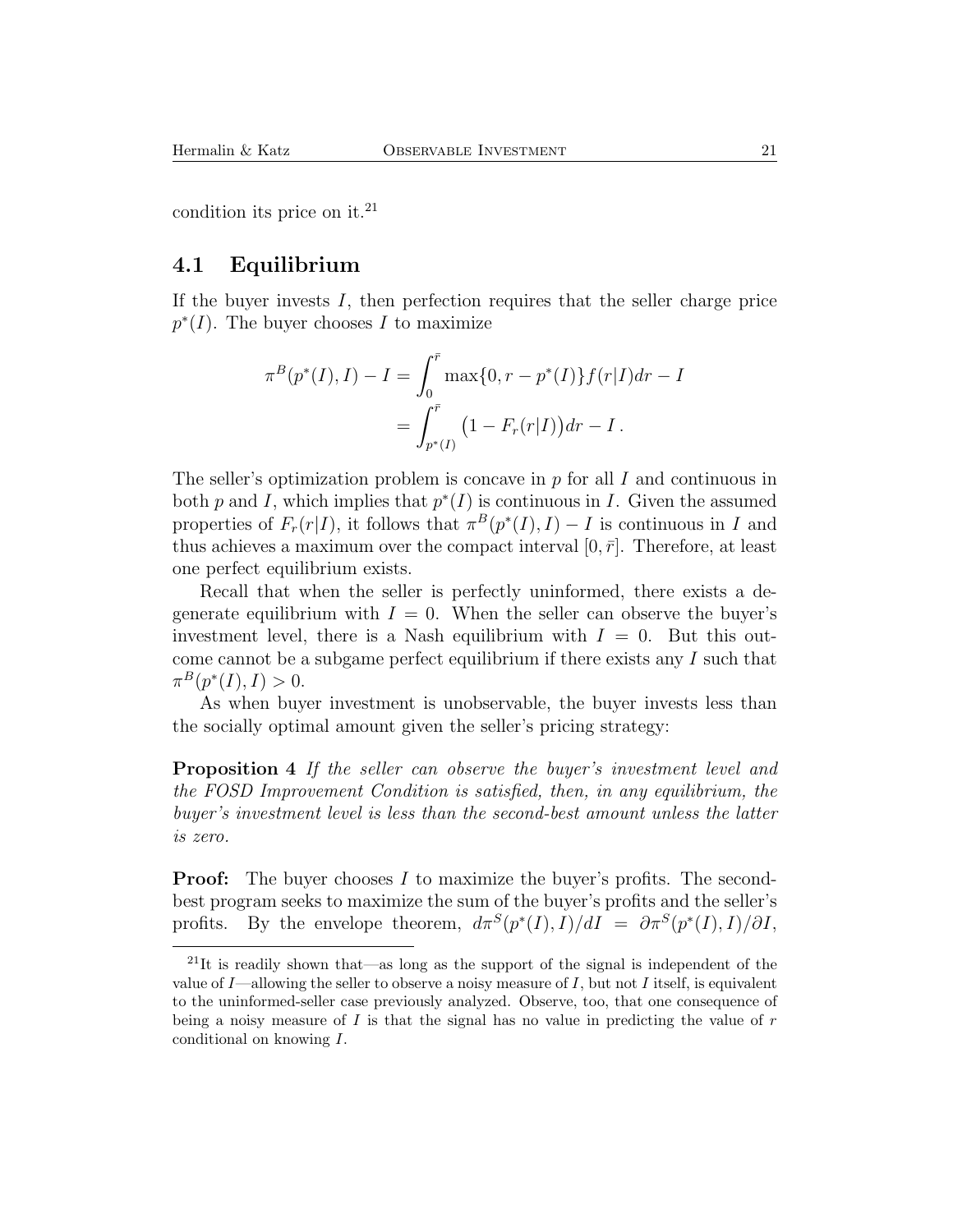condition its price on it.[21]

## 4.1 Equilibrium

If the buyer invests $I$, then perfection requires that the seller charge price $p^*(I)$. The buyer chooses $I$ to maximize

$$
\begin{aligned}
\pi^B(p^*(I), I) - I &= \int_0^{\bar{r}} \max\{0, r - p^*(I)\} f(r|I) dr - I \\
&= \int_{p^*(I)}^{\bar{r}} \big(1 - F_r(r|I)\big) dr - I \,.
\end{aligned}
$$

The seller's optimization problem is concave in $p$ for all $I$ and continuous in both $p$ and $I$, which implies that $p^*(I)$ is continuous in $I$. Given the assumed properties of $F_r(r|I)$, it follows that $\pi^B(p^*(I), I) - I$ is continuous in $I$ and thus achieves a maximum over the compact interval $[0, \bar{r}]$. Therefore, at least one perfect equilibrium exists.

Recall that when the seller is perfectly uninformed, there exists a degenerate equilibrium with $I = 0$. When the seller can observe the buyer's investment level, there is a Nash equilibrium with $I = 0$. But this outcome cannot be a subgame perfect equilibrium if there exists any $I$ such that $\pi^B(p^*(I), I) > 0$.

As when buyer investment is unobservable, the buyer invests less than the socially optimal amount given the seller's pricing strategy:

**Proposition 4** *If the seller can observe the buyer's investment level and the FOSD Improvement Condition is satisfied, then, in any equilibrium, the buyer's investment level is less than the second-best amount unless the latter is zero.*

**Proof:** The buyer chooses $I$ to maximize the buyer's profits. The second-best program seeks to maximize the sum of the buyer's profits and the seller's profits. By the envelope theorem, $d\pi^S(p^*(I), I)/dI = \partial\pi^S(p^*(I), I)/\partial I$,

[21] It is readily shown that—as long as the support of the signal is independent of the value of $I$—allowing the seller to observe a noisy measure of $I$, but not $I$ itself, is equivalent to the uninformed-seller case previously analyzed. Observe, too, that one consequence of being a noisy measure of $I$ is that the signal has no value in predicting the value of $r$ conditional on knowing $I$.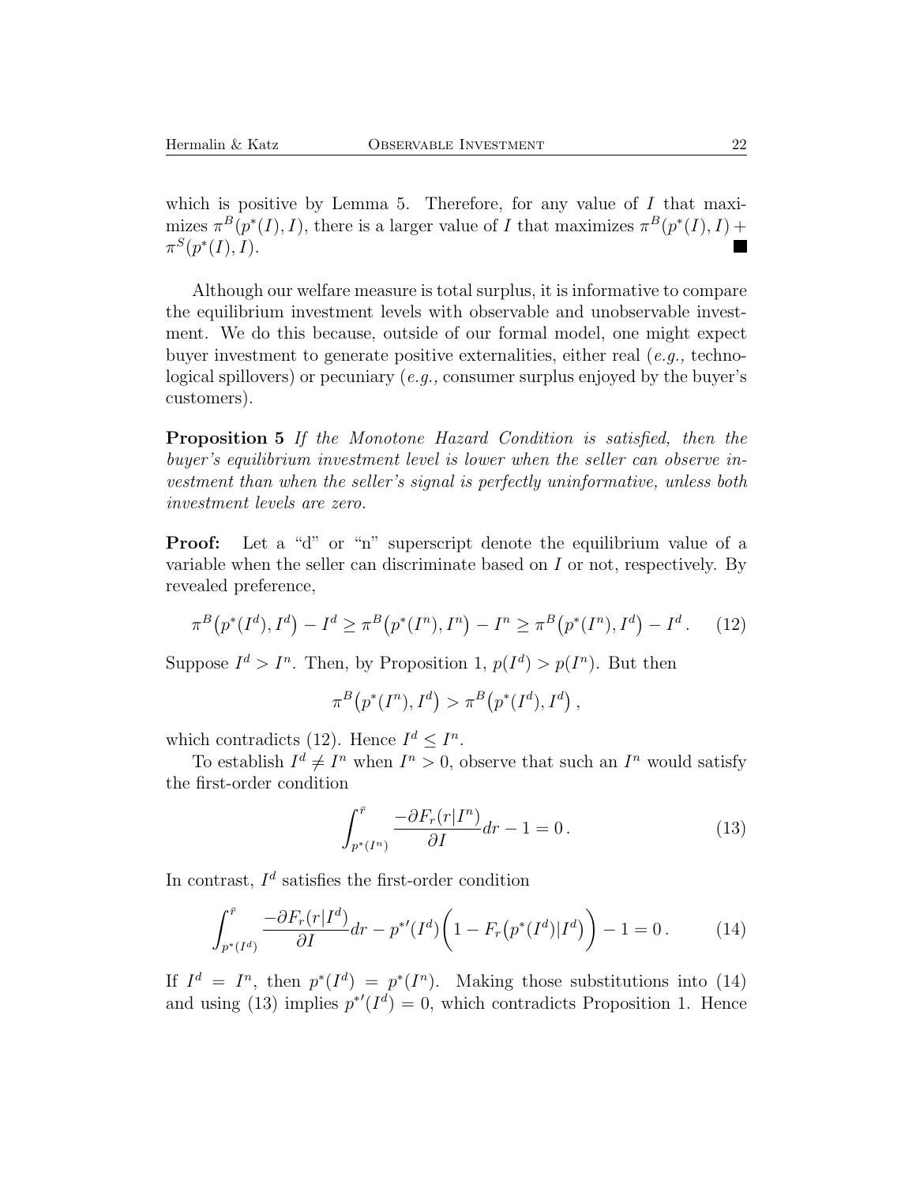which is positive by Lemma 5. Therefore, for any value of $I$ that maximizes $\pi^B(p^*(I), I)$, there is a larger value of $I$ that maximizes $\pi^B(p^*(I), I) + \pi^S(p^*(I), I)$. ■

Although our welfare measure is total surplus, it is informative to compare the equilibrium investment levels with observable and unobservable investment. We do this because, outside of our formal model, one might expect buyer investment to generate positive externalities, either real (*e.g.,* technological spillovers) or pecuniary (*e.g.,* consumer surplus enjoyed by the buyer's customers).

**Proposition 5** *If the Monotone Hazard Condition is satisfied, then the buyer's equilibrium investment level is lower when the seller can observe investment than when the seller's signal is perfectly uninformative, unless both investment levels are zero.*

**Proof:** Let a "d" or "n" superscript denote the equilibrium value of a variable when the seller can discriminate based on $I$ or not, respectively. By revealed preference,

$$\pi^B\big(p^*(I^d), I^d\big) - I^d \geq \pi^B\big(p^*(I^n), I^n\big) - I^n \geq \pi^B\big(p^*(I^n), I^d\big) - I^d \,. \qquad (12)$$

Suppose $I^d > I^n$. Then, by Proposition 1, $p(I^d) > p(I^n)$. But then

$$\pi^B\big(p^*(I^n), I^d\big) > \pi^B\big(p^*(I^d), I^d\big) \,,$$

which contradicts (12). Hence $I^d \leq I^n$.

To establish $I^d \neq I^n$ when $I^n > 0$, observe that such an $I^n$ would satisfy the first-order condition

$$\int_{p^*(I^n)}^{\bar{r}} \frac{-\partial F_r(r|I^n)}{\partial I} dr - 1 = 0 \,. \qquad (13)$$

In contrast, $I^d$ satisfies the first-order condition

$$\int_{p^*(I^d)}^{\bar{r}} \frac{-\partial F_r(r|I^d)}{\partial I} dr - p^{*\prime}(I^d)\bigg(1 - F_r\big(p^*(I^d)|I^d\big)\bigg) - 1 = 0 \,. \qquad (14)$$

If $I^d = I^n$, then $p^*(I^d) = p^*(I^n)$. Making those substitutions into (14) and using (13) implies $p^{*\prime}(I^d) = 0$, which contradicts Proposition 1. Hence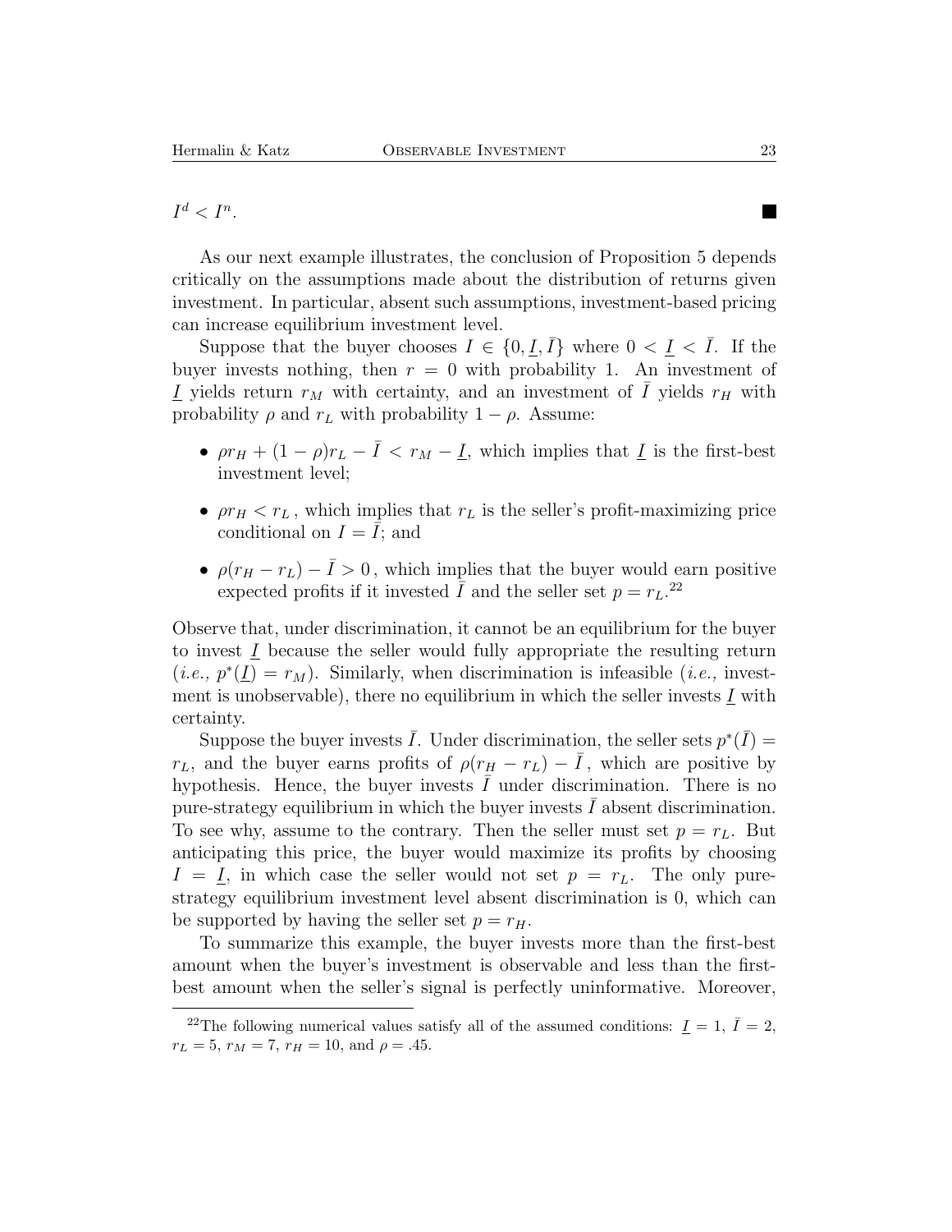$I^d < I^n$. ■

As our next example illustrates, the conclusion of Proposition 5 depends critically on the assumptions made about the distribution of returns given investment. In particular, absent such assumptions, investment-based pricing can increase equilibrium investment level.

Suppose that the buyer chooses $I \in \{0, \underline{I}, \bar{I}\}$ where $0 < \underline{I} < \bar{I}$. If the buyer invests nothing, then $r = 0$ with probability 1. An investment of $\underline{I}$ yields return $r_M$ with certainty, and an investment of $\bar{I}$ yields $r_H$ with probability $\rho$ and $r_L$ with probability $1 - \rho$. Assume:

- $\rho r_H + (1 - \rho) r_L - \bar{I} < r_M - \underline{I}$, which implies that $\underline{I}$ is the first-best investment level;
- $\rho r_H < r_L$, which implies that $r_L$ is the seller's profit-maximizing price conditional on $I = \bar{I}$; and
- $\rho(r_H - r_L) - \bar{I} > 0$, which implies that the buyer would earn positive expected profits if it invested $\bar{I}$ and the seller set $p = r_L$.[22]

Observe that, under discrimination, it cannot be an equilibrium for the buyer to invest $\underline{I}$ because the seller would fully appropriate the resulting return (*i.e.,* $p^*(\underline{I}) = r_M$). Similarly, when discrimination is infeasible (*i.e.,* investment is unobservable), there no equilibrium in which the seller invests $\underline{I}$ with certainty.

Suppose the buyer invests $\bar{I}$. Under discrimination, the seller sets $p^*(\bar{I}) = r_L$, and the buyer earns profits of $\rho(r_H - r_L) - \bar{I}$, which are positive by hypothesis. Hence, the buyer invests $\bar{I}$ under discrimination. There is no pure-strategy equilibrium in which the buyer invests $\bar{I}$ absent discrimination. To see why, assume to the contrary. Then the seller must set $p = r_L$. But anticipating this price, the buyer would maximize its profits by choosing $I = \underline{I}$, in which case the seller would not set $p = r_L$. The only pure-strategy equilibrium investment level absent discrimination is 0, which can be supported by having the seller set $p = r_H$.

To summarize this example, the buyer invests more than the first-best amount when the buyer's investment is observable and less than the first-best amount when the seller's signal is perfectly uninformative. Moreover,

[22] The following numerical values satisfy all of the assumed conditions: $\underline{I} = 1$, $\bar{I} = 2$, $r_L = 5$, $r_M = 7$, $r_H = 10$, and $\rho = .45$.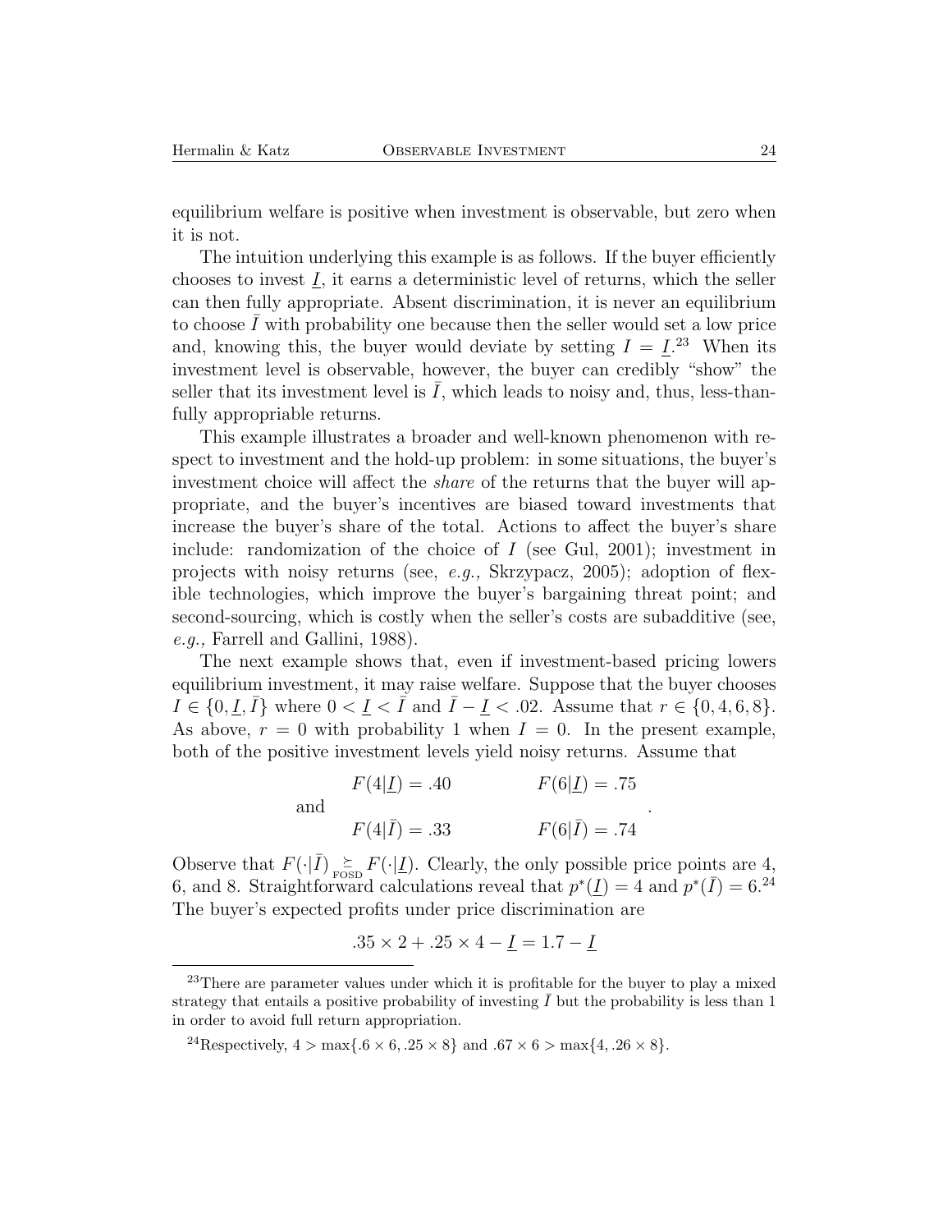equilibrium welfare is positive when investment is observable, but zero when it is not.

The intuition underlying this example is as follows. If the buyer efficiently chooses to invest $\underline{I}$, it earns a deterministic level of returns, which the seller can then fully appropriate. Absent discrimination, it is never an equilibrium to choose $\bar{I}$ with probability one because then the seller would set a low price and, knowing this, the buyer would deviate by setting $I = \underline{I}$.[23] When its investment level is observable, however, the buyer can credibly "show" the seller that its investment level is $\bar{I}$, which leads to noisy and, thus, less-than-fully appropriable returns.

This example illustrates a broader and well-known phenomenon with respect to investment and the hold-up problem: in some situations, the buyer's investment choice will affect the *share* of the returns that the buyer will appropriate, and the buyer's incentives are biased toward investments that increase the buyer's share of the total. Actions to affect the buyer's share include: randomization of the choice of $I$ (see Gul, 2001); investment in projects with noisy returns (see, *e.g.,* Skrzypacz, 2005); adoption of flexible technologies, which improve the buyer's bargaining threat point; and second-sourcing, which is costly when the seller's costs are subadditive (see, *e.g.,* Farrell and Gallini, 1988).

The next example shows that, even if investment-based pricing lowers equilibrium investment, it may raise welfare. Suppose that the buyer chooses $I \in \{0, \underline{I}, \bar{I}\}$ where $0 < \underline{I} < \bar{I}$ and $\bar{I} - \underline{I} < .02$. Assume that $r \in \{0, 4, 6, 8\}$. As above, $r = 0$ with probability 1 when $I = 0$. In the present example, both of the positive investment levels yield noisy returns. Assume that

$$\begin{array}{lll} & F(4|\underline{I}) = .40 & F(6|\underline{I}) = .75 \\ \text{and} & & \\ & F(4|\bar{I}) = .33 & F(6|\bar{I}) = .74 \end{array}.$$

Observe that $F(\cdot|\bar{I}) \succeq_{\text{FOSD}} F(\cdot|\underline{I})$. Clearly, the only possible price points are 4, 6, and 8. Straightforward calculations reveal that $p^*(\underline{I}) = 4$ and $p^*(\bar{I}) = 6$.[24] The buyer's expected profits under price discrimination are

$$.35 \times 2 + .25 \times 4 - \underline{I} = 1.7 - \underline{I}$$

---

[23] There are parameter values under which it is profitable for the buyer to play a mixed strategy that entails a positive probability of investing $\bar{I}$ but the probability is less than 1 in order to avoid full return appropriation.

[24] Respectively, $4 > \max\{.6 \times 6, .25 \times 8\}$ and $.67 \times 6 > \max\{4, .26 \times 8\}$.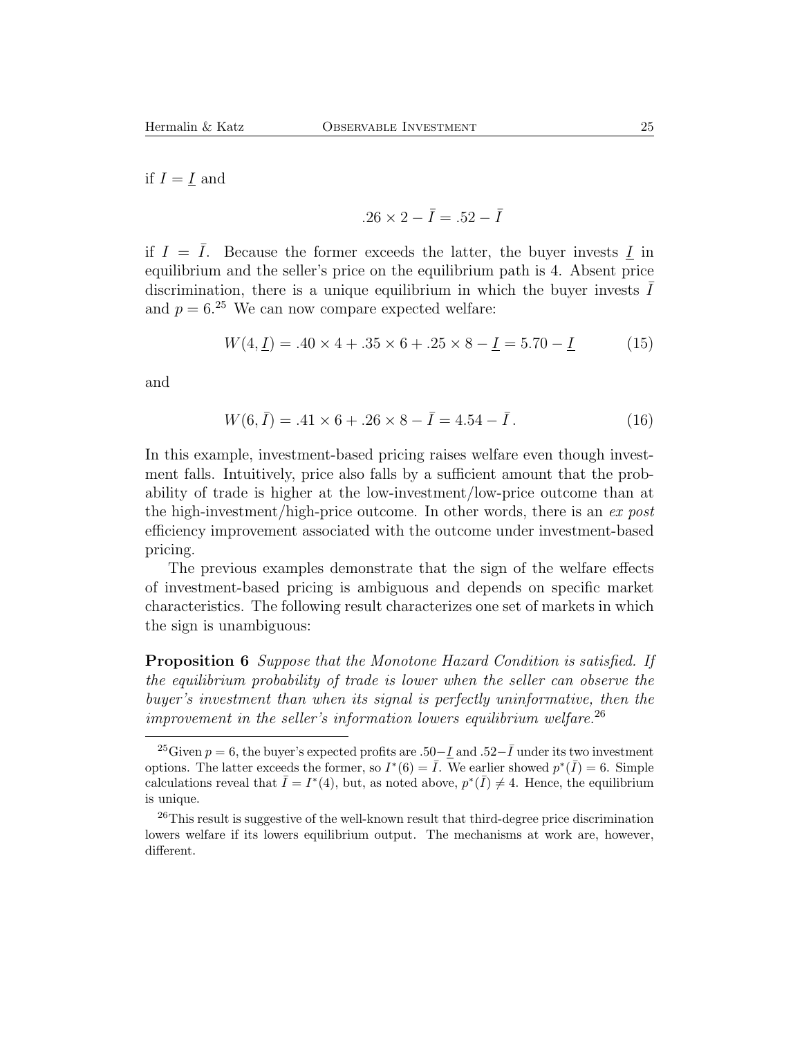if $I = \underline{I}$ and

$$.26 \times 2 - \bar{I} = .52 - \bar{I}$$

if $I = \bar{I}$. Because the former exceeds the latter, the buyer invests $\underline{I}$ in equilibrium and the seller's price on the equilibrium path is 4. Absent price discrimination, there is a unique equilibrium in which the buyer invests $\bar{I}$ and $p = 6$.[25] We can now compare expected welfare:

$$W(4, \underline{I}) = .40 \times 4 + .35 \times 6 + .25 \times 8 - \underline{I} = 5.70 - \underline{I} \tag{15}$$

and

$$W(6, \bar{I}) = .41 \times 6 + .26 \times 8 - \bar{I} = 4.54 - \bar{I}\,. \tag{16}$$

In this example, investment-based pricing raises welfare even though investment falls. Intuitively, price also falls by a sufficient amount that the probability of trade is higher at the low-investment/low-price outcome than at the high-investment/high-price outcome. In other words, there is an *ex post* efficiency improvement associated with the outcome under investment-based pricing.

The previous examples demonstrate that the sign of the welfare effects of investment-based pricing is ambiguous and depends on specific market characteristics. The following result characterizes one set of markets in which the sign is unambiguous:

**Proposition 6** *Suppose that the Monotone Hazard Condition is satisfied. If the equilibrium probability of trade is lower when the seller can observe the buyer's investment than when its signal is perfectly uninformative, then the improvement in the seller's information lowers equilibrium welfare.*[26]

---

[25] Given $p = 6$, the buyer's expected profits are $.50 - \underline{I}$ and $.52 - \bar{I}$ under its two investment options. The latter exceeds the former, so $I^*(6) = \bar{I}$. We earlier showed $p^*(\bar{I}) = 6$. Simple calculations reveal that $\bar{I} = I^*(4)$, but, as noted above, $p^*(\bar{I}) \neq 4$. Hence, the equilibrium is unique.

[26] This result is suggestive of the well-known result that third-degree price discrimination lowers welfare if its lowers equilibrium output. The mechanisms at work are, however, different.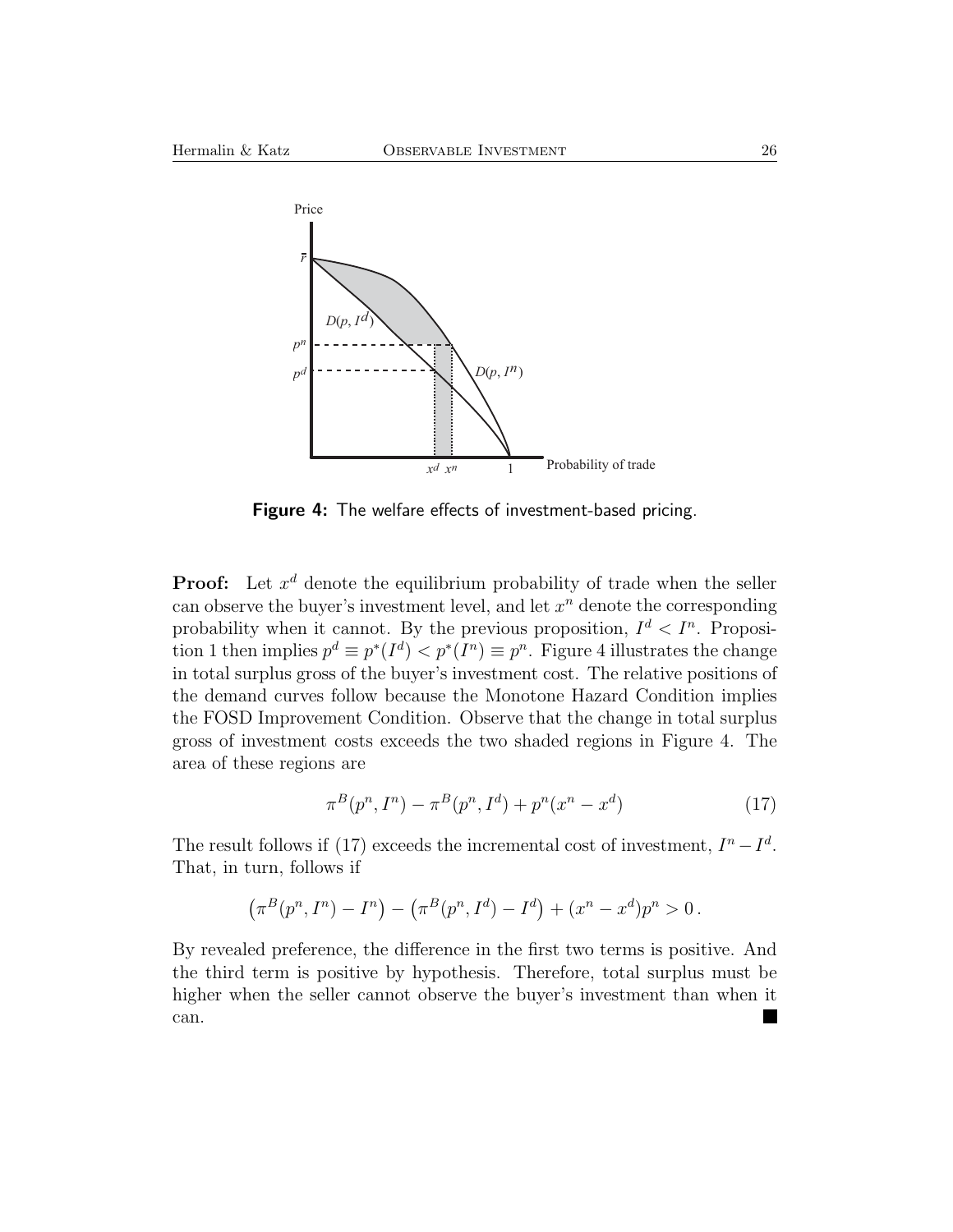Figure 4: The welfare effects of investment-based pricing.

**Proof:** Let $x^d$ denote the equilibrium probability of trade when the seller can observe the buyer's investment level, and let $x^n$ denote the corresponding probability when it cannot. By the previous proposition, $I^d < I^n$. Proposition 1 then implies $p^d \equiv p^*(I^d) < p^*(I^n) \equiv p^n$. Figure 4 illustrates the change in total surplus gross of the buyer's investment cost. The relative positions of the demand curves follow because the Monotone Hazard Condition implies the FOSD Improvement Condition. Observe that the change in total surplus gross of investment costs exceeds the two shaded regions in Figure 4. The area of these regions are

$$\pi^B(p^n, I^n) - \pi^B(p^n, I^d) + p^n(x^n - x^d) \tag{17}$$

The result follows if (17) exceeds the incremental cost of investment, $I^n - I^d$. That, in turn, follows if

$$\left(\pi^B(p^n, I^n) - I^n\right) - \left(\pi^B(p^n, I^d) - I^d\right) + (x^n - x^d)p^n > 0\,.$$

By revealed preference, the difference in the first two terms is positive. And the third term is positive by hypothesis. Therefore, total surplus must be higher when the seller cannot observe the buyer's investment than when it can. ■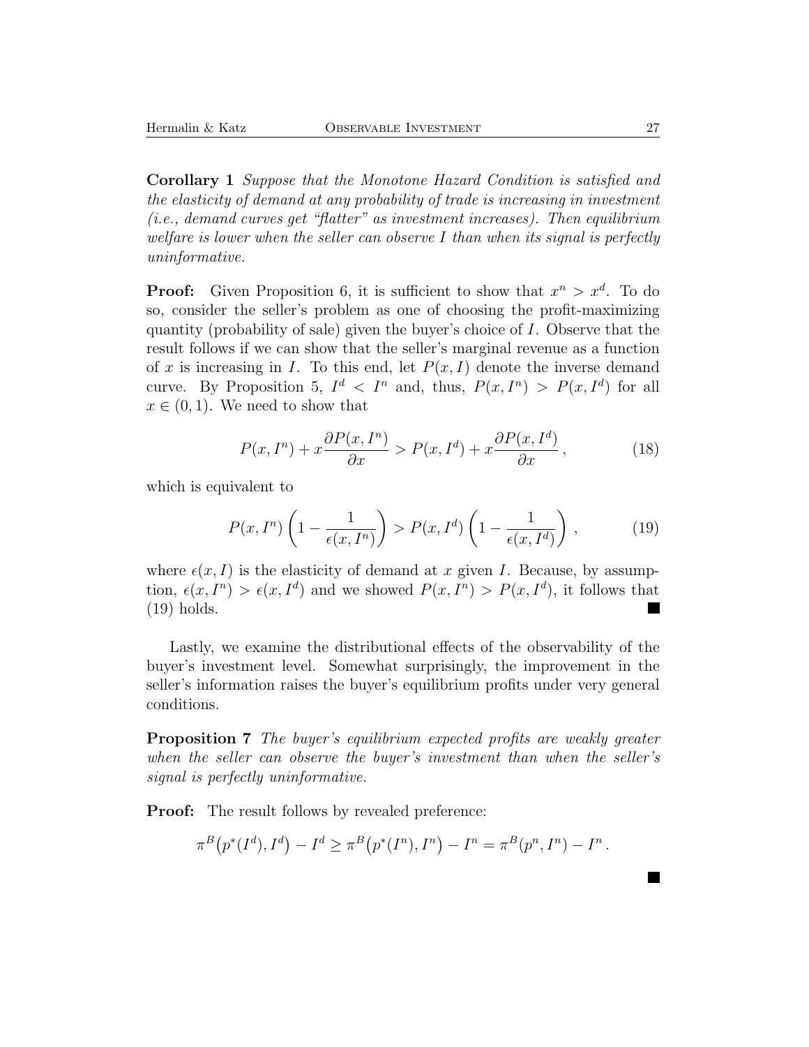**Corollary 1** *Suppose that the Monotone Hazard Condition is satisfied and the elasticity of demand at any probability of trade is increasing in investment (i.e., demand curves get "flatter" as investment increases). Then equilibrium welfare is lower when the seller can observe $I$ than when its signal is perfectly uninformative.*

**Proof:** Given Proposition 6, it is sufficient to show that $x^n > x^d$. To do so, consider the seller's problem as one of choosing the profit-maximizing quantity (probability of sale) given the buyer's choice of $I$. Observe that the result follows if we can show that the seller's marginal revenue as a function of $x$ is increasing in $I$. To this end, let $P(x, I)$ denote the inverse demand curve. By Proposition 5, $I^d < I^n$ and, thus, $P(x, I^n) > P(x, I^d)$ for all $x \in (0, 1)$. We need to show that

$$P(x, I^n) + x\frac{\partial P(x, I^n)}{\partial x} > P(x, I^d) + x\frac{\partial P(x, I^d)}{\partial x}\,, \tag{18}$$

which is equivalent to

$$P(x, I^n)\left(1 - \frac{1}{\epsilon(x, I^n)}\right) > P(x, I^d)\left(1 - \frac{1}{\epsilon(x, I^d)}\right)\,, \tag{19}$$

where $\epsilon(x, I)$ is the elasticity of demand at $x$ given $I$. Because, by assumption, $\epsilon(x, I^n) > \epsilon(x, I^d)$ and we showed $P(x, I^n) > P(x, I^d)$, it follows that (19) holds. ■

Lastly, we examine the distributional effects of the observability of the buyer's investment level. Somewhat surprisingly, the improvement in the seller's information raises the buyer's equilibrium profits under very general conditions.

**Proposition 7** *The buyer's equilibrium expected profits are weakly greater when the seller can observe the buyer's investment than when the seller's signal is perfectly uninformative.*

**Proof:** The result follows by revealed preference:

$$\pi^B\big(p^*(I^d), I^d\big) - I^d \geq \pi^B\big(p^*(I^n), I^n\big) - I^n = \pi^B(p^n, I^n) - I^n\,.$$

■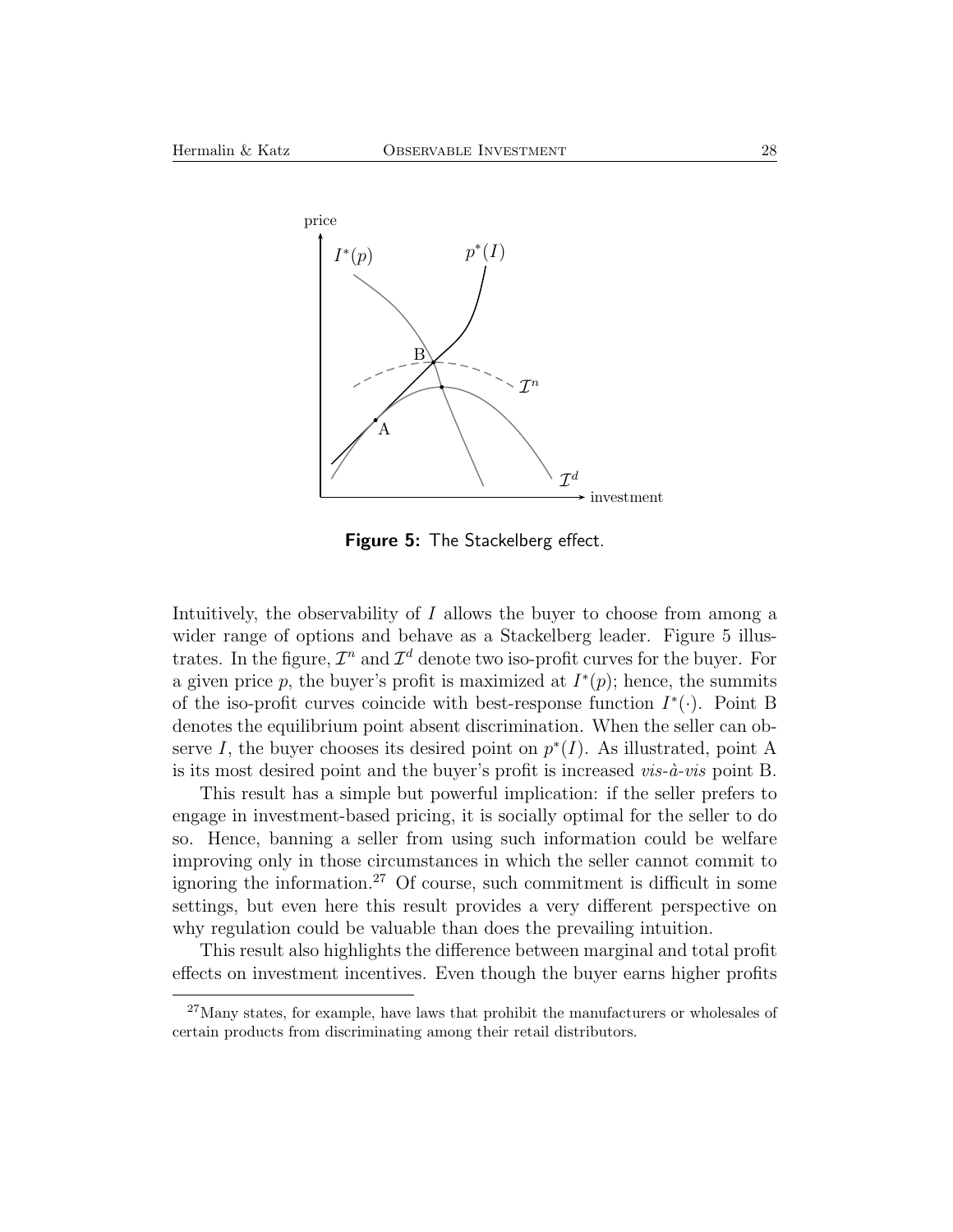Figure 5: The Stackelberg effect.

Intuitively, the observability of $I$ allows the buyer to choose from among a wider range of options and behave as a Stackelberg leader. Figure 5 illustrates. In the figure, $\mathcal{I}^n$ and $\mathcal{I}^d$ denote two iso-profit curves for the buyer. For a given price $p$, the buyer's profit is maximized at $I^*(p)$; hence, the summits of the iso-profit curves coincide with best-response function $I^*(\cdot)$. Point B denotes the equilibrium point absent discrimination. When the seller can observe $I$, the buyer chooses its desired point on $p^*(I)$. As illustrated, point A is its most desired point and the buyer's profit is increased *vis-à-vis* point B.

This result has a simple but powerful implication: if the seller prefers to engage in investment-based pricing, it is socially optimal for the seller to do so. Hence, banning a seller from using such information could be welfare improving only in those circumstances in which the seller cannot commit to ignoring the information.[27] Of course, such commitment is difficult in some settings, but even here this result provides a very different perspective on why regulation could be valuable than does the prevailing intuition.

This result also highlights the difference between marginal and total profit effects on investment incentives. Even though the buyer earns higher profits

[27] Many states, for example, have laws that prohibit the manufacturers or wholesales of certain products from discriminating among their retail distributors.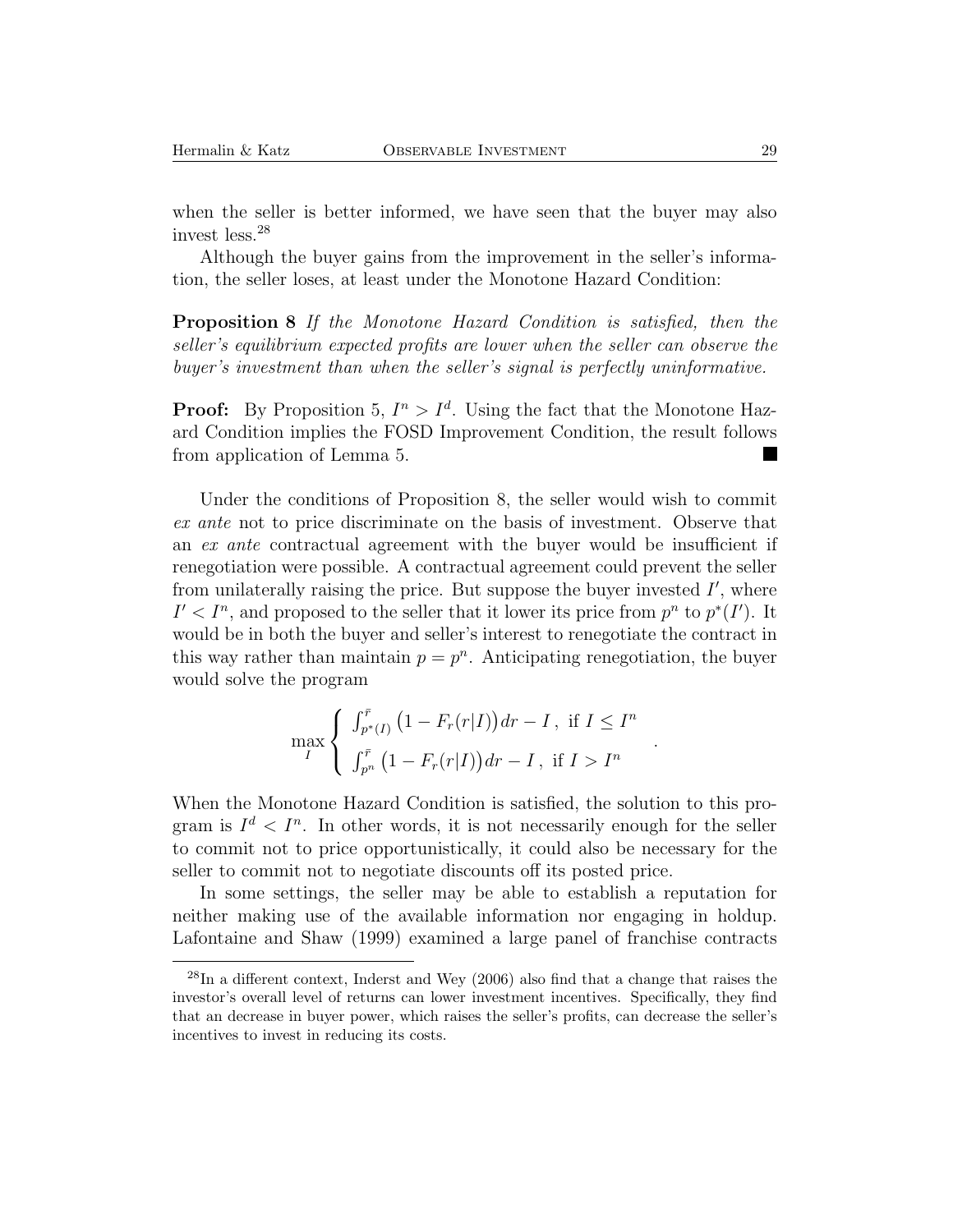when the seller is better informed, we have seen that the buyer may also invest less.[28]

Although the buyer gains from the improvement in the seller's information, the seller loses, at least under the Monotone Hazard Condition:

**Proposition 8** *If the Monotone Hazard Condition is satisfied, then the seller's equilibrium expected profits are lower when the seller can observe the buyer's investment than when the seller's signal is perfectly uninformative.*

**Proof:** By Proposition 5, $I^n > I^d$. Using the fact that the Monotone Hazard Condition implies the FOSD Improvement Condition, the result follows from application of Lemma 5. ■

Under the conditions of Proposition 8, the seller would wish to commit *ex ante* not to price discriminate on the basis of investment. Observe that an *ex ante* contractual agreement with the buyer would be insufficient if renegotiation were possible. A contractual agreement could prevent the seller from unilaterally raising the price. But suppose the buyer invested $I'$, where $I' < I^n$, and proposed to the seller that it lower its price from $p^n$ to $p^*(I')$. It would be in both the buyer and seller's interest to renegotiate the contract in this way rather than maintain $p = p^n$. Anticipating renegotiation, the buyer would solve the program

$$\max_I \begin{cases} \int_{p^*(I)}^{\bar{r}} \big(1 - F_r(r|I)\big) dr - I \,, \text{ if } I \leq I^n \\ \int_{p^n}^{\bar{r}} \big(1 - F_r(r|I)\big) dr - I \,, \text{ if } I > I^n \end{cases} .$$

When the Monotone Hazard Condition is satisfied, the solution to this program is $I^d < I^n$. In other words, it is not necessarily enough for the seller to commit not to price opportunistically, it could also be necessary for the seller to commit not to negotiate discounts off its posted price.

In some settings, the seller may be able to establish a reputation for neither making use of the available information nor engaging in holdup. Lafontaine and Shaw (1999) examined a large panel of franchise contracts

[28] In a different context, Inderst and Wey (2006) also find that a change that raises the investor's overall level of returns can lower investment incentives. Specifically, they find that an decrease in buyer power, which raises the seller's profits, can decrease the seller's incentives to invest in reducing its costs.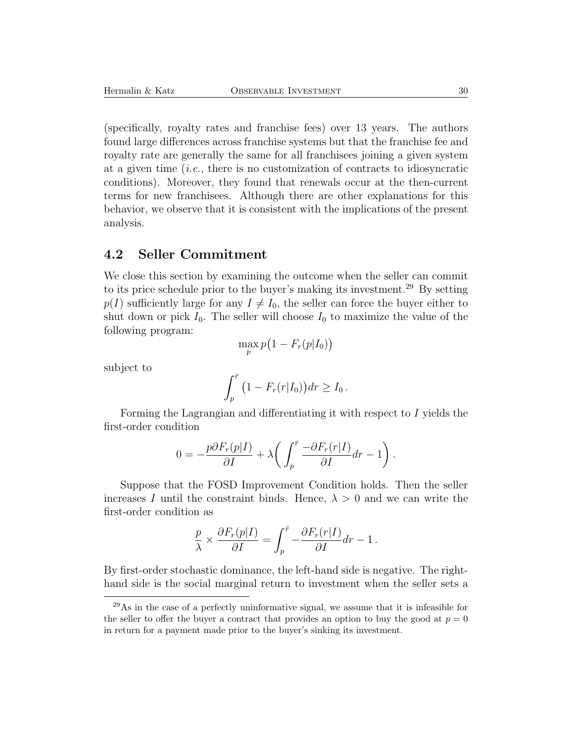(specifically, royalty rates and franchise fees) over 13 years. The authors found large differences across franchise systems but that the franchise fee and royalty rate are generally the same for all franchisees joining a given system at a given time (*i.e.,* there is no customization of contracts to idiosyncratic conditions). Moreover, they found that renewals occur at the then-current terms for new franchisees. Although there are other explanations for this behavior, we observe that it is consistent with the implications of the present analysis.

## 4.2 Seller Commitment

We close this section by examining the outcome when the seller can commit to its price schedule prior to the buyer's making its investment.[29] By setting $p(I)$ sufficiently large for any $I \neq I_0$, the seller can force the buyer either to shut down or pick $I_0$. The seller will choose $I_0$ to maximize the value of the following program:

$$\max_p p\big(1 - F_r(p|I_0)\big)$$

subject to

$$\int_p^{\bar{r}} \big(1 - F_r(r|I_0)\big)dr \geq I_0 \,.$$

Forming the Lagrangian and differentiating it with respect to $I$ yields the first-order condition

$$0 = -\frac{p\partial F_r(p|I)}{\partial I} + \lambda\bigg(\int_p^{\bar{r}} \frac{-\partial F_r(r|I)}{\partial I}dr - 1\bigg)\,.$$

Suppose that the FOSD Improvement Condition holds. Then the seller increases $I$ until the constraint binds. Hence, $\lambda > 0$ and we can write the first-order condition as

$$\frac{p}{\lambda} \times \frac{\partial F_r(p|I)}{\partial I} = \int_p^{\bar{r}} -\frac{\partial F_r(r|I)}{\partial I}dr - 1\,.$$

By first-order stochastic dominance, the left-hand side is negative. The right-hand side is the social marginal return to investment when the seller sets a

[29] As in the case of a perfectly uninformative signal, we assume that it is infeasible for the seller to offer the buyer a contract that provides an option to buy the good at $p = 0$ in return for a payment made prior to the buyer's sinking its investment.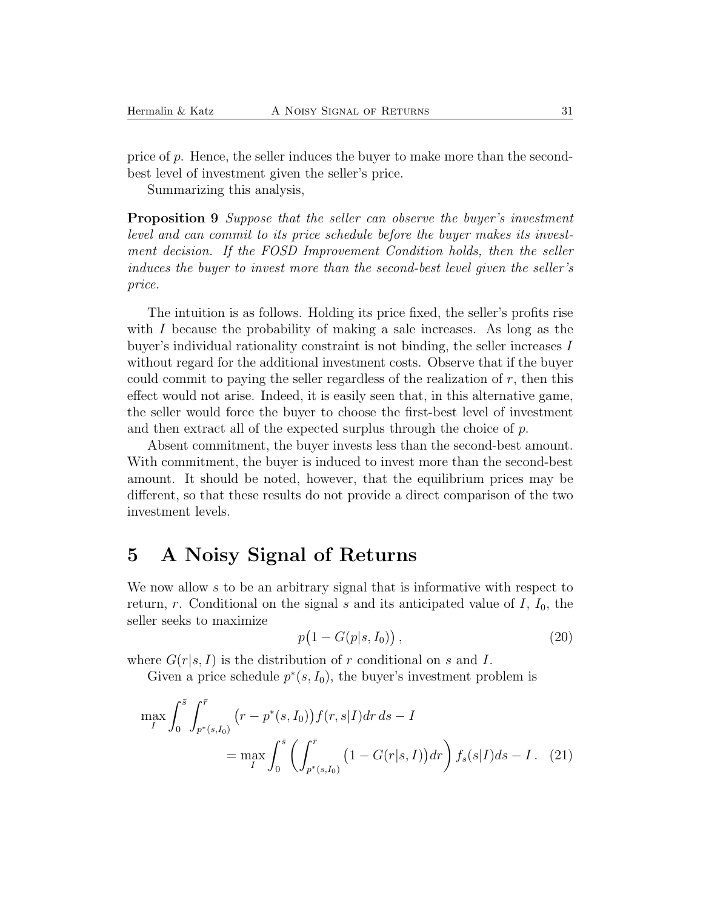price of $p$. Hence, the seller induces the buyer to make more than the second-best level of investment given the seller's price.

Summarizing this analysis,

**Proposition 9** *Suppose that the seller can observe the buyer's investment level and can commit to its price schedule before the buyer makes its investment decision. If the FOSD Improvement Condition holds, then the seller induces the buyer to invest more than the second-best level given the seller's price.*

The intuition is as follows. Holding its price fixed, the seller's profits rise with $I$ because the probability of making a sale increases. As long as the buyer's individual rationality constraint is not binding, the seller increases $I$ without regard for the additional investment costs. Observe that if the buyer could commit to paying the seller regardless of the realization of $r$, then this effect would not arise. Indeed, it is easily seen that, in this alternative game, the seller would force the buyer to choose the first-best level of investment and then extract all of the expected surplus through the choice of $p$.

Absent commitment, the buyer invests less than the second-best amount. With commitment, the buyer is induced to invest more than the second-best amount. It should be noted, however, that the equilibrium prices may be different, so that these results do not provide a direct comparison of the two investment levels.

# 5 A Noisy Signal of Returns

We now allow $s$ to be an arbitrary signal that is informative with respect to return, $r$. Conditional on the signal $s$ and its anticipated value of $I$, $I_0$, the seller seeks to maximize

$$p\big(1 - G(p|s, I_0)\big)\,, \tag{20}$$

where $G(r|s, I)$ is the distribution of $r$ conditional on $s$ and $I$.

Given a price schedule $p^*(s, I_0)$, the buyer's investment problem is

$$\max_I \int_0^{\bar{s}} \int_{p^*(s,I_0)}^{\bar{r}} \big(r - p^*(s, I_0)\big) f(r, s|I) dr\, ds - I$$
$$= \max_I \int_0^{\bar{s}} \left( \int_{p^*(s,I_0)}^{\bar{r}} \big(1 - G(r|s, I)\big) dr \right) f_s(s|I) ds - I\,. \tag{21}$$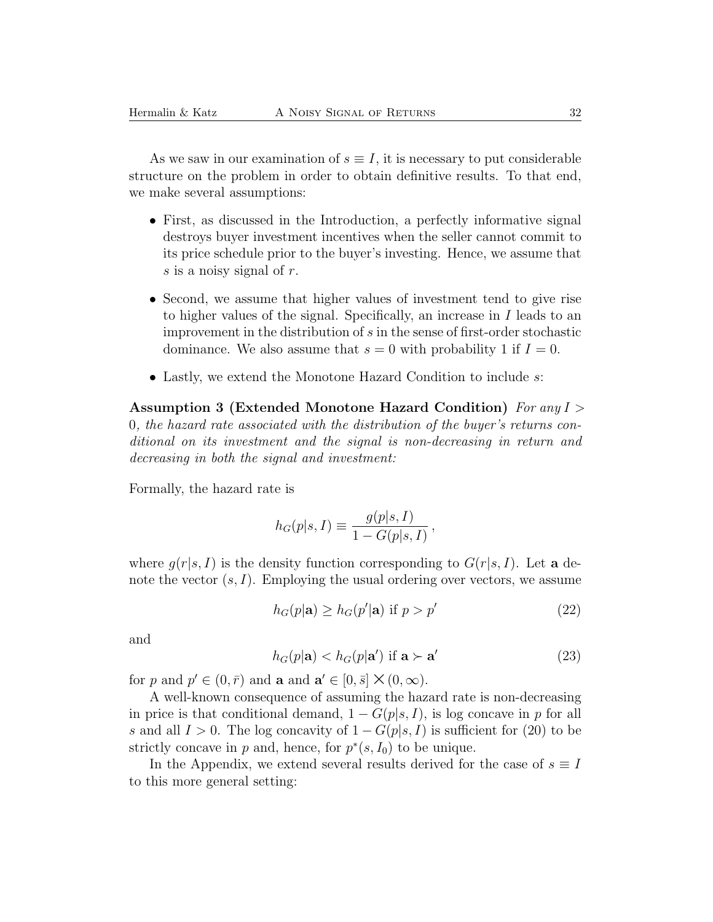As we saw in our examination of $s \equiv I$, it is necessary to put considerable structure on the problem in order to obtain definitive results. To that end, we make several assumptions:

- First, as discussed in the Introduction, a perfectly informative signal destroys buyer investment incentives when the seller cannot commit to its price schedule prior to the buyer's investing. Hence, we assume that $s$ is a noisy signal of $r$.
- Second, we assume that higher values of investment tend to give rise to higher values of the signal. Specifically, an increase in $I$ leads to an improvement in the distribution of $s$ in the sense of first-order stochastic dominance. We also assume that $s = 0$ with probability 1 if $I = 0$.
- Lastly, we extend the Monotone Hazard Condition to include $s$:

**Assumption 3 (Extended Monotone Hazard Condition)** *For any $I > 0$, the hazard rate associated with the distribution of the buyer's returns conditional on its investment and the signal is non-decreasing in return and decreasing in both the signal and investment:*

Formally, the hazard rate is

$$h_G(p|s, I) \equiv \frac{g(p|s, I)}{1 - G(p|s, I)} ,$$

where $g(r|s, I)$ is the density function corresponding to $G(r|s, I)$. Let $\mathbf{a}$ denote the vector $(s, I)$. Employing the usual ordering over vectors, we assume

$$h_G(p|\mathbf{a}) \geq h_G(p'|\mathbf{a}) \text{ if } p > p' \tag{22}$$

and

$$h_G(p|\mathbf{a}) < h_G(p|\mathbf{a}') \text{ if } \mathbf{a} \succ \mathbf{a}' \tag{23}$$

for $p$ and $p' \in (0, \bar{r})$ and $\mathbf{a}$ and $\mathbf{a}' \in [0, \bar{s}] \times (0, \infty)$.

A well-known consequence of assuming the hazard rate is non-decreasing in price is that conditional demand, $1 - G(p|s, I)$, is log concave in $p$ for all $s$ and all $I > 0$. The log concavity of $1 - G(p|s, I)$ is sufficient for (20) to be strictly concave in $p$ and, hence, for $p^*(s, I_0)$ to be unique.

In the Appendix, we extend several results derived for the case of $s \equiv I$ to this more general setting: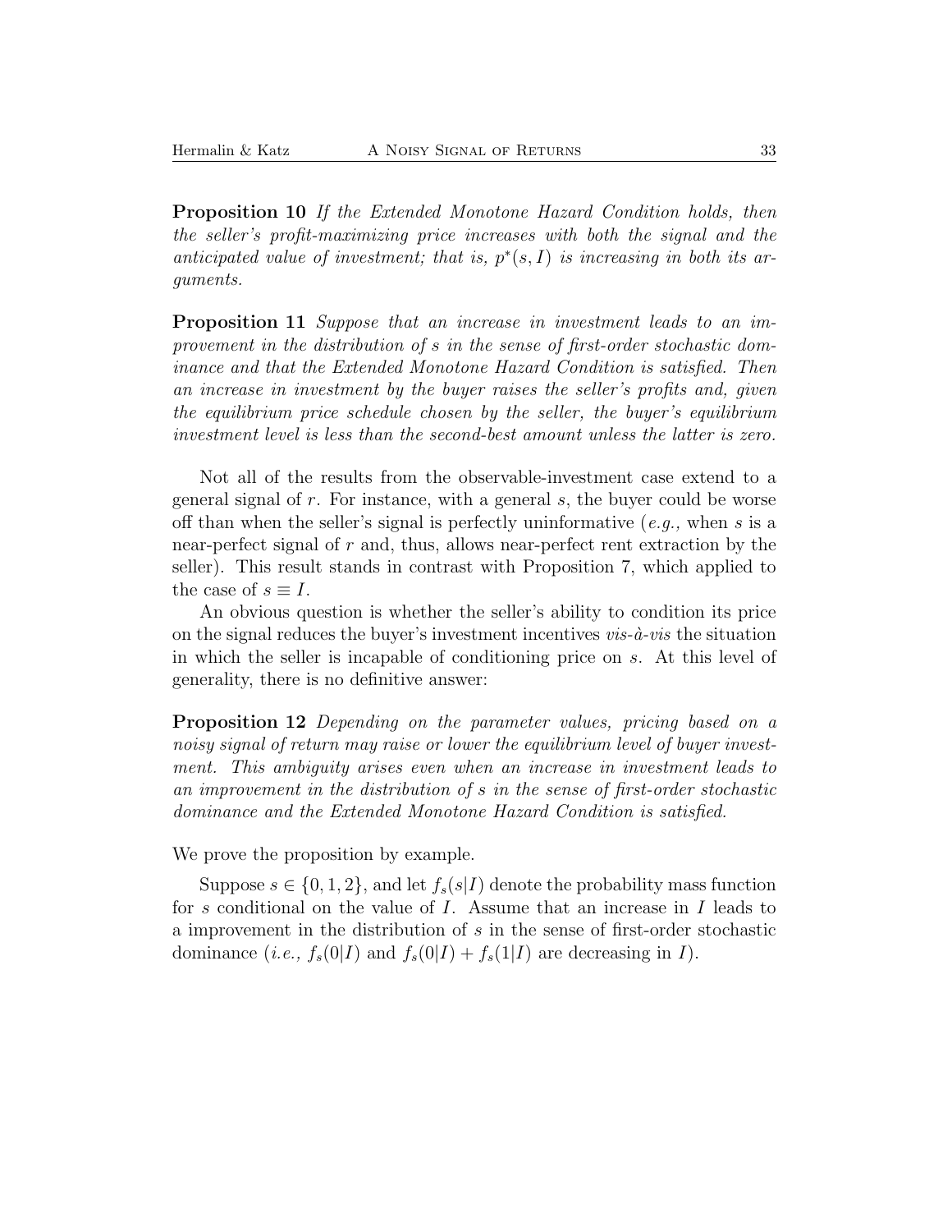**Proposition 10** *If the Extended Monotone Hazard Condition holds, then the seller's profit-maximizing price increases with both the signal and the anticipated value of investment; that is, $p^*(s, I)$ is increasing in both its arguments.*

**Proposition 11** *Suppose that an increase in investment leads to an improvement in the distribution of $s$ in the sense of first-order stochastic dominance and that the Extended Monotone Hazard Condition is satisfied. Then an increase in investment by the buyer raises the seller's profits and, given the equilibrium price schedule chosen by the seller, the buyer's equilibrium investment level is less than the second-best amount unless the latter is zero.*

Not all of the results from the observable-investment case extend to a general signal of $r$. For instance, with a general $s$, the buyer could be worse off than when the seller's signal is perfectly uninformative (*e.g.,* when $s$ is a near-perfect signal of $r$ and, thus, allows near-perfect rent extraction by the seller). This result stands in contrast with Proposition 7, which applied to the case of $s \equiv I$.

An obvious question is whether the seller's ability to condition its price on the signal reduces the buyer's investment incentives *vis-à-vis* the situation in which the seller is incapable of conditioning price on $s$. At this level of generality, there is no definitive answer:

**Proposition 12** *Depending on the parameter values, pricing based on a noisy signal of return may raise or lower the equilibrium level of buyer investment. This ambiguity arises even when an increase in investment leads to an improvement in the distribution of $s$ in the sense of first-order stochastic dominance and the Extended Monotone Hazard Condition is satisfied.*

We prove the proposition by example.

Suppose $s \in \{0, 1, 2\}$, and let $f_s(s|I)$ denote the probability mass function for $s$ conditional on the value of $I$. Assume that an increase in $I$ leads to a improvement in the distribution of $s$ in the sense of first-order stochastic dominance (*i.e.,* $f_s(0|I)$ and $f_s(0|I) + f_s(1|I)$ are decreasing in $I$).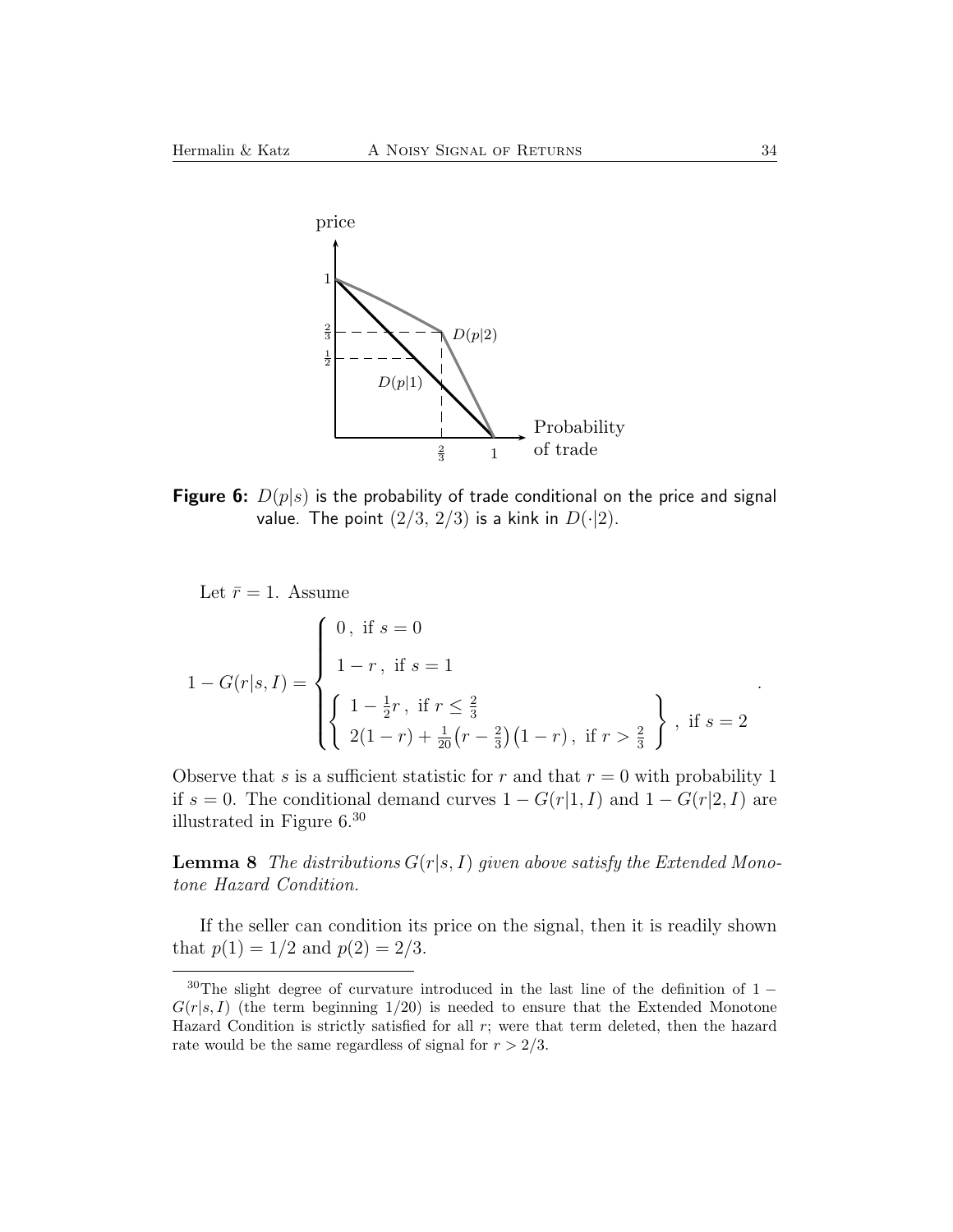**Figure 6:** $D(p|s)$ is the probability of trade conditional on the price and signal value. The point $(2/3,\ 2/3)$ is a kink in $D(\cdot|2)$.

Let $\bar{r} = 1$. Assume

$$
1 - G(r|s, I) = \begin{cases} 0\,, \text{ if } s = 0 \\ 1 - r\,, \text{ if } s = 1 \\ \left\{ \begin{array}{l} 1 - \frac{1}{2}r\,, \text{ if } r \leq \frac{2}{3} \\ 2(1-r) + \frac{1}{20}\big(r - \frac{2}{3}\big)\big(1-r\big)\,, \text{ if } r > \frac{2}{3} \end{array} \right\}\,, \text{ if } s = 2 \end{cases} .
$$

Observe that $s$ is a sufficient statistic for $r$ and that $r = 0$ with probability 1 if $s = 0$. The conditional demand curves $1 - G(r|1, I)$ and $1 - G(r|2, I)$ are illustrated in Figure 6.[30]

**Lemma 8** *The distributions $G(r|s, I)$ given above satisfy the Extended Monotone Hazard Condition.*

If the seller can condition its price on the signal, then it is readily shown that $p(1) = 1/2$ and $p(2) = 2/3$.

[30]The slight degree of curvature introduced in the last line of the definition of $1 - G(r|s, I)$ (the term beginning $1/20$) is needed to ensure that the Extended Monotone Hazard Condition is strictly satisfied for all $r$; were that term deleted, then the hazard rate would be the same regardless of signal for $r > 2/3$.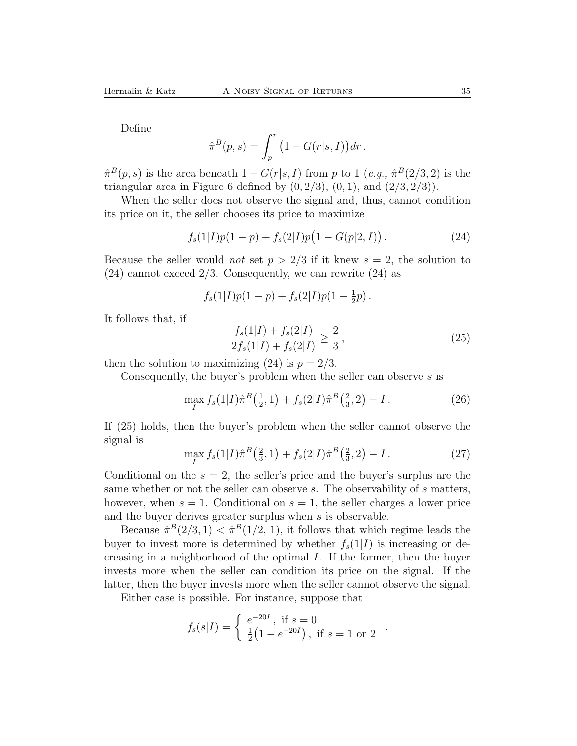Define

$$\hat{\pi}^B(p,s) = \int_p^{\bar{r}} \big(1 - G(r|s,I)\big)dr\,.$$

$\hat{\pi}^B(p,s)$ is the area beneath $1 - G(r|s,I)$ from $p$ to 1 (*e.g.,* $\hat{\pi}^B(2/3,2)$ is the triangular area in Figure 6 defined by $(0,2/3)$, $(0,1)$, and $(2/3,2/3)$).

When the seller does not observe the signal and, thus, cannot condition its price on it, the seller chooses its price to maximize

$$f_s(1|I)p(1-p) + f_s(2|I)p\big(1 - G(p|2,I)\big)\,. \tag{24}$$

Because the seller would *not* set $p > 2/3$ if it knew $s = 2$, the solution to (24) cannot exceed 2/3. Consequently, we can rewrite (24) as

$$f_s(1|I)p(1-p) + f_s(2|I)p(1 - \tfrac{1}{2}p)\,.$$

It follows that, if

$$\frac{f_s(1|I) + f_s(2|I)}{2f_s(1|I) + f_s(2|I)} \geq \frac{2}{3}\,, \tag{25}$$

then the solution to maximizing (24) is $p = 2/3$.

Consequently, the buyer's problem when the seller can observe $s$ is

$$\max_I f_s(1|I)\hat{\pi}^B\big(\tfrac{1}{2},1\big) + f_s(2|I)\hat{\pi}^B\big(\tfrac{2}{3},2\big) - I\,. \tag{26}$$

If (25) holds, then the buyer's problem when the seller cannot observe the signal is

$$\max_I f_s(1|I)\hat{\pi}^B\big(\tfrac{2}{3},1\big) + f_s(2|I)\hat{\pi}^B\big(\tfrac{2}{3},2\big) - I\,. \tag{27}$$

Conditional on the $s = 2$, the seller's price and the buyer's surplus are the same whether or not the seller can observe $s$. The observability of $s$ matters, however, when $s = 1$. Conditional on $s = 1$, the seller charges a lower price and the buyer derives greater surplus when $s$ is observable.

Because $\hat{\pi}^B(2/3,1) < \hat{\pi}^B(1/2,\,1)$, it follows that which regime leads the buyer to invest more is determined by whether $f_s(1|I)$ is increasing or decreasing in a neighborhood of the optimal $I$. If the former, then the buyer invests more when the seller can condition its price on the signal. If the latter, then the buyer invests more when the seller cannot observe the signal.

Either case is possible. For instance, suppose that

$$f_s(s|I) = \begin{cases} e^{-20I}\,, \text{ if } s = 0 \\ \frac{1}{2}\big(1 - e^{-20I}\big)\,, \text{ if } s = 1 \text{ or } 2 \end{cases}.$$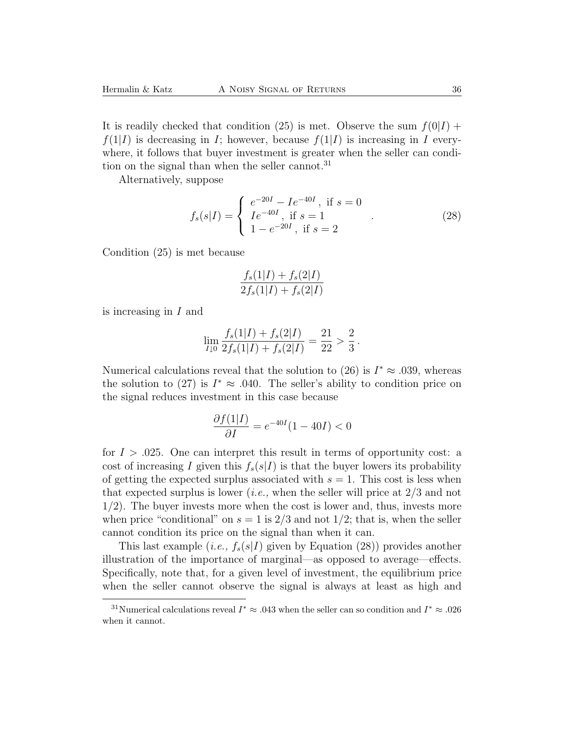It is readily checked that condition (25) is met. Observe the sum $f(0|I) + f(1|I)$ is decreasing in $I$; however, because $f(1|I)$ is increasing in $I$ everywhere, it follows that buyer investment is greater when the seller can condition on the signal than when the seller cannot.[31]

Alternatively, suppose

$$f_s(s|I) = \begin{cases} e^{-20I} - Ie^{-40I}, \text{ if } s = 0 \\ Ie^{-40I}, \text{ if } s = 1 \\ 1 - e^{-20I}, \text{ if } s = 2 \end{cases} . \tag{28}$$

Condition (25) is met because

$$\frac{f_s(1|I) + f_s(2|I)}{2f_s(1|I) + f_s(2|I)}$$

is increasing in $I$ and

$$\lim_{I \downarrow 0} \frac{f_s(1|I) + f_s(2|I)}{2f_s(1|I) + f_s(2|I)} = \frac{21}{22} > \frac{2}{3}.$$

Numerical calculations reveal that the solution to (26) is $I^* \approx .039$, whereas the solution to (27) is $I^* \approx .040$. The seller's ability to condition price on the signal reduces investment in this case because

$$\frac{\partial f(1|I)}{\partial I} = e^{-40I}(1 - 40I) < 0$$

for $I > .025$. One can interpret this result in terms of opportunity cost: a cost of increasing $I$ given this $f_s(s|I)$ is that the buyer lowers its probability of getting the expected surplus associated with $s = 1$. This cost is less when that expected surplus is lower (*i.e.,* when the seller will price at $2/3$ and not $1/2$). The buyer invests more when the cost is lower and, thus, invests more when price "conditional" on $s = 1$ is $2/3$ and not $1/2$; that is, when the seller cannot condition its price on the signal than when it can.

This last example (*i.e.,* $f_s(s|I)$ given by Equation (28)) provides another illustration of the importance of marginal—as opposed to average—effects. Specifically, note that, for a given level of investment, the equilibrium price when the seller cannot observe the signal is always at least as high and

[31] Numerical calculations reveal $I^* \approx .043$ when the seller can so condition and $I^* \approx .026$ when it cannot.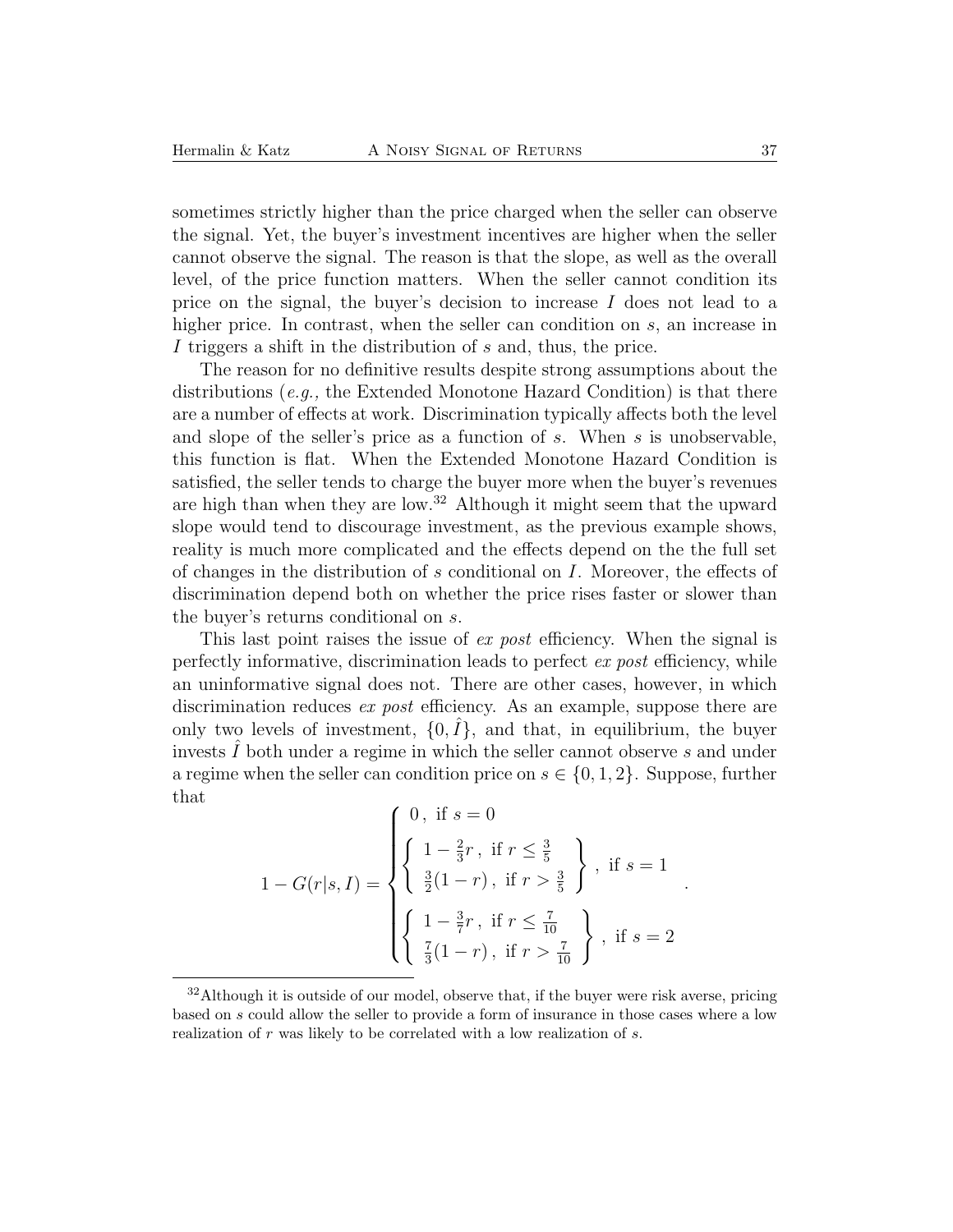sometimes strictly higher than the price charged when the seller can observe the signal. Yet, the buyer's investment incentives are higher when the seller cannot observe the signal. The reason is that the slope, as well as the overall level, of the price function matters. When the seller cannot condition its price on the signal, the buyer's decision to increase $I$ does not lead to a higher price. In contrast, when the seller can condition on $s$, an increase in $I$ triggers a shift in the distribution of $s$ and, thus, the price.

The reason for no definitive results despite strong assumptions about the distributions (*e.g.,* the Extended Monotone Hazard Condition) is that there are a number of effects at work. Discrimination typically affects both the level and slope of the seller's price as a function of $s$. When $s$ is unobservable, this function is flat. When the Extended Monotone Hazard Condition is satisfied, the seller tends to charge the buyer more when the buyer's revenues are high than when they are low.[32] Although it might seem that the upward slope would tend to discourage investment, as the previous example shows, reality is much more complicated and the effects depend on the the full set of changes in the distribution of $s$ conditional on $I$. Moreover, the effects of discrimination depend both on whether the price rises faster or slower than the buyer's returns conditional on $s$.

This last point raises the issue of *ex post* efficiency. When the signal is perfectly informative, discrimination leads to perfect *ex post* efficiency, while an uninformative signal does not. There are other cases, however, in which discrimination reduces *ex post* efficiency. As an example, suppose there are only two levels of investment, $\{0, \hat{I}\}$, and that, in equilibrium, the buyer invests $\hat{I}$ both under a regime in which the seller cannot observe $s$ and under a regime when the seller can condition price on $s \in \{0, 1, 2\}$. Suppose, further that

$$
1 - G(r|s, I) = \begin{cases} 0\,, \text{ if } s = 0 \\ \left\{ \begin{array}{l} 1 - \frac{2}{3}r\,, \text{ if } r \leq \frac{3}{5} \\ \frac{3}{2}(1 - r)\,, \text{ if } r > \frac{3}{5} \end{array} \right\}, \text{ if } s = 1 \\ \left\{ \begin{array}{l} 1 - \frac{3}{7}r\,, \text{ if } r \leq \frac{7}{10} \\ \frac{7}{3}(1 - r)\,, \text{ if } r > \frac{7}{10} \end{array} \right\}, \text{ if } s = 2 \end{cases} .
$$

[32] Although it is outside of our model, observe that, if the buyer were risk averse, pricing based on $s$ could allow the seller to provide a form of insurance in those cases where a low realization of $r$ was likely to be correlated with a low realization of $s$.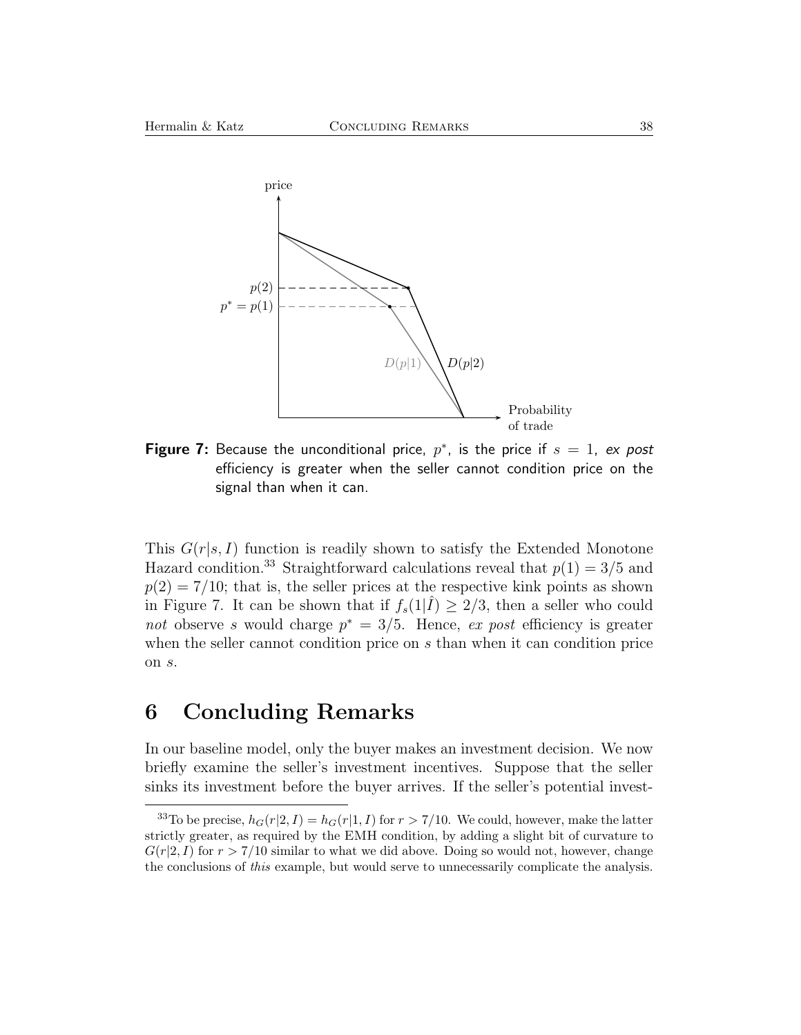**Figure 7:** Because the unconditional price, $p^*$, is the price if $s = 1$, *ex post* efficiency is greater when the seller cannot condition price on the signal than when it can.

This $G(r|s, I)$ function is readily shown to satisfy the Extended Monotone Hazard condition.[33] Straightforward calculations reveal that $p(1) = 3/5$ and $p(2) = 7/10$; that is, the seller prices at the respective kink points as shown in Figure 7. It can be shown that if $f_s(1|\hat{I}) \geq 2/3$, then a seller who could *not* observe $s$ would charge $p^* = 3/5$. Hence, *ex post* efficiency is greater when the seller cannot condition price on $s$ than when it can condition price on $s$.

# 6 Concluding Remarks

In our baseline model, only the buyer makes an investment decision. We now briefly examine the seller's investment incentives. Suppose that the seller sinks its investment before the buyer arrives. If the seller's potential invest-

[33] To be precise, $h_G(r|2, I) = h_G(r|1, I)$ for $r > 7/10$. We could, however, make the latter strictly greater, as required by the EMH condition, by adding a slight bit of curvature to $G(r|2, I)$ for $r > 7/10$ similar to what we did above. Doing so would not, however, change the conclusions of *this* example, but would serve to unnecessarily complicate the analysis.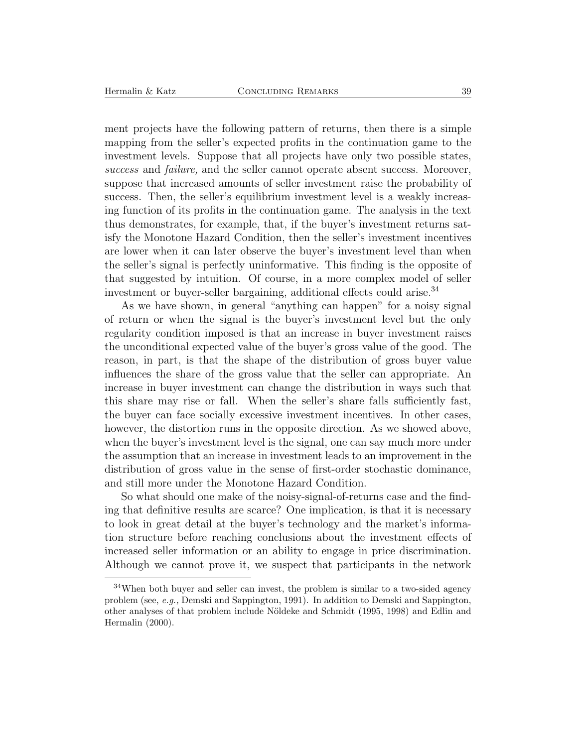ment projects have the following pattern of returns, then there is a simple mapping from the seller's expected profits in the continuation game to the investment levels. Suppose that all projects have only two possible states, *success* and *failure,* and the seller cannot operate absent success. Moreover, suppose that increased amounts of seller investment raise the probability of success. Then, the seller's equilibrium investment level is a weakly increasing function of its profits in the continuation game. The analysis in the text thus demonstrates, for example, that, if the buyer's investment returns satisfy the Monotone Hazard Condition, then the seller's investment incentives are lower when it can later observe the buyer's investment level than when the seller's signal is perfectly uninformative. This finding is the opposite of that suggested by intuition. Of course, in a more complex model of seller investment or buyer-seller bargaining, additional effects could arise.[34]

As we have shown, in general "anything can happen" for a noisy signal of return or when the signal is the buyer's investment level but the only regularity condition imposed is that an increase in buyer investment raises the unconditional expected value of the buyer's gross value of the good. The reason, in part, is that the shape of the distribution of gross buyer value influences the share of the gross value that the seller can appropriate. An increase in buyer investment can change the distribution in ways such that this share may rise or fall. When the seller's share falls sufficiently fast, the buyer can face socially excessive investment incentives. In other cases, however, the distortion runs in the opposite direction. As we showed above, when the buyer's investment level is the signal, one can say much more under the assumption that an increase in investment leads to an improvement in the distribution of gross value in the sense of first-order stochastic dominance, and still more under the Monotone Hazard Condition.

So what should one make of the noisy-signal-of-returns case and the finding that definitive results are scarce? One implication, is that it is necessary to look in great detail at the buyer's technology and the market's information structure before reaching conclusions about the investment effects of increased seller information or an ability to engage in price discrimination. Although we cannot prove it, we suspect that participants in the network

[34] When both buyer and seller can invest, the problem is similar to a two-sided agency problem (see, *e.g.,* Demski and Sappington, 1991). In addition to Demski and Sappington, other analyses of that problem include Nöldeke and Schmidt (1995, 1998) and Edlin and Hermalin (2000).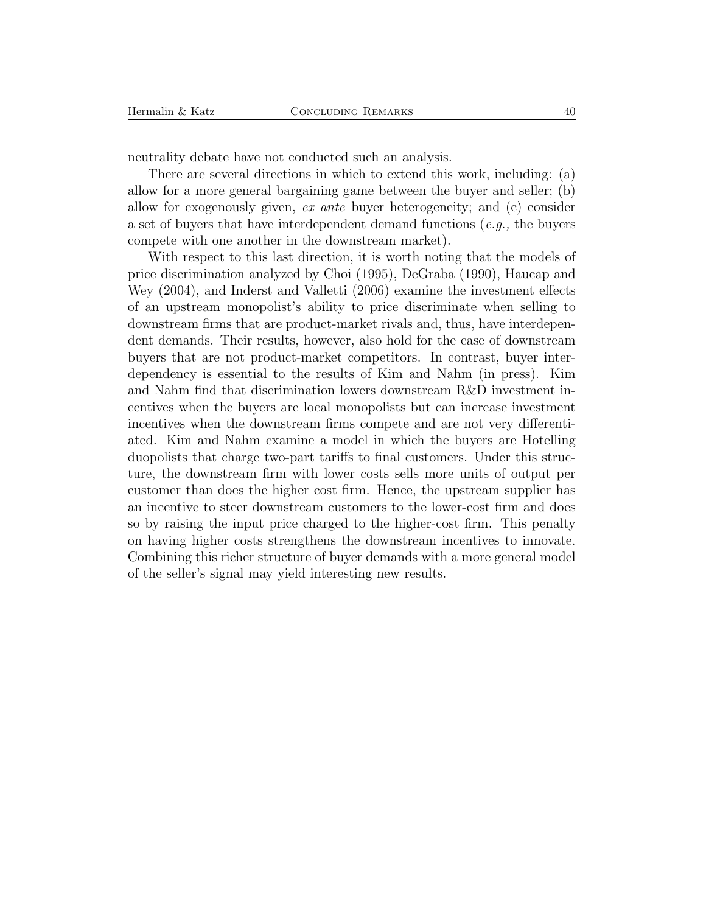neutrality debate have not conducted such an analysis.

There are several directions in which to extend this work, including: (a) allow for a more general bargaining game between the buyer and seller; (b) allow for exogenously given, *ex ante* buyer heterogeneity; and (c) consider a set of buyers that have interdependent demand functions (*e.g.,* the buyers compete with one another in the downstream market).

With respect to this last direction, it is worth noting that the models of price discrimination analyzed by Choi (1995), DeGraba (1990), Haucap and Wey (2004), and Inderst and Valletti (2006) examine the investment effects of an upstream monopolist's ability to price discriminate when selling to downstream firms that are product-market rivals and, thus, have interdependent demands. Their results, however, also hold for the case of downstream buyers that are not product-market competitors. In contrast, buyer interdependency is essential to the results of Kim and Nahm (in press). Kim and Nahm find that discrimination lowers downstream R&D investment incentives when the buyers are local monopolists but can increase investment incentives when the downstream firms compete and are not very differentiated. Kim and Nahm examine a model in which the buyers are Hotelling duopolists that charge two-part tariffs to final customers. Under this structure, the downstream firm with lower costs sells more units of output per customer than does the higher cost firm. Hence, the upstream supplier has an incentive to steer downstream customers to the lower-cost firm and does so by raising the input price charged to the higher-cost firm. This penalty on having higher costs strengthens the downstream incentives to innovate. Combining this richer structure of buyer demands with a more general model of the seller's signal may yield interesting new results.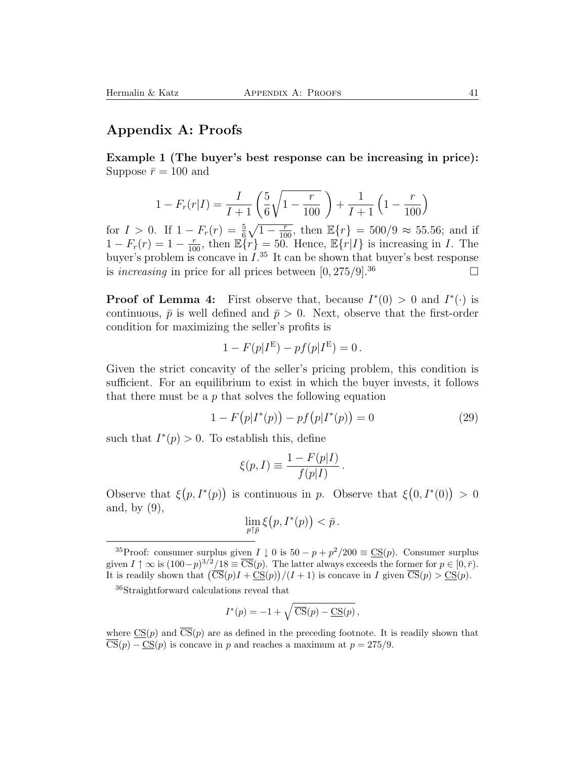## Appendix A: Proofs

**Example 1 (The buyer's best response can be increasing in price):** Suppose $\bar{r} = 100$ and

$$1 - F_r(r|I) = \frac{I}{I+1}\left(\frac{5}{6}\sqrt{1 - \frac{r}{100}}\,\right) + \frac{1}{I+1}\left(1 - \frac{r}{100}\right)$$

for $I > 0$. If $1 - F_r(r) = \frac{5}{6}\sqrt{1 - \frac{r}{100}}$, then $\mathbb{E}\{r\} = 500/9 \approx 55.56$; and if $1 - F_r(r) = 1 - \frac{r}{100}$, then $\mathbb{E}\{r\} = 50$. Hence, $\mathbb{E}\{r|I\}$ is increasing in $I$. The buyer's problem is concave in $I$.[35] It can be shown that buyer's best response is *increasing* in price for all prices between $[0, 275/9]$.[36] □

**Proof of Lemma 4:** First observe that, because $I^*(0) > 0$ and $I^*(\cdot)$ is continuous, $\bar{p}$ is well defined and $\bar{p} > 0$. Next, observe that the first-order condition for maximizing the seller's profits is

$$1 - F(p|I^{\mathrm{E}}) - pf(p|I^{\mathrm{E}}) = 0\,.$$

Given the strict concavity of the seller's pricing problem, this condition is sufficient. For an equilibrium to exist in which the buyer invests, it follows that there must be a $p$ that solves the following equation

$$1 - F\big(p|I^*(p)\big) - pf\big(p|I^*(p)\big) = 0 \tag{29}$$

such that $I^*(p) > 0$. To establish this, define

$$\xi(p, I) \equiv \frac{1 - F(p|I)}{f(p|I)}\,.$$

Observe that $\xi\big(p, I^*(p)\big)$ is continuous in $p$. Observe that $\xi\big(0, I^*(0)\big) > 0$ and, by (9),

$$\lim_{p \uparrow \bar{p}} \xi\big(p, I^*(p)\big) < \bar{p}\,.$$

---

[35] Proof: consumer surplus given $I \downarrow 0$ is $50 - p + p^2/200 \equiv \underline{\mathrm{CS}}(p)$. Consumer surplus given $I \uparrow \infty$ is $(100-p)^{3/2}/18 \equiv \overline{\mathrm{CS}}(p)$. The latter always exceeds the former for $p \in [0, \bar{r})$. It is readily shown that $\big(\overline{\mathrm{CS}}(p)I + \underline{\mathrm{CS}}(p)\big)/(I+1)$ is concave in $I$ given $\overline{\mathrm{CS}}(p) > \underline{\mathrm{CS}}(p)$.

[36] Straightforward calculations reveal that

$$I^*(p) = -1 + \sqrt{\overline{\mathrm{CS}}(p) - \underline{\mathrm{CS}}(p)}\,,$$

where $\underline{\mathrm{CS}}(p)$ and $\overline{\mathrm{CS}}(p)$ are as defined in the preceding footnote. It is readily shown that $\overline{\mathrm{CS}}(p) - \underline{\mathrm{CS}}(p)$ is concave in $p$ and reaches a maximum at $p = 275/9$.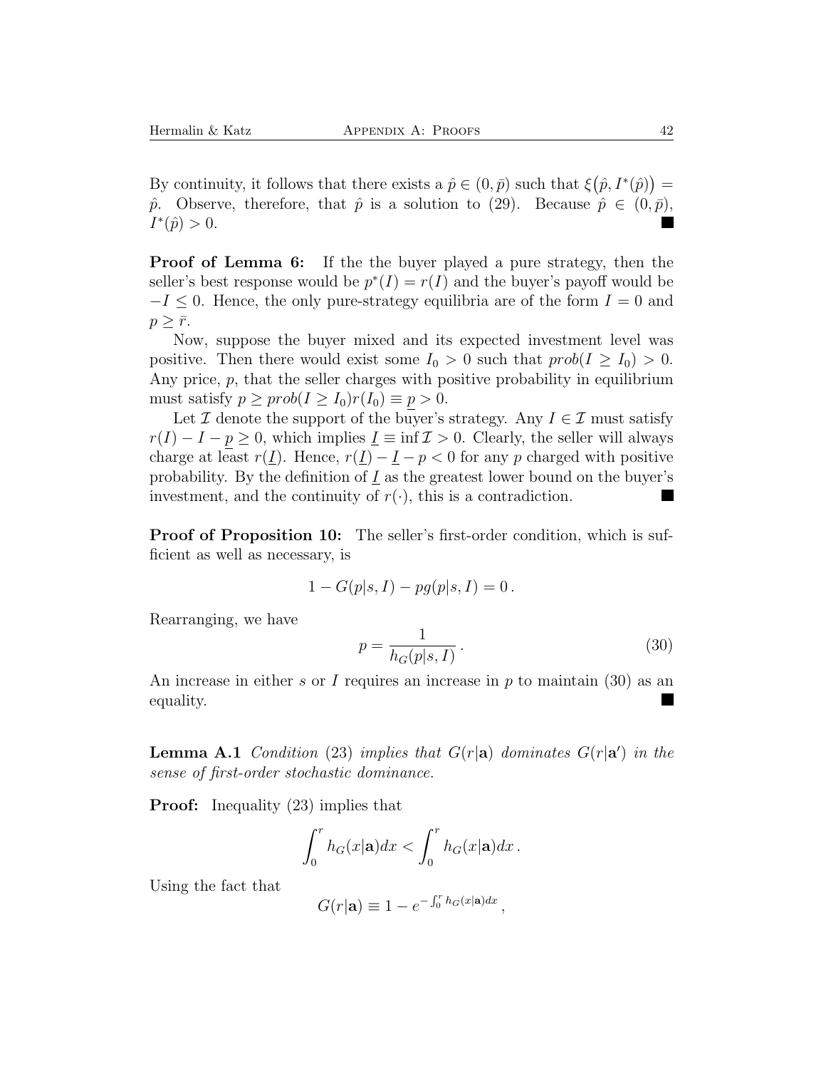By continuity, it follows that there exists a $\hat{p} \in (0, \bar{p})$ such that $\xi\big(\hat{p}, I^*(\hat{p})\big) = \hat{p}$. Observe, therefore, that $\hat{p}$ is a solution to (29). Because $\hat{p} \in (0, \bar{p})$, $I^*(\hat{p}) > 0$. ■

**Proof of Lemma 6:** If the the buyer played a pure strategy, then the seller's best response would be $p^*(I) = r(I)$ and the buyer's payoff would be $-I \leq 0$. Hence, the only pure-strategy equilibria are of the form $I = 0$ and $p \geq \bar{r}$.

Now, suppose the buyer mixed and its expected investment level was positive. Then there would exist some $I_0 > 0$ such that $prob(I \geq I_0) > 0$. Any price, $p$, that the seller charges with positive probability in equilibrium must satisfy $p \geq prob(I \geq I_0) r(I_0) \equiv \underline{p} > 0$.

Let $\mathcal{I}$ denote the support of the buyer's strategy. Any $I \in \mathcal{I}$ must satisfy $r(I) - I - \underline{p} \geq 0$, which implies $\underline{I} \equiv \inf \mathcal{I} > 0$. Clearly, the seller will always charge at least $r(\underline{I})$. Hence, $r(\underline{I}) - \underline{I} - p < 0$ for any $p$ charged with positive probability. By the definition of $\underline{I}$ as the greatest lower bound on the buyer's investment, and the continuity of $r(\cdot)$, this is a contradiction. ■

**Proof of Proposition 10:** The seller's first-order condition, which is sufficient as well as necessary, is

$$1 - G(p|s, I) - pg(p|s, I) = 0\,.$$

Rearranging, we have

$$p = \frac{1}{h_G(p|s, I)}\,. \tag{30}$$

An increase in either $s$ or $I$ requires an increase in $p$ to maintain (30) as an equality. ■

**Lemma A.1** *Condition* (23) *implies that* $G(r|\mathbf{a})$ *dominates* $G(r|\mathbf{a}')$ *in the sense of first-order stochastic dominance.*

**Proof:** Inequality (23) implies that

$$\int_0^r h_G(x|\mathbf{a})dx < \int_0^r h_G(x|\mathbf{a})dx\,.$$

Using the fact that

$$G(r|\mathbf{a}) \equiv 1 - e^{-\int_0^r h_G(x|\mathbf{a})dx}\,,$$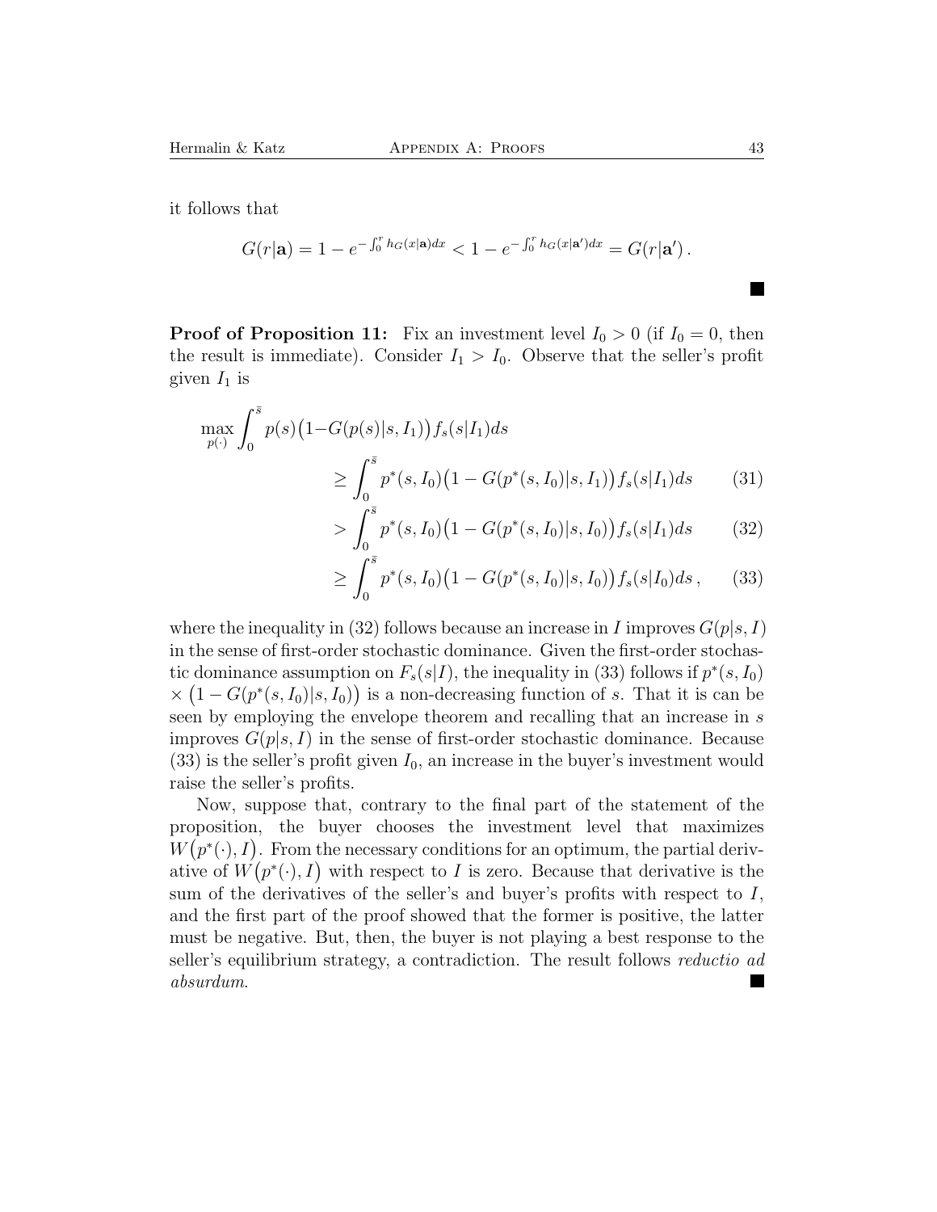it follows that

$$G(r|\mathbf{a}) = 1 - e^{-\int_0^r h_G(x|\mathbf{a})dx} < 1 - e^{-\int_0^r h_G(x|\mathbf{a}')dx} = G(r|\mathbf{a}') .$$

■

**Proof of Proposition 11:** Fix an investment level $I_0 > 0$ (if $I_0 = 0$, then the result is immediate). Consider $I_1 > I_0$. Observe that the seller's profit given $I_1$ is

$$\max_{p(\cdot)} \int_0^{\bar{s}} p(s)\big(1 - G(p(s)|s, I_1)\big) f_s(s|I_1) ds$$

$$\geq \int_0^{\bar{s}} p^*(s, I_0)\big(1 - G(p^*(s, I_0)|s, I_1)\big) f_s(s|I_1) ds \tag{31}$$

$$> \int_0^{\bar{s}} p^*(s, I_0)\big(1 - G(p^*(s, I_0)|s, I_0)\big) f_s(s|I_1) ds \tag{32}$$

$$\geq \int_0^{\bar{s}} p^*(s, I_0)\big(1 - G(p^*(s, I_0)|s, I_0)\big) f_s(s|I_0) ds , \tag{33}$$

where the inequality in (32) follows because an increase in $I$ improves $G(p|s, I)$ in the sense of first-order stochastic dominance. Given the first-order stochastic dominance assumption on $F_s(s|I)$, the inequality in (33) follows if $p^*(s, I_0) \times \big(1 - G(p^*(s, I_0)|s, I_0)\big)$ is a non-decreasing function of $s$. That it is can be seen by employing the envelope theorem and recalling that an increase in $s$ improves $G(p|s, I)$ in the sense of first-order stochastic dominance. Because (33) is the seller's profit given $I_0$, an increase in the buyer's investment would raise the seller's profits.

Now, suppose that, contrary to the final part of the statement of the proposition, the buyer chooses the investment level that maximizes $W\big(p^*(\cdot), I\big)$. From the necessary conditions for an optimum, the partial derivative of $W\big(p^*(\cdot), I\big)$ with respect to $I$ is zero. Because that derivative is the sum of the derivatives of the seller's and buyer's profits with respect to $I$, and the first part of the proof showed that the former is positive, the latter must be negative. But, then, the buyer is not playing a best response to the seller's equilibrium strategy, a contradiction. The result follows *reductio ad absurdum*. ■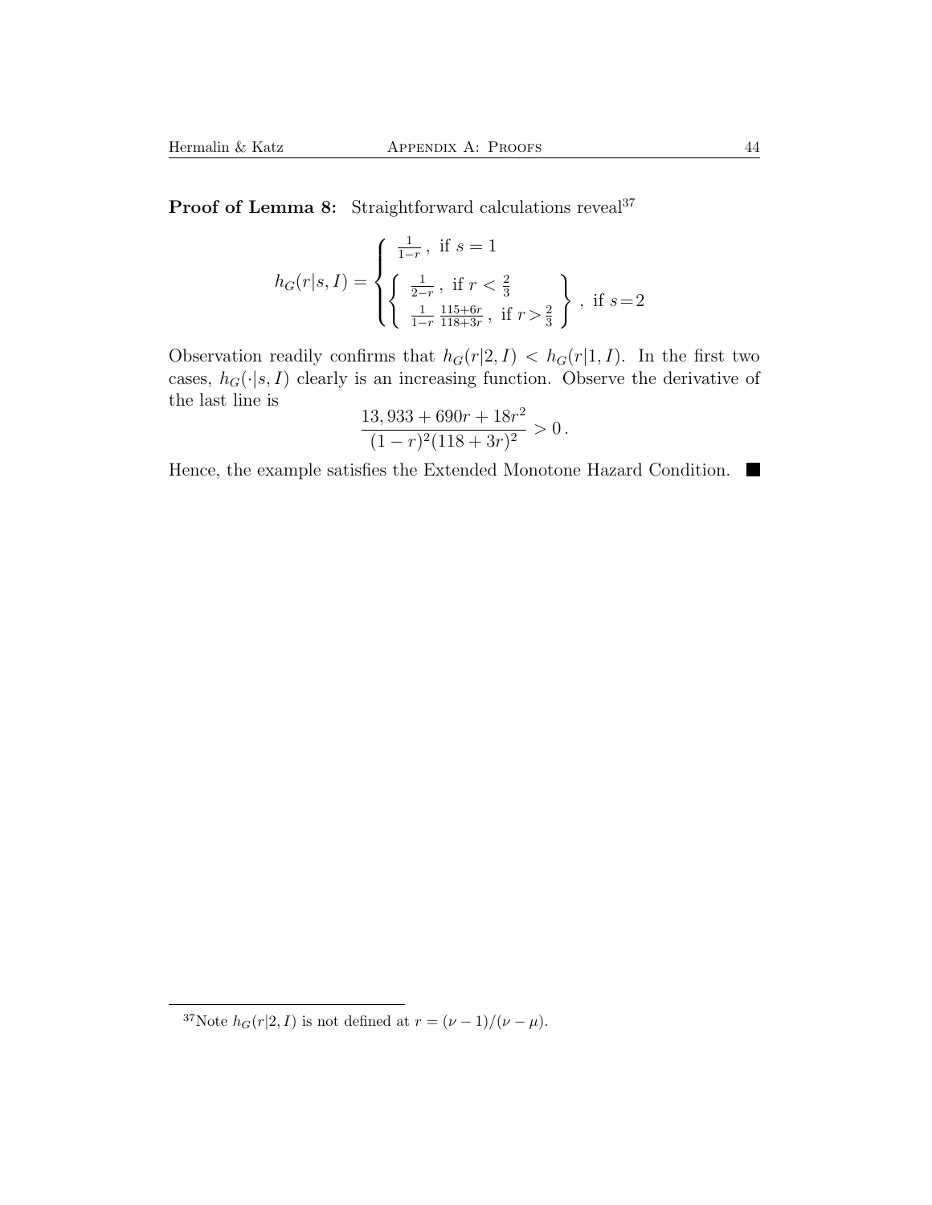**Proof of Lemma 8:** Straightforward calculations reveal[37]

$$
h_G(r|s,I) = \begin{cases} \frac{1}{1-r}\,, \text{ if } s = 1 \\ \left\{ \begin{array}{l} \frac{1}{2-r}\,, \text{ if } r < \frac{2}{3} \\ \frac{1}{1-r}\,\frac{115+6r}{118+3r}\,, \text{ if } r > \frac{2}{3} \end{array} \right\}, \text{ if } s = 2 \end{cases}
$$

Observation readily confirms that $h_G(r|2,I) < h_G(r|1,I)$. In the first two cases, $h_G(\cdot|s,I)$ clearly is an increasing function. Observe the derivative of the last line is

$$
\frac{13,933 + 690r + 18r^2}{(1-r)^2(118+3r)^2} > 0\,.
$$

Hence, the example satisfies the Extended Monotone Hazard Condition. ■

[37] Note $h_G(r|2,I)$ is not defined at $r = (\nu - 1)/(\nu - \mu)$.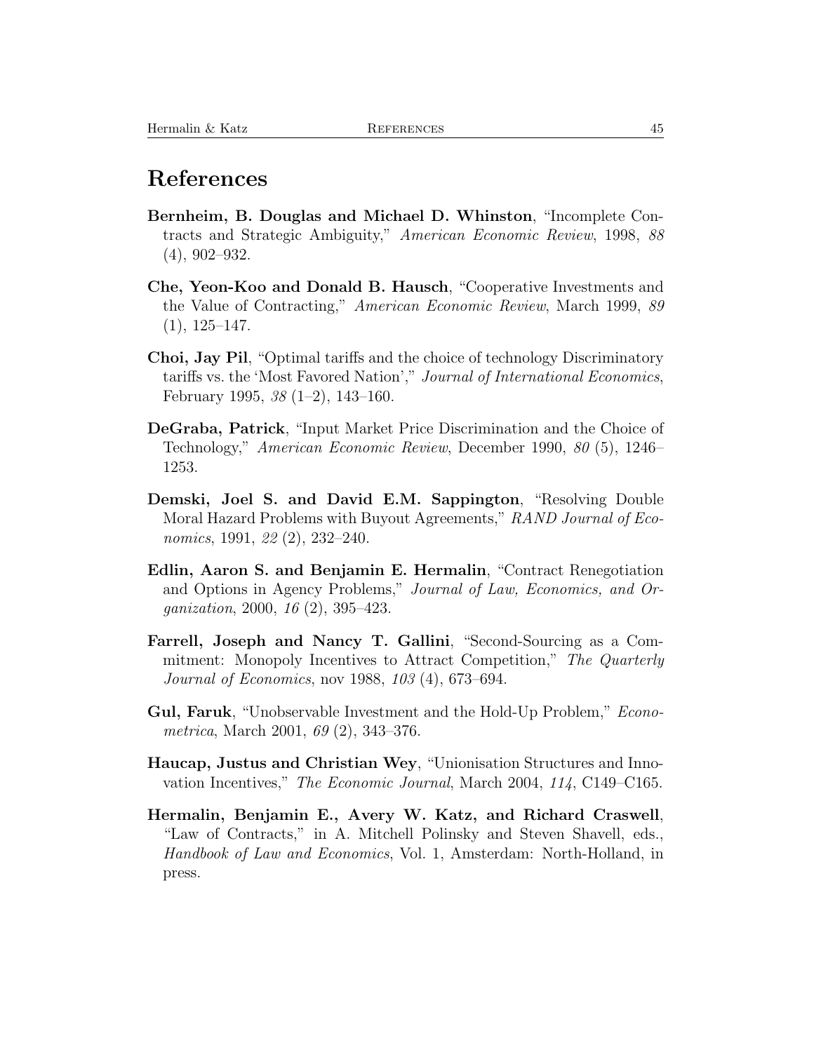# References

**Bernheim, B. Douglas and Michael D. Whinston**, "Incomplete Contracts and Strategic Ambiguity," *American Economic Review*, 1998, *88* (4), 902–932.

**Che, Yeon-Koo and Donald B. Hausch**, "Cooperative Investments and the Value of Contracting," *American Economic Review*, March 1999, *89* (1), 125–147.

**Choi, Jay Pil**, "Optimal tariffs and the choice of technology Discriminatory tariffs vs. the 'Most Favored Nation'," *Journal of International Economics*, February 1995, *38* (1–2), 143–160.

**DeGraba, Patrick**, "Input Market Price Discrimination and the Choice of Technology," *American Economic Review*, December 1990, *80* (5), 1246–1253.

**Demski, Joel S. and David E.M. Sappington**, "Resolving Double Moral Hazard Problems with Buyout Agreements," *RAND Journal of Economics*, 1991, *22* (2), 232–240.

**Edlin, Aaron S. and Benjamin E. Hermalin**, "Contract Renegotiation and Options in Agency Problems," *Journal of Law, Economics, and Organization*, 2000, *16* (2), 395–423.

**Farrell, Joseph and Nancy T. Gallini**, "Second-Sourcing as a Commitment: Monopoly Incentives to Attract Competition," *The Quarterly Journal of Economics*, nov 1988, *103* (4), 673–694.

**Gul, Faruk**, "Unobservable Investment and the Hold-Up Problem," *Econometrica*, March 2001, *69* (2), 343–376.

**Haucap, Justus and Christian Wey**, "Unionisation Structures and Innovation Incentives," *The Economic Journal*, March 2004, *114*, C149–C165.

**Hermalin, Benjamin E., Avery W. Katz, and Richard Craswell**, "Law of Contracts," in A. Mitchell Polinsky and Steven Shavell, eds., *Handbook of Law and Economics*, Vol. 1, Amsterdam: North-Holland, in press.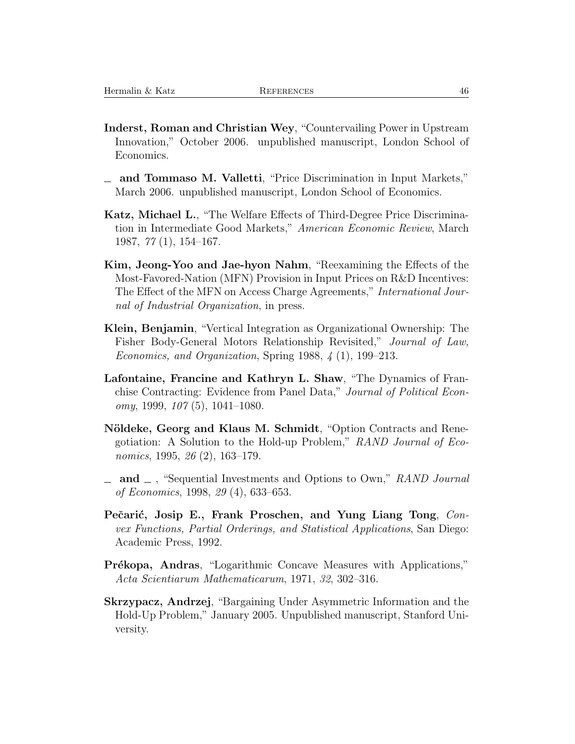**Inderst, Roman and Christian Wey**, "Countervailing Power in Upstream Innovation," October 2006. unpublished manuscript, London School of Economics.

\_ **and Tommaso M. Valletti**, "Price Discrimination in Input Markets," March 2006. unpublished manuscript, London School of Economics.

**Katz, Michael L.**, "The Welfare Effects of Third-Degree Price Discrimination in Intermediate Good Markets," *American Economic Review*, March 1987, *77* (1), 154–167.

**Kim, Jeong-Yoo and Jae-hyon Nahm**, "Reexamining the Effects of the Most-Favored-Nation (MFN) Provision in Input Prices on R&D Incentives: The Effect of the MFN on Access Charge Agreements," *International Journal of Industrial Organization*, in press.

**Klein, Benjamin**, "Vertical Integration as Organizational Ownership: The Fisher Body-General Motors Relationship Revisited," *Journal of Law, Economics, and Organization*, Spring 1988, *4* (1), 199–213.

**Lafontaine, Francine and Kathryn L. Shaw**, "The Dynamics of Franchise Contracting: Evidence from Panel Data," *Journal of Political Economy*, 1999, *107* (5), 1041–1080.

**Nöldeke, Georg and Klaus M. Schmidt**, "Option Contracts and Renegotiation: A Solution to the Hold-up Problem," *RAND Journal of Economics*, 1995, *26* (2), 163–179.

\_ **and** \_ , "Sequential Investments and Options to Own," *RAND Journal of Economics*, 1998, *29* (4), 633–653.

**Pečarić, Josip E., Frank Proschen, and Yung Liang Tong**, *Convex Functions, Partial Orderings, and Statistical Applications*, San Diego: Academic Press, 1992.

**Prékopa, Andras**, "Logarithmic Concave Measures with Applications," *Acta Scientiarum Mathematicarum*, 1971, *32*, 302–316.

**Skrzypacz, Andrzej**, "Bargaining Under Asymmetric Information and the Hold-Up Problem," January 2005. Unpublished manuscript, Stanford University.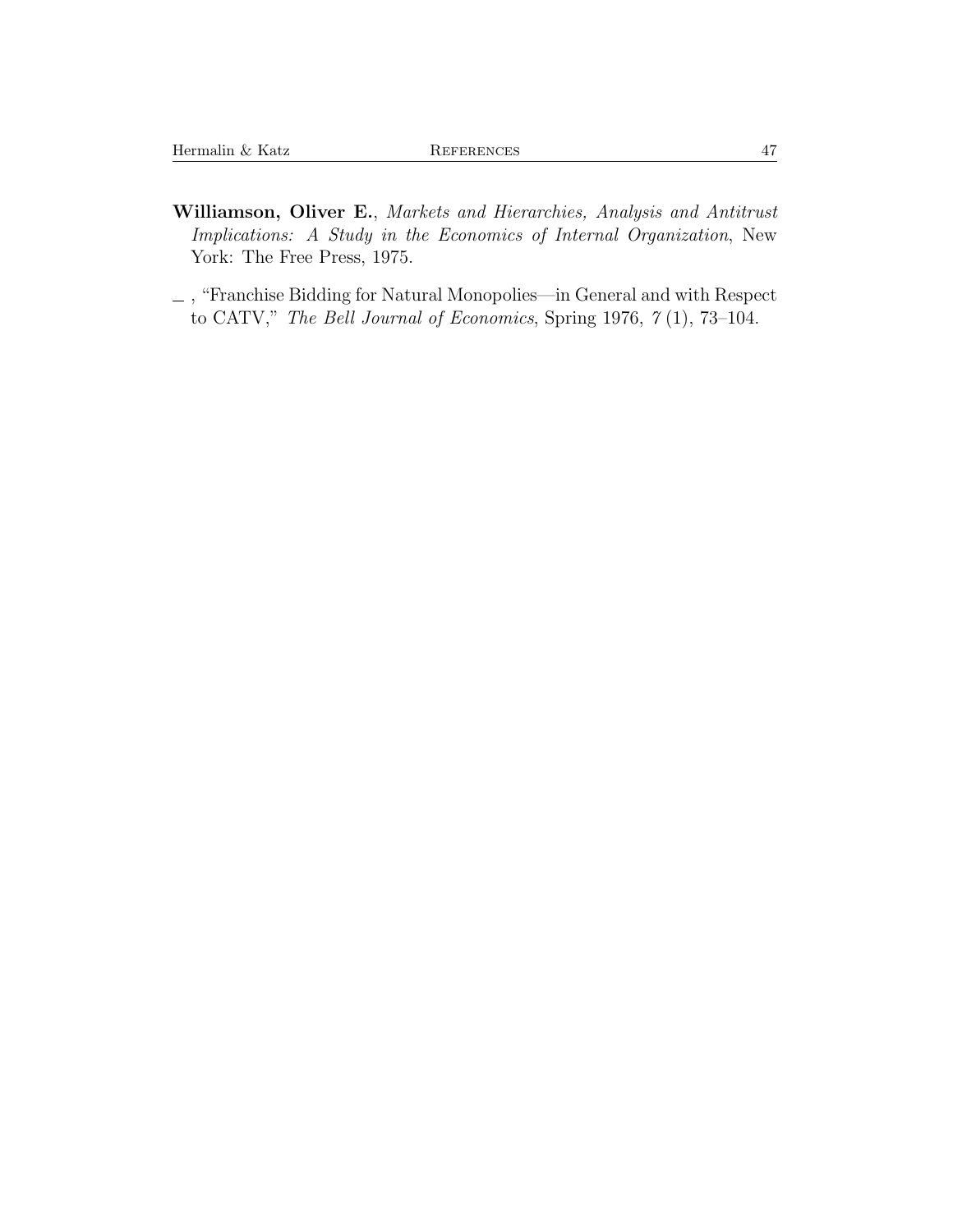**Williamson, Oliver E.**, *Markets and Hierarchies, Analysis and Antitrust Implications: A Study in the Economics of Internal Organization*, New York: The Free Press, 1975.

—, "Franchise Bidding for Natural Monopolies—in General and with Respect to CATV," *The Bell Journal of Economics*, Spring 1976, *7* (1), 73–104.